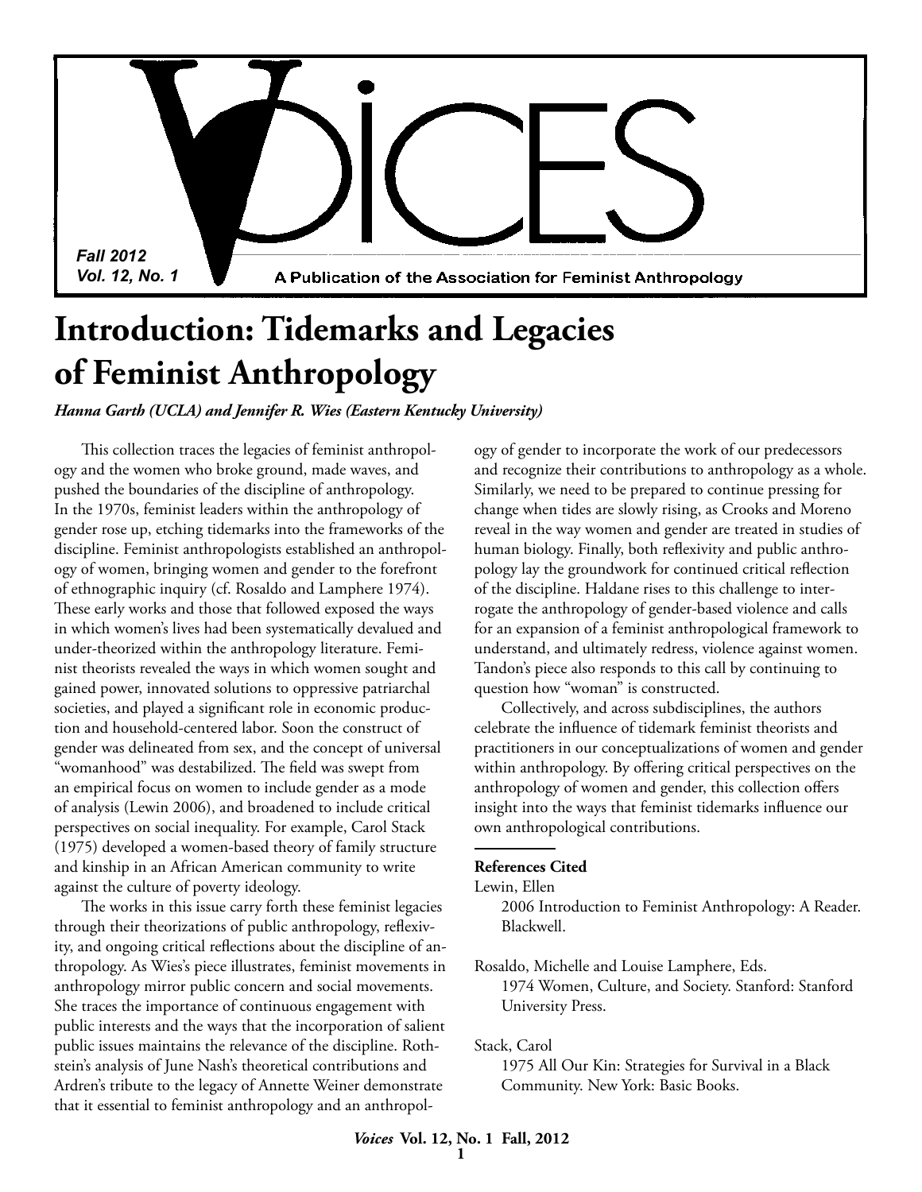# Voices

Fall 2012
Vol. 12, No. 1

A Publication of the Association for Feminist Anthropology

# Introduction: Tidemarks and Legacies of Feminist Anthropology

***Hanna Garth (UCLA) and Jennifer R. Wies (Eastern Kentucky University)***

This collection traces the legacies of feminist anthropology and the women who broke ground, made waves, and pushed the boundaries of the discipline of anthropology. In the 1970s, feminist leaders within the anthropology of gender rose up, etching tidemarks into the frameworks of the discipline. Feminist anthropologists established an anthropology of women, bringing women and gender to the forefront of ethnographic inquiry (cf. Rosaldo and Lamphere 1974). These early works and those that followed exposed the ways in which women's lives had been systematically devalued and under-theorized within the anthropology literature. Feminist theorists revealed the ways in which women sought and gained power, innovated solutions to oppressive patriarchal societies, and played a significant role in economic production and household-centered labor. Soon the construct of gender was delineated from sex, and the concept of universal "womanhood" was destabilized. The field was swept from an empirical focus on women to include gender as a mode of analysis (Lewin 2006), and broadened to include critical perspectives on social inequality. For example, Carol Stack (1975) developed a women-based theory of family structure and kinship in an African American community to write against the culture of poverty ideology.

The works in this issue carry forth these feminist legacies through their theorizations of public anthropology, reflexivity, and ongoing critical reflections about the discipline of anthropology. As Wies's piece illustrates, feminist movements in anthropology mirror public concern and social movements. She traces the importance of continuous engagement with public interests and the ways that the incorporation of salient public issues maintains the relevance of the discipline. Rothstein's analysis of June Nash's theoretical contributions and Ardren's tribute to the legacy of Annette Weiner demonstrate that it essential to feminist anthropology and an anthropology of gender to incorporate the work of our predecessors and recognize their contributions to anthropology as a whole. Similarly, we need to be prepared to continue pressing for change when tides are slowly rising, as Crooks and Moreno reveal in the way women and gender are treated in studies of human biology. Finally, both reflexivity and public anthropology lay the groundwork for continued critical reflection of the discipline. Haldane rises to this challenge to interrogate the anthropology of gender-based violence and calls for an expansion of a feminist anthropological framework to understand, and ultimately redress, violence against women. Tandon's piece also responds to this call by continuing to question how "woman" is constructed.

Collectively, and across subdisciplines, the authors celebrate the influence of tidemark feminist theorists and practitioners in our conceptualizations of women and gender within anthropology. By offering critical perspectives on the anthropology of women and gender, this collection offers insight into the ways that feminist tidemarks influence our own anthropological contributions.

---

**References Cited**

Lewin, Ellen
2006 Introduction to Feminist Anthropology: A Reader. Blackwell.

Rosaldo, Michelle and Louise Lamphere, Eds.
1974 Women, Culture, and Society. Stanford: Stanford University Press.

Stack, Carol
1975 All Our Kin: Strategies for Survival in a Black Community. New York: Basic Books.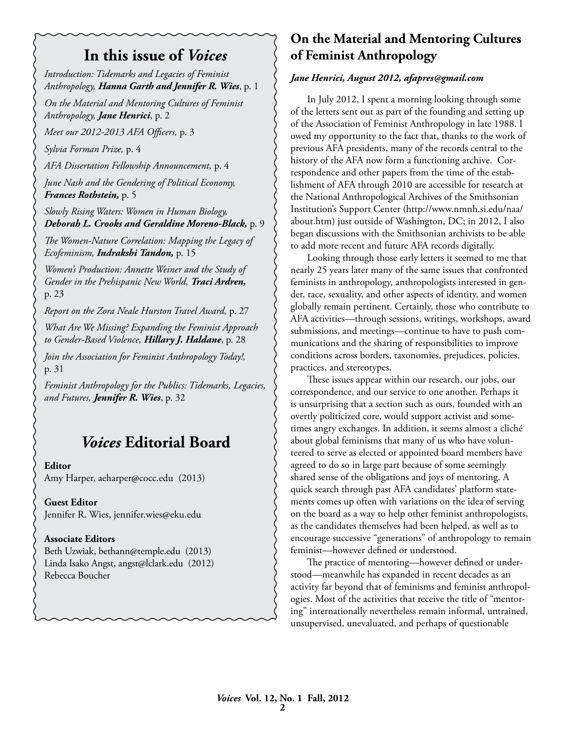## In this issue of *Voices*

*Introduction: Tidemarks and Legacies of Feminist Anthropology,* ***Hanna Garth and Jennifer R. Wies***, p. 1

*On the Material and Mentoring Cultures of Feminist Anthropology,* ***Jane Henrici***, p. 2

*Meet our 2012-2013 AFA Officers,* p. 3

*Sylvia Forman Prize,* p. 4

*AFA Dissertation Fellowship Announcement,* p. 4

*June Nash and the Gendering of Political Economy,* ***Frances Rothstein,*** p. 5

*Slowly Rising Waters: Women in Human Biology,* ***Deborah L. Crooks and Geraldine Moreno-Black,*** p. 9

*The Women-Nature Correlation: Mapping the Legacy of Ecofeminism,* ***Indrakshi Tandon,*** p. 15

*Women's Production: Annette Weiner and the Study of Gender in the Prehispanic New World,* ***Traci Ardren,*** p. 23

*Report on the Zora Neale Hurston Travel Award,* p. 27

*What Are We Missing? Expanding the Feminist Approach to Gender-Based Violence,* ***Hillary J. Haldane***, p. 28

*Join the Association for Feminist Anthropology Today!,* p. 31

*Feminist Anthropology for the Publics: Tidemarks, Legacies, and Futures,* ***Jennifer R. Wies***, p. 32

## *Voices* Editorial Board

**Editor**
Amy Harper, aeharper@cocc.edu (2013)

**Guest Editor**
Jennifer R. Wies, jennifer.wies@eku.edu

**Associate Editors**
Beth Uzwiak, bethann@temple.edu (2013)
Linda Isako Angst, angst@lclark.edu (2012)
Rebecca Boucher

## On the Material and Mentoring Cultures of Feminist Anthropology

***Jane Henrici, August 2012, afapres@gmail.com***

In July 2012, I spent a morning looking through some of the letters sent out as part of the founding and setting up of the Association of Feminist Anthropology in late 1988. I owed my opportunity to the fact that, thanks to the work of previous AFA presidents, many of the records central to the history of the AFA now form a functioning archive. Correspondence and other papers from the time of the establishment of AFA through 2010 are accessible for research at the National Anthropological Archives of the Smithsonian Institution's Support Center (http://www.nmnh.si.edu/naa/about.htm) just outside of Washington, DC; in 2012, I also began discussions with the Smithsonian archivists to be able to add more recent and future AFA records digitally.

Looking through those early letters it seemed to me that nearly 25 years later many of the same issues that confronted feminists in anthropology, anthropologists interested in gender, race, sexuality, and other aspects of identity, and women globally remain pertinent. Certainly, those who contribute to AFA activities—through sessions, writings, workshops, award submissions, and meetings—continue to have to push communications and the sharing of responsibilities to improve conditions across borders, taxonomies, prejudices, policies, practices, and stereotypes.

These issues appear within our research, our jobs, our correspondence, and our service to one another. Perhaps it is unsurprising that a section such as ours, founded with an overtly politicized core, would support activist and sometimes angry exchanges. In addition, it seems almost a cliché about global feminisms that many of us who have volunteered to serve as elected or appointed board members have agreed to do so in large part because of some seemingly shared sense of the obligations and joys of mentoring. A quick search through past AFA candidates' platform statements comes up often with variations on the idea of serving on the board as a way to help other feminist anthropologists, as the candidates themselves had been helped, as well as to encourage successive "generations" of anthropology to remain feminist—however defined or understood.

The practice of mentoring—however defined or understood—meanwhile has expanded in recent decades as an activity far beyond that of feminisms and feminist anthropologies. Most of the activities that receive the title of "mentoring" internationally nevertheless remain informal, untrained, unsupervised, unevaluated, and perhaps of questionable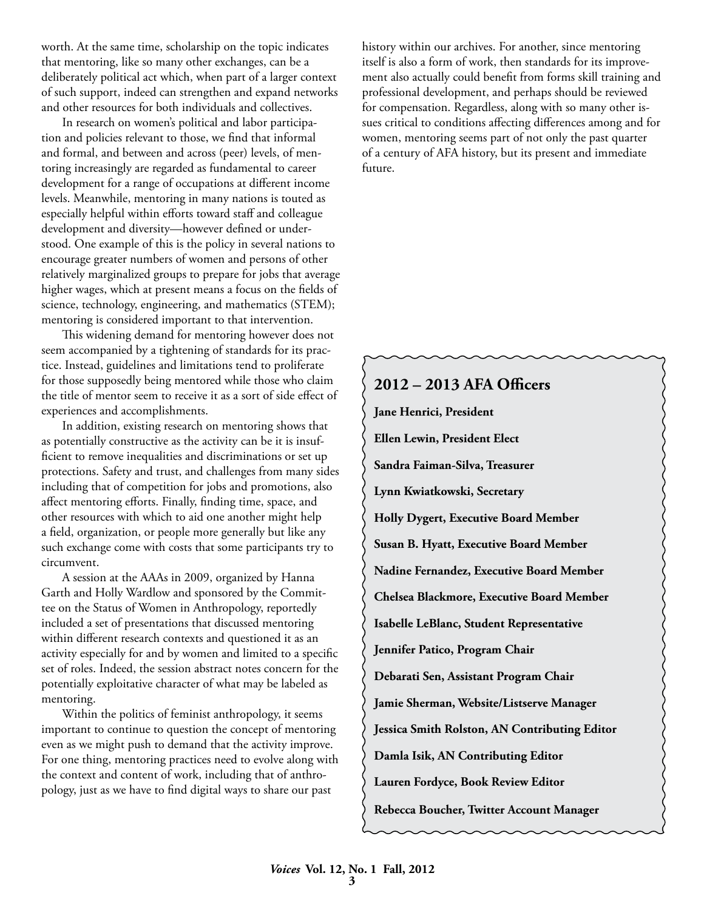worth. At the same time, scholarship on the topic indicates that mentoring, like so many other exchanges, can be a deliberately political act which, when part of a larger context of such support, indeed can strengthen and expand networks and other resources for both individuals and collectives.

In research on women's political and labor participation and policies relevant to those, we find that informal and formal, and between and across (peer) levels, of mentoring increasingly are regarded as fundamental to career development for a range of occupations at different income levels. Meanwhile, mentoring in many nations is touted as especially helpful within efforts toward staff and colleague development and diversity—however defined or understood. One example of this is the policy in several nations to encourage greater numbers of women and persons of other relatively marginalized groups to prepare for jobs that average higher wages, which at present means a focus on the fields of science, technology, engineering, and mathematics (STEM); mentoring is considered important to that intervention.

This widening demand for mentoring however does not seem accompanied by a tightening of standards for its practice. Instead, guidelines and limitations tend to proliferate for those supposedly being mentored while those who claim the title of mentor seem to receive it as a sort of side effect of experiences and accomplishments.

In addition, existing research on mentoring shows that as potentially constructive as the activity can be it is insufficient to remove inequalities and discriminations or set up protections. Safety and trust, and challenges from many sides including that of competition for jobs and promotions, also affect mentoring efforts. Finally, finding time, space, and other resources with which to aid one another might help a field, organization, or people more generally but like any such exchange come with costs that some participants try to circumvent.

A session at the AAAs in 2009, organized by Hanna Garth and Holly Wardlow and sponsored by the Committee on the Status of Women in Anthropology, reportedly included a set of presentations that discussed mentoring within different research contexts and questioned it as an activity especially for and by women and limited to a specific set of roles. Indeed, the session abstract notes concern for the potentially exploitative character of what may be labeled as mentoring.

Within the politics of feminist anthropology, it seems important to continue to question the concept of mentoring even as we might push to demand that the activity improve. For one thing, mentoring practices need to evolve along with the context and content of work, including that of anthropology, just as we have to find digital ways to share our past history within our archives. For another, since mentoring itself is also a form of work, then standards for its improvement also actually could benefit from forms skill training and professional development, and perhaps should be reviewed for compensation. Regardless, along with so many other issues critical to conditions affecting differences among and for women, mentoring seems part of not only the past quarter of a century of AFA history, but its present and immediate future.

## 2012 – 2013 AFA Officers

**Jane Henrici, President**

**Ellen Lewin, President Elect**

**Sandra Faiman-Silva, Treasurer**

**Lynn Kwiatkowski, Secretary**

**Holly Dygert, Executive Board Member**

**Susan B. Hyatt, Executive Board Member**

**Nadine Fernandez, Executive Board Member**

**Chelsea Blackmore, Executive Board Member**

**Isabelle LeBlanc, Student Representative**

**Jennifer Patico, Program Chair**

**Debarati Sen, Assistant Program Chair**

**Jamie Sherman, Website/Listserve Manager**

**Jessica Smith Rolston, AN Contributing Editor**

**Damla Isik, AN Contributing Editor**

**Lauren Fordyce, Book Review Editor**

**Rebecca Boucher, Twitter Account Manager**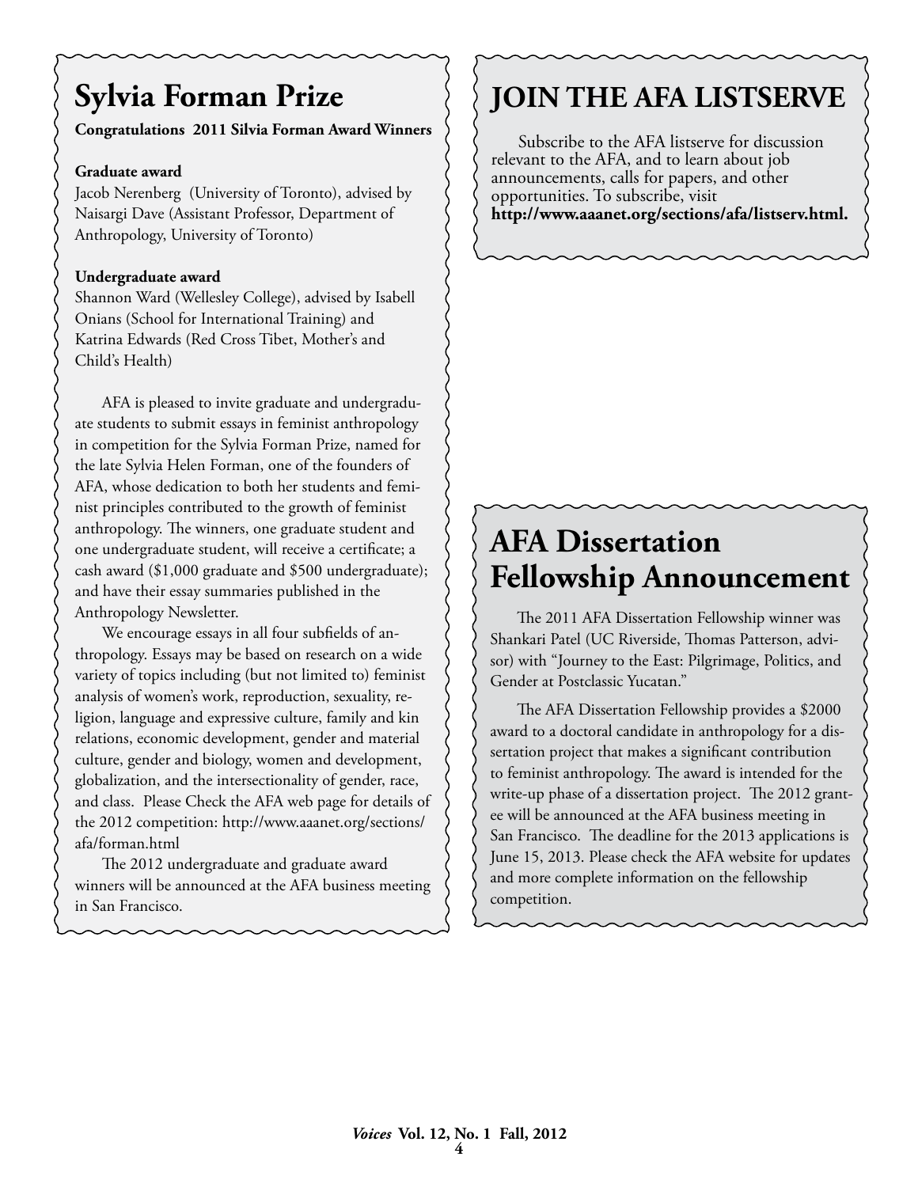# Sylvia Forman Prize

**Congratulations 2011 Silvia Forman Award Winners**

**Graduate award**
Jacob Nerenberg (University of Toronto), advised by Naisargi Dave (Assistant Professor, Department of Anthropology, University of Toronto)

**Undergraduate award**
Shannon Ward (Wellesley College), advised by Isabell Onians (School for International Training) and Katrina Edwards (Red Cross Tibet, Mother's and Child's Health)

AFA is pleased to invite graduate and undergraduate students to submit essays in feminist anthropology in competition for the Sylvia Forman Prize, named for the late Sylvia Helen Forman, one of the founders of AFA, whose dedication to both her students and feminist principles contributed to the growth of feminist anthropology. The winners, one graduate student and one undergraduate student, will receive a certificate; a cash award ($1,000 graduate and $500 undergraduate); and have their essay summaries published in the Anthropology Newsletter.

We encourage essays in all four subfields of anthropology. Essays may be based on research on a wide variety of topics including (but not limited to) feminist analysis of women's work, reproduction, sexuality, religion, language and expressive culture, family and kin relations, economic development, gender and material culture, gender and biology, women and development, globalization, and the intersectionality of gender, race, and class. Please Check the AFA web page for details of the 2012 competition: http://www.aaanet.org/sections/afa/forman.html

The 2012 undergraduate and graduate award winners will be announced at the AFA business meeting in San Francisco.

# JOIN THE AFA LISTSERVE

Subscribe to the AFA listserve for discussion relevant to the AFA, and to learn about job announcements, calls for papers, and other opportunities. To subscribe, visit **http://www.aaanet.org/sections/afa/listserv.html.**

# AFA Dissertation Fellowship Announcement

The 2011 AFA Dissertation Fellowship winner was Shankari Patel (UC Riverside, Thomas Patterson, advisor) with "Journey to the East: Pilgrimage, Politics, and Gender at Postclassic Yucatan."

The AFA Dissertation Fellowship provides a $2000 award to a doctoral candidate in anthropology for a dissertation project that makes a significant contribution to feminist anthropology. The award is intended for the write-up phase of a dissertation project. The 2012 grantee will be announced at the AFA business meeting in San Francisco. The deadline for the 2013 applications is June 15, 2013. Please check the AFA website for updates and more complete information on the fellowship competition.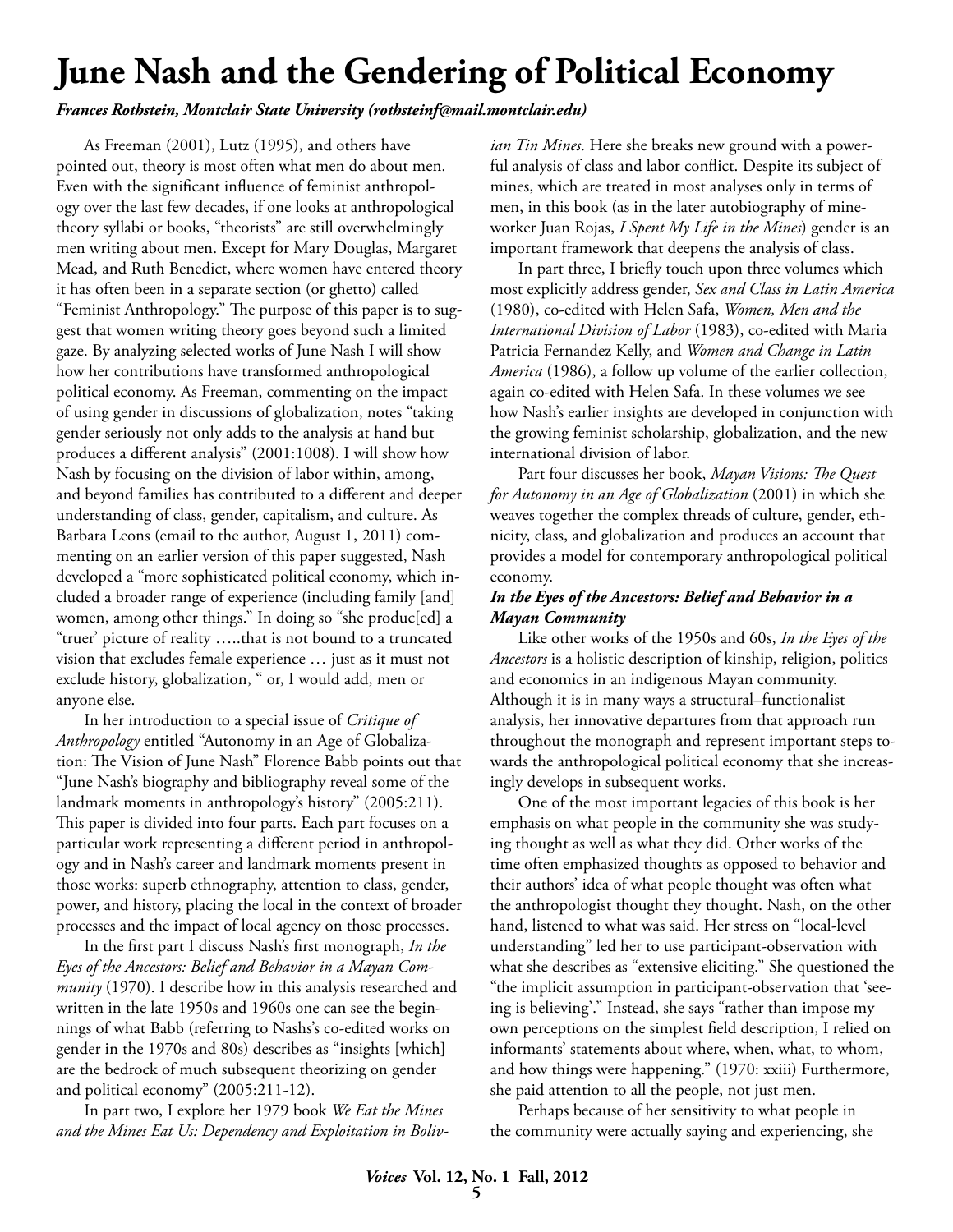# June Nash and the Gendering of Political Economy

***Frances Rothstein, Montclair State University (rothsteinf@mail.montclair.edu)***

As Freeman (2001), Lutz (1995), and others have pointed out, theory is most often what men do about men. Even with the significant influence of feminist anthropology over the last few decades, if one looks at anthropological theory syllabi or books, "theorists" are still overwhelmingly men writing about men. Except for Mary Douglas, Margaret Mead, and Ruth Benedict, where women have entered theory it has often been in a separate section (or ghetto) called "Feminist Anthropology." The purpose of this paper is to suggest that women writing theory goes beyond such a limited gaze. By analyzing selected works of June Nash I will show how her contributions have transformed anthropological political economy. As Freeman, commenting on the impact of using gender in discussions of globalization, notes "taking gender seriously not only adds to the analysis at hand but produces a different analysis" (2001:1008). I will show how Nash by focusing on the division of labor within, among, and beyond families has contributed to a different and deeper understanding of class, gender, capitalism, and culture. As Barbara Leons (email to the author, August 1, 2011) commenting on an earlier version of this paper suggested, Nash developed a "more sophisticated political economy, which included a broader range of experience (including family [and] women, among other things." In doing so "she produc[ed] a "truer' picture of reality …..that is not bound to a truncated vision that excludes female experience … just as it must not exclude history, globalization, " or, I would add, men or anyone else.

In her introduction to a special issue of *Critique of Anthropology* entitled "Autonomy in an Age of Globalization: The Vision of June Nash" Florence Babb points out that "June Nash's biography and bibliography reveal some of the landmark moments in anthropology's history" (2005:211). This paper is divided into four parts. Each part focuses on a particular work representing a different period in anthropology and in Nash's career and landmark moments present in those works: superb ethnography, attention to class, gender, power, and history, placing the local in the context of broader processes and the impact of local agency on those processes.

In the first part I discuss Nash's first monograph, *In the Eyes of the Ancestors: Belief and Behavior in a Mayan Community* (1970). I describe how in this analysis researched and written in the late 1950s and 1960s one can see the beginnings of what Babb (referring to Nashs's co-edited works on gender in the 1970s and 80s) describes as "insights [which] are the bedrock of much subsequent theorizing on gender and political economy" (2005:211-12).

In part two, I explore her 1979 book *We Eat the Mines and the Mines Eat Us: Dependency and Exploitation in Bolivian Tin Mines*. Here she breaks new ground with a powerful analysis of class and labor conflict. Despite its subject of mines, which are treated in most analyses only in terms of men, in this book (as in the later autobiography of mineworker Juan Rojas, *I Spent My Life in the Mines*) gender is an important framework that deepens the analysis of class.

In part three, I briefly touch upon three volumes which most explicitly address gender, *Sex and Class in Latin America* (1980), co-edited with Helen Safa, *Women, Men and the International Division of Labor* (1983), co-edited with Maria Patricia Fernandez Kelly, and *Women and Change in Latin America* (1986), a follow up volume of the earlier collection, again co-edited with Helen Safa. In these volumes we see how Nash's earlier insights are developed in conjunction with the growing feminist scholarship, globalization, and the new international division of labor.

Part four discusses her book, *Mayan Visions: The Quest for Autonomy in an Age of Globalization* (2001) in which she weaves together the complex threads of culture, gender, ethnicity, class, and globalization and produces an account that provides a model for contemporary anthropological political economy.

***In the Eyes of the Ancestors: Belief and Behavior in a Mayan Community***

Like other works of the 1950s and 60s, *In the Eyes of the Ancestors* is a holistic description of kinship, religion, politics and economics in an indigenous Mayan community. Although it is in many ways a structural–functionalist analysis, her innovative departures from that approach run throughout the monograph and represent important steps towards the anthropological political economy that she increasingly develops in subsequent works.

One of the most important legacies of this book is her emphasis on what people in the community she was studying thought as well as what they did. Other works of the time often emphasized thoughts as opposed to behavior and their authors' idea of what people thought was often what the anthropologist thought they thought. Nash, on the other hand, listened to what was said. Her stress on "local-level understanding" led her to use participant-observation with what she describes as "extensive eliciting." She questioned the "the implicit assumption in participant-observation that 'seeing is believing'." Instead, she says "rather than impose my own perceptions on the simplest field description, I relied on informants' statements about where, when, what, to whom, and how things were happening." (1970: xxiii) Furthermore, she paid attention to all the people, not just men.

Perhaps because of her sensitivity to what people in the community were actually saying and experiencing, she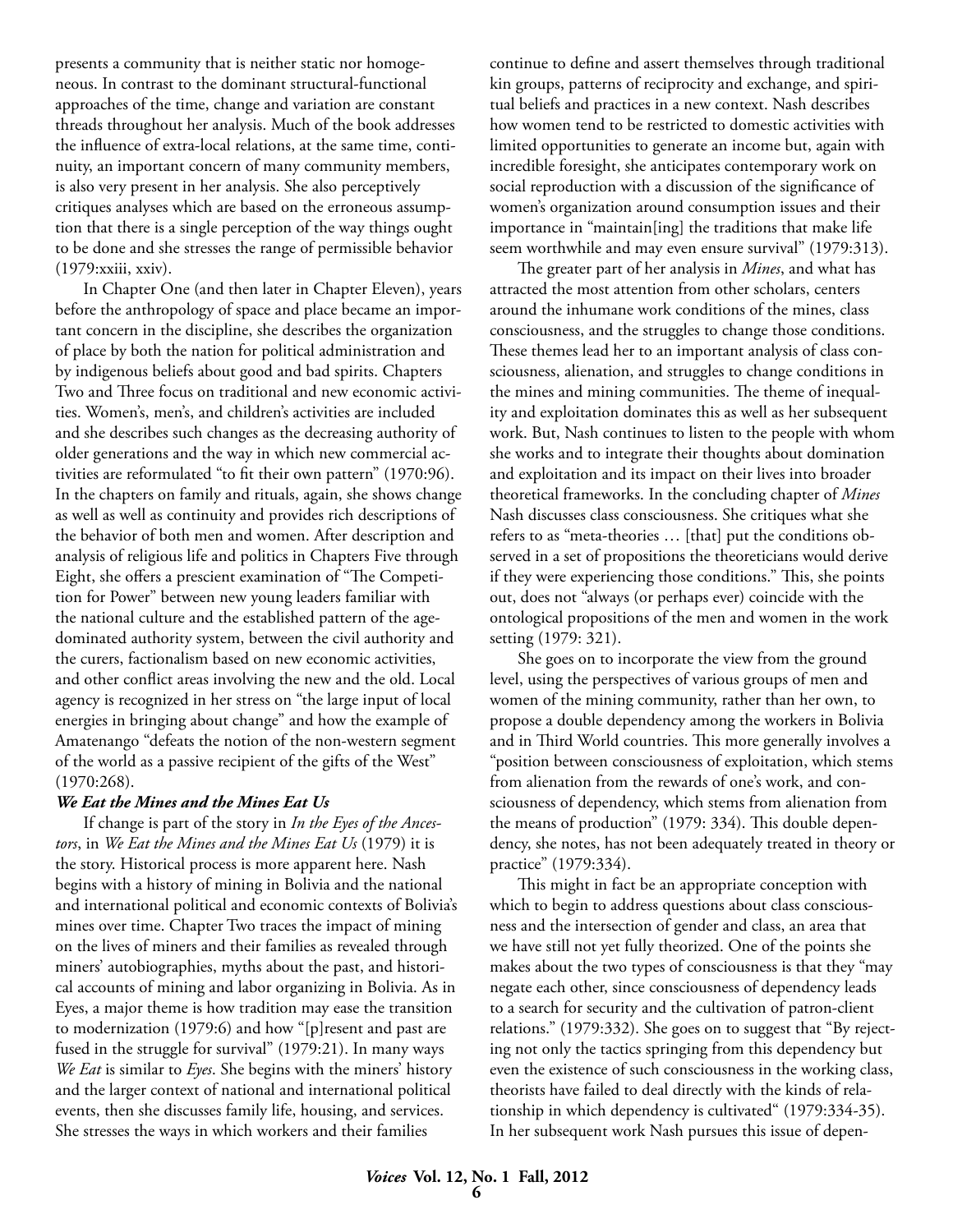presents a community that is neither static nor homogeneous. In contrast to the dominant structural-functional approaches of the time, change and variation are constant threads throughout her analysis. Much of the book addresses the influence of extra-local relations, at the same time, continuity, an important concern of many community members, is also very present in her analysis. She also perceptively critiques analyses which are based on the erroneous assumption that there is a single perception of the way things ought to be done and she stresses the range of permissible behavior (1979:xxiii, xxiv).

In Chapter One (and then later in Chapter Eleven), years before the anthropology of space and place became an important concern in the discipline, she describes the organization of place by both the nation for political administration and by indigenous beliefs about good and bad spirits. Chapters Two and Three focus on traditional and new economic activities. Women's, men's, and children's activities are included and she describes such changes as the decreasing authority of older generations and the way in which new commercial activities are reformulated "to fit their own pattern" (1970:96). In the chapters on family and rituals, again, she shows change as well as well as continuity and provides rich descriptions of the behavior of both men and women. After description and analysis of religious life and politics in Chapters Five through Eight, she offers a prescient examination of "The Competition for Power" between new young leaders familiar with the national culture and the established pattern of the age-dominated authority system, between the civil authority and the curers, factionalism based on new economic activities, and other conflict areas involving the new and the old. Local agency is recognized in her stress on "the large input of local energies in bringing about change" and how the example of Amatenango "defeats the notion of the non-western segment of the world as a passive recipient of the gifts of the West" (1970:268).

### *We Eat the Mines and the Mines Eat Us*

If change is part of the story in *In the Eyes of the Ancestors*, in *We Eat the Mines and the Mines Eat Us* (1979) it is the story. Historical process is more apparent here. Nash begins with a history of mining in Bolivia and the national and international political and economic contexts of Bolivia's mines over time. Chapter Two traces the impact of mining on the lives of miners and their families as revealed through miners' autobiographies, myths about the past, and historical accounts of mining and labor organizing in Bolivia. As in Eyes, a major theme is how tradition may ease the transition to modernization (1979:6) and how "[p]resent and past are fused in the struggle for survival" (1979:21). In many ways *We Eat* is similar to *Eyes*. She begins with the miners' history and the larger context of national and international political events, then she discusses family life, housing, and services. She stresses the ways in which workers and their families continue to define and assert themselves through traditional kin groups, patterns of reciprocity and exchange, and spiritual beliefs and practices in a new context. Nash describes how women tend to be restricted to domestic activities with limited opportunities to generate an income but, again with incredible foresight, she anticipates contemporary work on social reproduction with a discussion of the significance of women's organization around consumption issues and their importance in "maintain[ing] the traditions that make life seem worthwhile and may even ensure survival" (1979:313).

The greater part of her analysis in *Mines*, and what has attracted the most attention from other scholars, centers around the inhumane work conditions of the mines, class consciousness, and the struggles to change those conditions. These themes lead her to an important analysis of class consciousness, alienation, and struggles to change conditions in the mines and mining communities. The theme of inequality and exploitation dominates this as well as her subsequent work. But, Nash continues to listen to the people with whom she works and to integrate their thoughts about domination and exploitation and its impact on their lives into broader theoretical frameworks. In the concluding chapter of *Mines* Nash discusses class consciousness. She critiques what she refers to as "meta-theories … [that] put the conditions observed in a set of propositions the theoreticians would derive if they were experiencing those conditions." This, she points out, does not "always (or perhaps ever) coincide with the ontological propositions of the men and women in the work setting (1979: 321).

She goes on to incorporate the view from the ground level, using the perspectives of various groups of men and women of the mining community, rather than her own, to propose a double dependency among the workers in Bolivia and in Third World countries. This more generally involves a "position between consciousness of exploitation, which stems from alienation from the rewards of one's work, and consciousness of dependency, which stems from alienation from the means of production" (1979: 334). This double dependency, she notes, has not been adequately treated in theory or practice" (1979:334).

This might in fact be an appropriate conception with which to begin to address questions about class consciousness and the intersection of gender and class, an area that we have still not yet fully theorized. One of the points she makes about the two types of consciousness is that they "may negate each other, since consciousness of dependency leads to a search for security and the cultivation of patron-client relations." (1979:332). She goes on to suggest that "By rejecting not only the tactics springing from this dependency but even the existence of such consciousness in the working class, theorists have failed to deal directly with the kinds of relationship in which dependency is cultivated" (1979:334-35). In her subsequent work Nash pursues this issue of depen-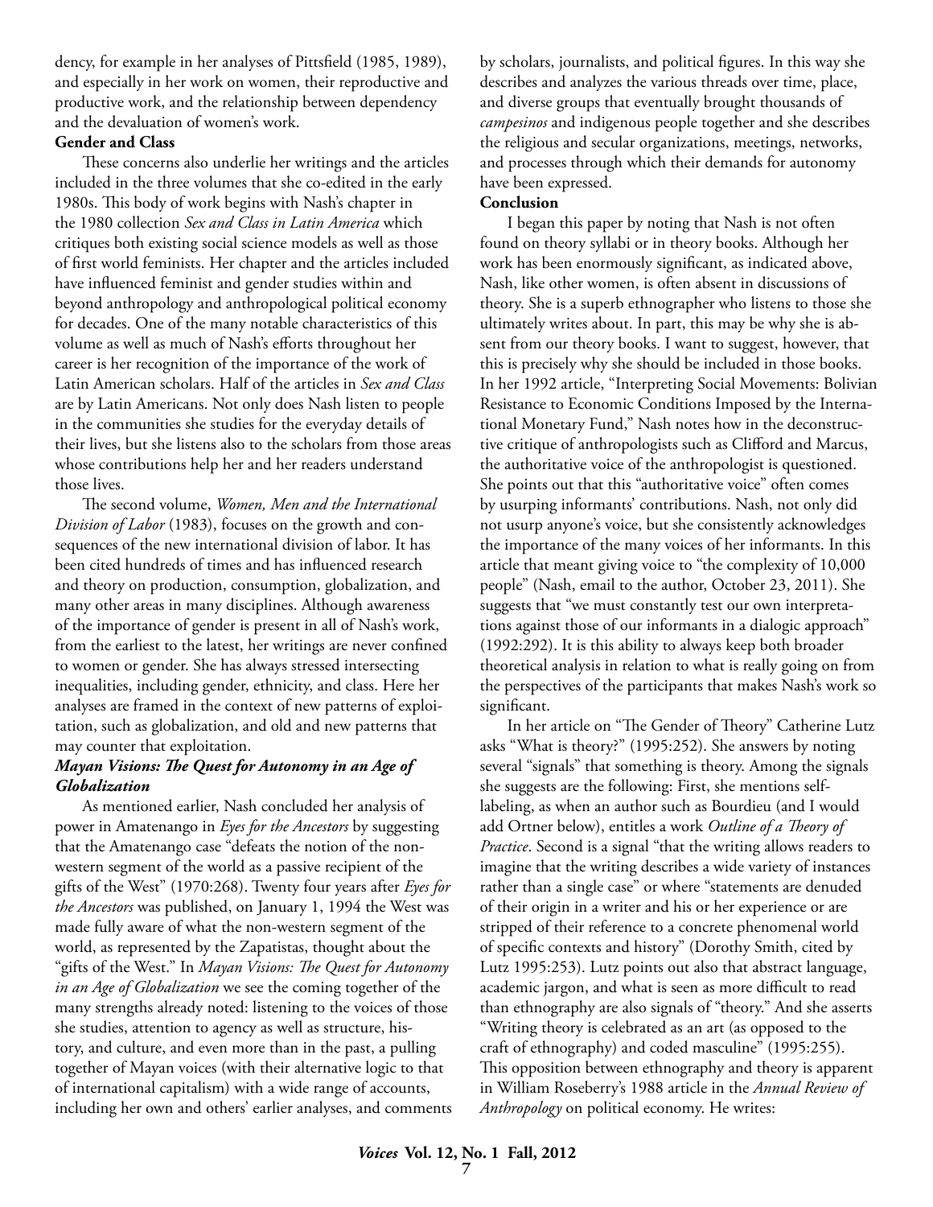dency, for example in her analyses of Pittsfield (1985, 1989), and especially in her work on women, their reproductive and productive work, and the relationship between dependency and the devaluation of women's work.

**Gender and Class**

These concerns also underlie her writings and the articles included in the three volumes that she co-edited in the early 1980s. This body of work begins with Nash's chapter in the 1980 collection *Sex and Class in Latin America* which critiques both existing social science models as well as those of first world feminists. Her chapter and the articles included have influenced feminist and gender studies within and beyond anthropology and anthropological political economy for decades. One of the many notable characteristics of this volume as well as much of Nash's efforts throughout her career is her recognition of the importance of the work of Latin American scholars. Half of the articles in *Sex and Class* are by Latin Americans. Not only does Nash listen to people in the communities she studies for the everyday details of their lives, but she listens also to the scholars from those areas whose contributions help her and her readers understand those lives.

The second volume, *Women, Men and the International Division of Labor* (1983), focuses on the growth and consequences of the new international division of labor. It has been cited hundreds of times and has influenced research and theory on production, consumption, globalization, and many other areas in many disciplines. Although awareness of the importance of gender is present in all of Nash's work, from the earliest to the latest, her writings are never confined to women or gender. She has always stressed intersecting inequalities, including gender, ethnicity, and class. Here her analyses are framed in the context of new patterns of exploitation, such as globalization, and old and new patterns that may counter that exploitation.

***Mayan Visions: The Quest for Autonomy in an Age of Globalization***

As mentioned earlier, Nash concluded her analysis of power in Amatenango in *Eyes for the Ancestors* by suggesting that the Amatenango case "defeats the notion of the non-western segment of the world as a passive recipient of the gifts of the West" (1970:268). Twenty four years after *Eyes for the Ancestors* was published, on January 1, 1994 the West was made fully aware of what the non-western segment of the world, as represented by the Zapatistas, thought about the "gifts of the West." In *Mayan Visions: The Quest for Autonomy in an Age of Globalization* we see the coming together of the many strengths already noted: listening to the voices of those she studies, attention to agency as well as structure, history, and culture, and even more than in the past, a pulling together of Mayan voices (with their alternative logic to that of international capitalism) with a wide range of accounts, including her own and others' earlier analyses, and comments by scholars, journalists, and political figures. In this way she describes and analyzes the various threads over time, place, and diverse groups that eventually brought thousands of *campesinos* and indigenous people together and she describes the religious and secular organizations, meetings, networks, and processes through which their demands for autonomy have been expressed.

**Conclusion**

I began this paper by noting that Nash is not often found on theory syllabi or in theory books. Although her work has been enormously significant, as indicated above, Nash, like other women, is often absent in discussions of theory. She is a superb ethnographer who listens to those she ultimately writes about. In part, this may be why she is absent from our theory books. I want to suggest, however, that this is precisely why she should be included in those books. In her 1992 article, "Interpreting Social Movements: Bolivian Resistance to Economic Conditions Imposed by the International Monetary Fund," Nash notes how in the deconstructive critique of anthropologists such as Clifford and Marcus, the authoritative voice of the anthropologist is questioned. She points out that this "authoritative voice" often comes by usurping informants' contributions. Nash, not only did not usurp anyone's voice, but she consistently acknowledges the importance of the many voices of her informants. In this article that meant giving voice to "the complexity of 10,000 people" (Nash, email to the author, October 23, 2011). She suggests that "we must constantly test our own interpretations against those of our informants in a dialogic approach" (1992:292). It is this ability to always keep both broader theoretical analysis in relation to what is really going on from the perspectives of the participants that makes Nash's work so significant.

In her article on "The Gender of Theory" Catherine Lutz asks "What is theory?" (1995:252). She answers by noting several "signals" that something is theory. Among the signals she suggests are the following: First, she mentions self-labeling, as when an author such as Bourdieu (and I would add Ortner below), entitles a work *Outline of a Theory of Practice*. Second is a signal "that the writing allows readers to imagine that the writing describes a wide variety of instances rather than a single case" or where "statements are denuded of their origin in a writer and his or her experience or are stripped of their reference to a concrete phenomenal world of specific contexts and history" (Dorothy Smith, cited by Lutz 1995:253). Lutz points out also that abstract language, academic jargon, and what is seen as more difficult to read than ethnography are also signals of "theory." And she asserts "Writing theory is celebrated as an art (as opposed to the craft of ethnography) and coded masculine" (1995:255). This opposition between ethnography and theory is apparent in William Roseberry's 1988 article in the *Annual Review of Anthropology* on political economy. He writes: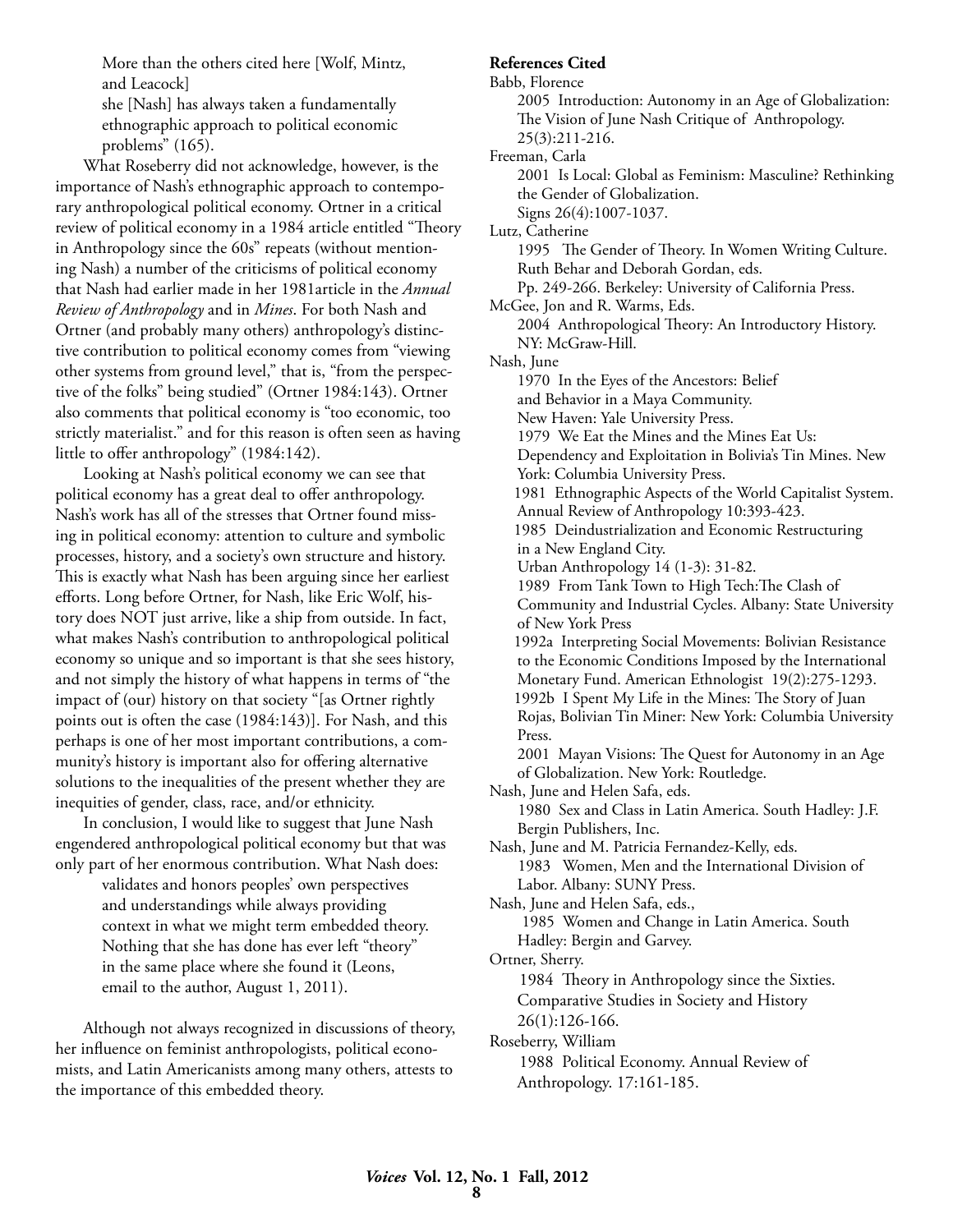More than the others cited here [Wolf, Mintz, and Leacock]
she [Nash] has always taken a fundamentally ethnographic approach to political economic problems" (165).

What Roseberry did not acknowledge, however, is the importance of Nash's ethnographic approach to contemporary anthropological political economy. Ortner in a critical review of political economy in a 1984 article entitled "Theory in Anthropology since the 60s" repeats (without mentioning Nash) a number of the criticisms of political economy that Nash had earlier made in her 1981article in the *Annual Review of Anthropology* and in *Mines*. For both Nash and Ortner (and probably many others) anthropology's distinctive contribution to political economy comes from "viewing other systems from ground level," that is, "from the perspective of the folks" being studied" (Ortner 1984:143). Ortner also comments that political economy is "too economic, too strictly materialist." and for this reason is often seen as having little to offer anthropology" (1984:142).

Looking at Nash's political economy we can see that political economy has a great deal to offer anthropology. Nash's work has all of the stresses that Ortner found missing in political economy: attention to culture and symbolic processes, history, and a society's own structure and history. This is exactly what Nash has been arguing since her earliest efforts. Long before Ortner, for Nash, like Eric Wolf, history does NOT just arrive, like a ship from outside. In fact, what makes Nash's contribution to anthropological political economy so unique and so important is that she sees history, and not simply the history of what happens in terms of "the impact of (our) history on that society "[as Ortner rightly points out is often the case (1984:143)]. For Nash, and this perhaps is one of her most important contributions, a community's history is important also for offering alternative solutions to the inequalities of the present whether they are inequities of gender, class, race, and/or ethnicity.

In conclusion, I would like to suggest that June Nash engendered anthropological political economy but that was only part of her enormous contribution. What Nash does:

> validates and honors peoples' own perspectives and understandings while always providing context in what we might term embedded theory. Nothing that she has done has ever left "theory" in the same place where she found it (Leons, email to the author, August 1, 2011).

Although not always recognized in discussions of theory, her influence on feminist anthropologists, political economists, and Latin Americanists among many others, attests to the importance of this embedded theory.

**References Cited**

Babb, Florence
2005 Introduction: Autonomy in an Age of Globalization: The Vision of June Nash Critique of Anthropology. 25(3):211-216.

Freeman, Carla
2001 Is Local: Global as Feminism: Masculine? Rethinking the Gender of Globalization. Signs 26(4):1007-1037.

Lutz, Catherine
1995 The Gender of Theory. In Women Writing Culture. Ruth Behar and Deborah Gordan, eds. Pp. 249-266. Berkeley: University of California Press.

McGee, Jon and R. Warms, Eds.
2004 Anthropological Theory: An Introductory History. NY: McGraw-Hill.

Nash, June
1970 In the Eyes of the Ancestors: Belief and Behavior in a Maya Community. New Haven: Yale University Press.
1979 We Eat the Mines and the Mines Eat Us: Dependency and Exploitation in Bolivia's Tin Mines. New York: Columbia University Press.
1981 Ethnographic Aspects of the World Capitalist System. Annual Review of Anthropology 10:393-423.
1985 Deindustrialization and Economic Restructuring in a New England City. Urban Anthropology 14 (1-3): 31-82.
1989 From Tank Town to High Tech:The Clash of Community and Industrial Cycles. Albany: State University of New York Press
1992a Interpreting Social Movements: Bolivian Resistance to the Economic Conditions Imposed by the International Monetary Fund. American Ethnologist 19(2):275-1293.
1992b I Spent My Life in the Mines: The Story of Juan Rojas, Bolivian Tin Miner: New York: Columbia University Press.
2001 Mayan Visions: The Quest for Autonomy in an Age of Globalization. New York: Routledge.

Nash, June and Helen Safa, eds.
1980 Sex and Class in Latin America. South Hadley: J.F. Bergin Publishers, Inc.

Nash, June and M. Patricia Fernandez-Kelly, eds.
1983 Women, Men and the International Division of Labor. Albany: SUNY Press.

Nash, June and Helen Safa, eds.,
1985 Women and Change in Latin America. South Hadley: Bergin and Garvey.

Ortner, Sherry.
1984 Theory in Anthropology since the Sixties. Comparative Studies in Society and History 26(1):126-166.

Roseberry, William
1988 Political Economy. Annual Review of Anthropology. 17:161-185.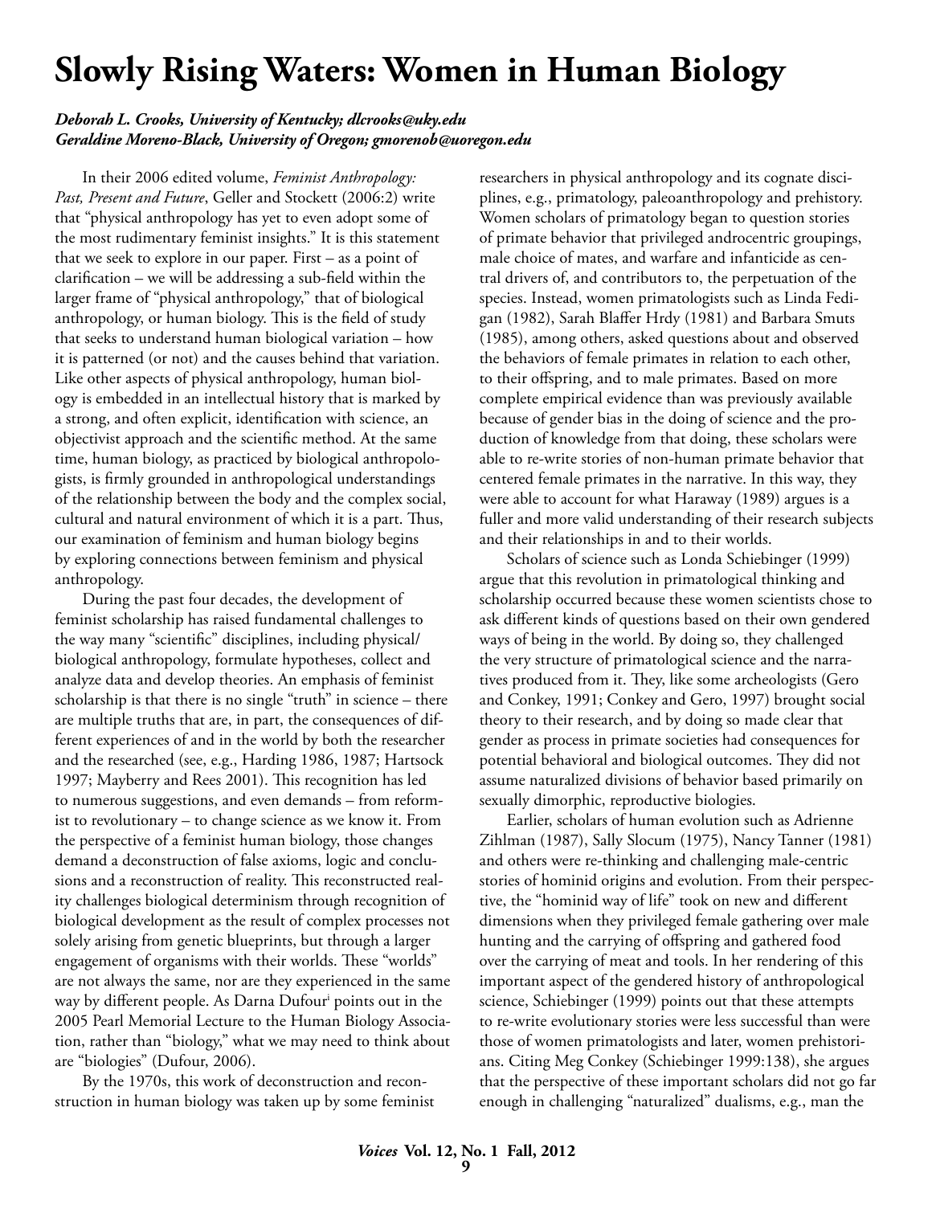# Slowly Rising Waters: Women in Human Biology

***Deborah L. Crooks, University of Kentucky; dlcrooks@uky.edu***
***Geraldine Moreno-Black, University of Oregon; gmorenob@uoregon.edu***

In their 2006 edited volume, *Feminist Anthropology: Past, Present and Future*, Geller and Stockett (2006:2) write that "physical anthropology has yet to even adopt some of the most rudimentary feminist insights." It is this statement that we seek to explore in our paper. First – as a point of clarification – we will be addressing a sub-field within the larger frame of "physical anthropology," that of biological anthropology, or human biology. This is the field of study that seeks to understand human biological variation – how it is patterned (or not) and the causes behind that variation. Like other aspects of physical anthropology, human biology is embedded in an intellectual history that is marked by a strong, and often explicit, identification with science, an objectivist approach and the scientific method. At the same time, human biology, as practiced by biological anthropologists, is firmly grounded in anthropological understandings of the relationship between the body and the complex social, cultural and natural environment of which it is a part. Thus, our examination of feminism and human biology begins by exploring connections between feminism and physical anthropology.

During the past four decades, the development of feminist scholarship has raised fundamental challenges to the way many "scientific" disciplines, including physical/biological anthropology, formulate hypotheses, collect and analyze data and develop theories. An emphasis of feminist scholarship is that there is no single "truth" in science – there are multiple truths that are, in part, the consequences of different experiences of and in the world by both the researcher and the researched (see, e.g., Harding 1986, 1987; Hartsock 1997; Mayberry and Rees 2001). This recognition has led to numerous suggestions, and even demands – from reformist to revolutionary – to change science as we know it. From the perspective of a feminist human biology, those changes demand a deconstruction of false axioms, logic and conclusions and a reconstruction of reality. This reconstructed reality challenges biological determinism through recognition of biological development as the result of complex processes not solely arising from genetic blueprints, but through a larger engagement of organisms with their worlds. These "worlds" are not always the same, nor are they experienced in the same way by different people. As Darna Dufour[i] points out in the 2005 Pearl Memorial Lecture to the Human Biology Association, rather than "biology," what we may need to think about are "biologies" (Dufour, 2006).

By the 1970s, this work of deconstruction and reconstruction in human biology was taken up by some feminist researchers in physical anthropology and its cognate disciplines, e.g., primatology, paleoanthropology and prehistory. Women scholars of primatology began to question stories of primate behavior that privileged androcentric groupings, male choice of mates, and warfare and infanticide as central drivers of, and contributors to, the perpetuation of the species. Instead, women primatologists such as Linda Fedigan (1982), Sarah Blaffer Hrdy (1981) and Barbara Smuts (1985), among others, asked questions about and observed the behaviors of female primates in relation to each other, to their offspring, and to male primates. Based on more complete empirical evidence than was previously available because of gender bias in the doing of science and the production of knowledge from that doing, these scholars were able to re-write stories of non-human primate behavior that centered female primates in the narrative. In this way, they were able to account for what Haraway (1989) argues is a fuller and more valid understanding of their research subjects and their relationships in and to their worlds.

Scholars of science such as Londa Schiebinger (1999) argue that this revolution in primatological thinking and scholarship occurred because these women scientists chose to ask different kinds of questions based on their own gendered ways of being in the world. By doing so, they challenged the very structure of primatological science and the narratives produced from it. They, like some archeologists (Gero and Conkey, 1991; Conkey and Gero, 1997) brought social theory to their research, and by doing so made clear that gender as process in primate societies had consequences for potential behavioral and biological outcomes. They did not assume naturalized divisions of behavior based primarily on sexually dimorphic, reproductive biologies.

Earlier, scholars of human evolution such as Adrienne Zihlman (1987), Sally Slocum (1975), Nancy Tanner (1981) and others were re-thinking and challenging male-centric stories of hominid origins and evolution. From their perspective, the "hominid way of life" took on new and different dimensions when they privileged female gathering over male hunting and the carrying of offspring and gathered food over the carrying of meat and tools. In her rendering of this important aspect of the gendered history of anthropological science, Schiebinger (1999) points out that these attempts to re-write evolutionary stories were less successful than were those of women primatologists and later, women prehistorians. Citing Meg Conkey (Schiebinger 1999:138), she argues that the perspective of these important scholars did not go far enough in challenging "naturalized" dualisms, e.g., man the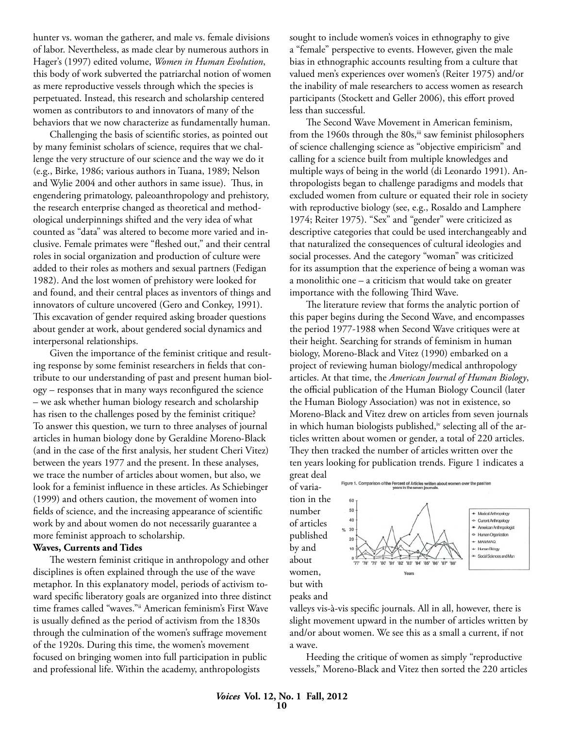hunter vs. woman the gatherer, and male vs. female divisions of labor. Nevertheless, as made clear by numerous authors in Hager's (1997) edited volume, *Women in Human Evolution*, this body of work subverted the patriarchal notion of women as mere reproductive vessels through which the species is perpetuated. Instead, this research and scholarship centered women as contributors to and innovators of many of the behaviors that we now characterize as fundamentally human.

Challenging the basis of scientific stories, as pointed out by many feminist scholars of science, requires that we challenge the very structure of our science and the way we do it (e.g., Birke, 1986; various authors in Tuana, 1989; Nelson and Wylie 2004 and other authors in same issue). Thus, in engendering primatology, paleoanthropology and prehistory, the research enterprise changed as theoretical and methodological underpinnings shifted and the very idea of what counted as "data" was altered to become more varied and inclusive. Female primates were "fleshed out," and their central roles in social organization and production of culture were added to their roles as mothers and sexual partners (Fedigan 1982). And the lost women of prehistory were looked for and found, and their central places as inventors of things and innovators of culture uncovered (Gero and Conkey, 1991). This excavation of gender required asking broader questions about gender at work, about gendered social dynamics and interpersonal relationships.

Given the importance of the feminist critique and resulting response by some feminist researchers in fields that contribute to our understanding of past and present human biology – responses that in many ways reconfigured the science – we ask whether human biology research and scholarship has risen to the challenges posed by the feminist critique? To answer this question, we turn to three analyses of journal articles in human biology done by Geraldine Moreno-Black (and in the case of the first analysis, her student Cheri Vitez) between the years 1977 and the present. In these analyses, we trace the number of articles about women, but also, we look for a feminist influence in these articles. As Schiebinger (1999) and others caution, the movement of women into fields of science, and the increasing appearance of scientific work by and about women do not necessarily guarantee a more feminist approach to scholarship.

**Waves, Currents and Tides**

The western feminist critique in anthropology and other disciplines is often explained through the use of the wave metaphor. In this explanatory model, periods of activism toward specific liberatory goals are organized into three distinct time frames called "waves."[ii] American feminism's First Wave is usually defined as the period of activism from the 1830s through the culmination of the women's suffrage movement of the 1920s. During this time, the women's movement focused on bringing women into full participation in public and professional life. Within the academy, anthropologists sought to include women's voices in ethnography to give a "female" perspective to events. However, given the male bias in ethnographic accounts resulting from a culture that valued men's experiences over women's (Reiter 1975) and/or the inability of male researchers to access women as research participants (Stockett and Geller 2006), this effort proved less than successful.

The Second Wave Movement in American feminism, from the 1960s through the 80s,[iii] saw feminist philosophers of science challenging science as "objective empiricism" and calling for a science built from multiple knowledges and multiple ways of being in the world (di Leonardo 1991). Anthropologists began to challenge paradigms and models that excluded women from culture or equated their role in society with reproductive biology (see, e.g., Rosaldo and Lamphere 1974; Reiter 1975). "Sex" and "gender" were criticized as descriptive categories that could be used interchangeably and that naturalized the consequences of cultural ideologies and social processes. And the category "woman" was criticized for its assumption that the experience of being a woman was a monolithic one – a criticism that would take on greater importance with the following Third Wave.

The literature review that forms the analytic portion of this paper begins during the Second Wave, and encompasses the period 1977-1988 when Second Wave critiques were at their height. Searching for strands of feminism in human biology, Moreno-Black and Vitez (1990) embarked on a project of reviewing human biology/medical anthropology articles. At that time, the *American Journal of Human Biology*, the official publication of the Human Biology Council (later the Human Biology Association) was not in existence, so Moreno-Black and Vitez drew on articles from seven journals in which human biologists published,[iv] selecting all of the articles written about women or gender, a total of 220 articles. They then tracked the number of articles written over the ten years looking for publication trends. Figure 1 indicates a great deal of variation in the number of articles published by and about women, but with peaks and valleys vis-à-vis specific journals. All in all, however, there is slight movement upward in the number of articles written by and/or about women. We see this as a small a current, if not a wave.

Figure 1. Comparison of the Percent of Articles written about women over the past ten years in the seven journals.

Heeding the critique of women as simply "reproductive vessels," Moreno-Black and Vitez then sorted the 220 articles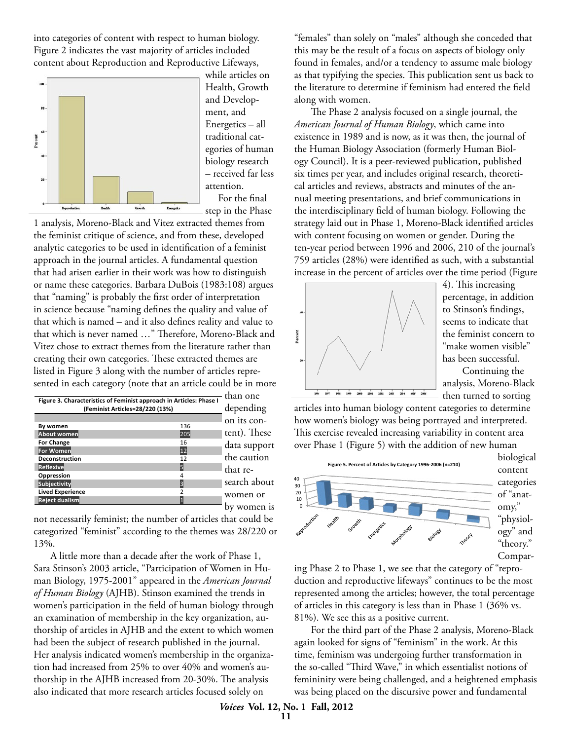into categories of content with respect to human biology. Figure 2 indicates the vast majority of articles included content about Reproduction and Reproductive Lifeways, while articles on Health, Growth and Development, and Energetics – all traditional categories of human biology research – received far less attention.

For the final step in the Phase 1 analysis, Moreno-Black and Vitez extracted themes from the feminist critique of science, and from these, developed analytic categories to be used in identification of a feminist approach in the journal articles. A fundamental question that had arisen earlier in their work was how to distinguish or name these categories. Barbara DuBois (1983:108) argues that "naming" is probably the first order of interpretation in science because "naming defines the quality and value of that which is named – and it also defines reality and value to that which is never named …" Therefore, Moreno-Black and Vitez chose to extract themes from the literature rather than creating their own categories. These extracted themes are listed in Figure 3 along with the number of articles represented in each category (note that an article could be in more than one depending on its content). These data support the caution that research about women or by women is not necessarily feminist; the number of articles that could be categorized "feminist" according to the themes was 28/220 or 13%.

**Figure 3. Characteristics of Feminist approach in Articles: Phase I (Feminist Articles=28/220 (13%)**

| Category | Number |
|---|---|
| By women | 136 |
| About women | 205 |
| For Change | 16 |
| For Women | 12 |
| Deconstruction | 12 |
| Reflexive | 5 |
| Oppression | 4 |
| Subjectivity | 3 |
| Lived Experience | 2 |
| Reject dualism | 1 |

A little more than a decade after the work of Phase 1, Sara Stinson's 2003 article, "Participation of Women in Human Biology, 1975-2001" appeared in the *American Journal of Human Biology* (AJHB). Stinson examined the trends in women's participation in the field of human biology through an examination of membership in the key organization, authorship of articles in AJHB and the extent to which women had been the subject of research published in the journal. Her analysis indicated women's membership in the organization had increased from 25% to over 40% and women's authorship in the AJHB increased from 20-30%. The analysis also indicated that more research articles focused solely on "females" than solely on "males" although she conceded that this may be the result of a focus on aspects of biology only found in females, and/or a tendency to assume male biology as that typifying the species. This publication sent us back to the literature to determine if feminism had entered the field along with women.

The Phase 2 analysis focused on a single journal, the *American Journal of Human Biology*, which came into existence in 1989 and is now, as it was then, the journal of the Human Biology Association (formerly Human Biology Council). It is a peer-reviewed publication, published six times per year, and includes original research, theoretical articles and reviews, abstracts and minutes of the annual meeting presentations, and brief communications in the interdisciplinary field of human biology. Following the strategy laid out in Phase 1, Moreno-Black identified articles with content focusing on women or gender. During the ten-year period between 1996 and 2006, 210 of the journal's 759 articles (28%) were identified as such, with a substantial increase in the percent of articles over the time period (Figure 4). This increasing percentage, in addition to Stinson's findings, seems to indicate that the feminist concern to "make women visible" has been successful.

Continuing the analysis, Moreno-Black then turned to sorting articles into human biology content categories to determine how women's biology was being portrayed and interpreted. This exercise revealed increasing variability in content area over Phase 1 (Figure 5) with the addition of new human biological content categories of "anatomy," "physiology" and "theory."

Figure 5. Percent of Articles by Category 1996-2006 (n=210)

Comparing Phase 2 to Phase 1, we see that the category of "reproduction and reproductive lifeways" continues to be the most represented among the articles; however, the total percentage of articles in this category is less than in Phase 1 (36% vs. 81%). We see this as a positive current.

For the third part of the Phase 2 analysis, Moreno-Black again looked for signs of "feminism" in the work. At this time, feminism was undergoing further transformation in the so-called "Third Wave," in which essentialist notions of femininity were being challenged, and a heightened emphasis was being placed on the discursive power and fundamental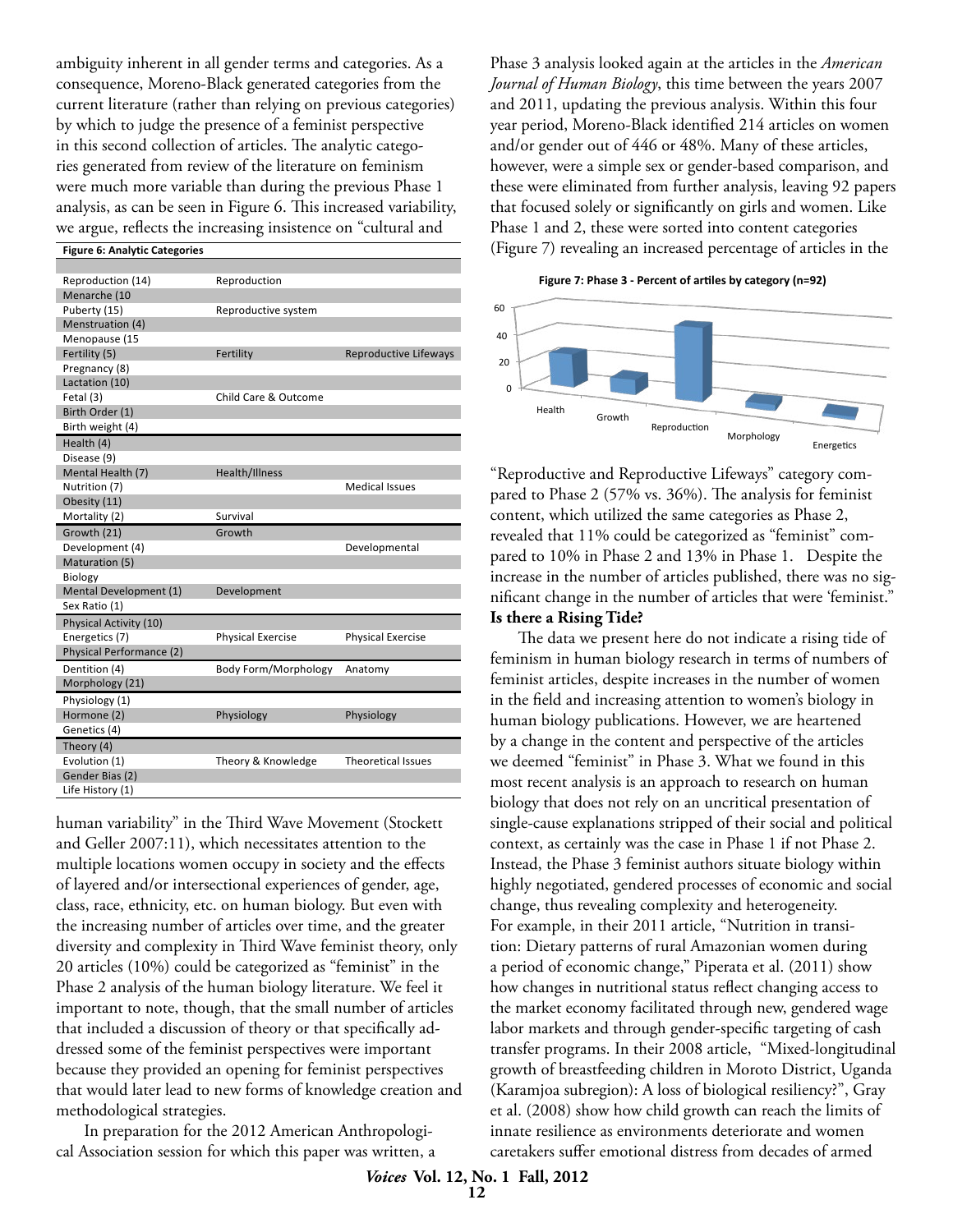ambiguity inherent in all gender terms and categories. As a consequence, Moreno-Black generated categories from the current literature (rather than relying on previous categories) by which to judge the presence of a feminist perspective in this second collection of articles. The analytic categories generated from review of the literature on feminism were much more variable than during the previous Phase 1 analysis, as can be seen in Figure 6. This increased variability, we argue, reflects the increasing insistence on "cultural and human variability" in the Third Wave Movement (Stockett and Geller 2007:11), which necessitates attention to the multiple locations women occupy in society and the effects of layered and/or intersectional experiences of gender, age, class, race, ethnicity, etc. on human biology. But even with the increasing number of articles over time, and the greater diversity and complexity in Third Wave feminist theory, only 20 articles (10%) could be categorized as "feminist" in the Phase 2 analysis of the human biology literature. We feel it important to note, though, that the small number of articles that included a discussion of theory or that specifically addressed some of the feminist perspectives were important because they provided an opening for feminist perspectives that would later lead to new forms of knowledge creation and methodological strategies.

**Figure 6: Analytic Categories**

| | | |
|---|---|---|
| Reproduction (14) | Reproduction | |
| Menarche (10 | | |
| Puberty (15) | Reproductive system | |
| Menstruation (4) | | |
| Menopause (15 | | |
| Fertility (5) | Fertility | Reproductive Lifeways |
| Pregnancy (8) | | |
| Lactation (10) | | |
| Fetal (3) | Child Care & Outcome | |
| Birth Order (1) | | |
| Birth weight (4) | | |
| Health (4) | | |
| Disease (9) | | |
| Mental Health (7) | Health/Illness | |
| Nutrition (7) | | Medical Issues |
| Obesity (11) | | |
| Mortality (2) | Survival | |
| Growth (21) | Growth | |
| Development (4) | | Developmental |
| Maturation (5) | | |
| Biology | | |
| Mental Development (1) | Development | |
| Sex Ratio (1) | | |
| Physical Activity (10) | | |
| Energetics (7) | Physical Exercise | Physical Exercise |
| Physical Performance (2) | | |
| Dentition (4) | Body Form/Morphology | Anatomy |
| Morphology (21) | | |
| Physiology (1) | | |
| Hormone (2) | Physiology | Physiology |
| Genetics (4) | | |
| Theory (4) | | |
| Evolution (1) | Theory & Knowledge | Theoretical Issues |
| Gender Bias (2) | | |
| Life History (1) | | |

In preparation for the 2012 American Anthropological Association session for which this paper was written, a Phase 3 analysis looked again at the articles in the *American Journal of Human Biology*, this time between the years 2007 and 2011, updating the previous analysis. Within this four year period, Moreno-Black identified 214 articles on women and/or gender out of 446 or 48%. Many of these articles, however, were a simple sex or gender-based comparison, and these were eliminated from further analysis, leaving 92 papers that focused solely or significantly on girls and women. Like Phase 1 and 2, these were sorted into content categories (Figure 7) revealing an increased percentage of articles in the "Reproductive and Reproductive Lifeways" category compared to Phase 2 (57% vs. 36%). The analysis for feminist content, which utilized the same categories as Phase 2, revealed that 11% could be categorized as "feminist" compared to 10% in Phase 2 and 13% in Phase 1. Despite the increase in the number of articles published, there was no significant change in the number of articles that were 'feminist."

**Figure 7: Phase 3 - Percent of artiles by category (n=92)**

## Is there a Rising Tide?

The data we present here do not indicate a rising tide of feminism in human biology research in terms of numbers of feminist articles, despite increases in the number of women in the field and increasing attention to women's biology in human biology publications. However, we are heartened by a change in the content and perspective of the articles we deemed "feminist" in Phase 3. What we found in this most recent analysis is an approach to research on human biology that does not rely on an uncritical presentation of single-cause explanations stripped of their social and political context, as certainly was the case in Phase 1 if not Phase 2. Instead, the Phase 3 feminist authors situate biology within highly negotiated, gendered processes of economic and social change, thus revealing complexity and heterogeneity. For example, in their 2011 article, "Nutrition in transition: Dietary patterns of rural Amazonian women during a period of economic change," Piperata et al. (2011) show how changes in nutritional status reflect changing access to the market economy facilitated through new, gendered wage labor markets and through gender-specific targeting of cash transfer programs. In their 2008 article, "Mixed-longitudinal growth of breastfeeding children in Moroto District, Uganda (Karamjoa subregion): A loss of biological resiliency?", Gray et al. (2008) show how child growth can reach the limits of innate resilience as environments deteriorate and women caretakers suffer emotional distress from decades of armed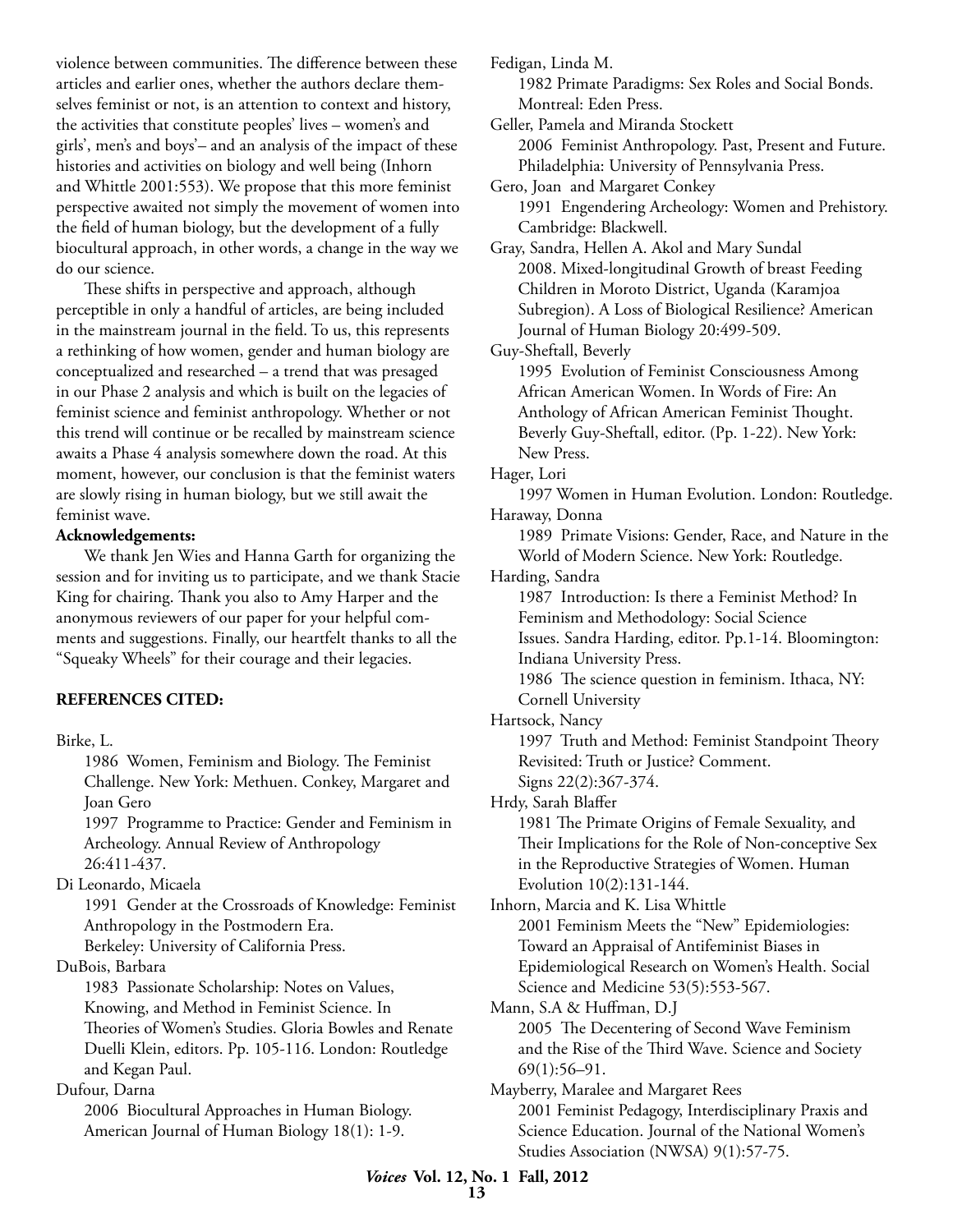violence between communities. The difference between these articles and earlier ones, whether the authors declare themselves feminist or not, is an attention to context and history, the activities that constitute peoples' lives – women's and girls', men's and boys'– and an analysis of the impact of these histories and activities on biology and well being (Inhorn and Whittle 2001:553). We propose that this more feminist perspective awaited not simply the movement of women into the field of human biology, but the development of a fully biocultural approach, in other words, a change in the way we do our science.

These shifts in perspective and approach, although perceptible in only a handful of articles, are being included in the mainstream journal in the field. To us, this represents a rethinking of how women, gender and human biology are conceptualized and researched – a trend that was presaged in our Phase 2 analysis and which is built on the legacies of feminist science and feminist anthropology. Whether or not this trend will continue or be recalled by mainstream science awaits a Phase 4 analysis somewhere down the road. At this moment, however, our conclusion is that the feminist waters are slowly rising in human biology, but we still await the feminist wave.

**Acknowledgements:**

We thank Jen Wies and Hanna Garth for organizing the session and for inviting us to participate, and we thank Stacie King for chairing. Thank you also to Amy Harper and the anonymous reviewers of our paper for your helpful comments and suggestions. Finally, our heartfelt thanks to all the "Squeaky Wheels" for their courage and their legacies.

**REFERENCES CITED:**

Birke, L.
1986 Women, Feminism and Biology. The Feminist Challenge. New York: Methuen. Conkey, Margaret and Joan Gero
1997 Programme to Practice: Gender and Feminism in Archeology. Annual Review of Anthropology 26:411-437.

Di Leonardo, Micaela
1991 Gender at the Crossroads of Knowledge: Feminist Anthropology in the Postmodern Era. Berkeley: University of California Press.

DuBois, Barbara
1983 Passionate Scholarship: Notes on Values, Knowing, and Method in Feminist Science. In Theories of Women's Studies. Gloria Bowles and Renate Duelli Klein, editors. Pp. 105-116. London: Routledge and Kegan Paul.

Dufour, Darna
2006 Biocultural Approaches in Human Biology. American Journal of Human Biology 18(1): 1-9.

Fedigan, Linda M.
1982 Primate Paradigms: Sex Roles and Social Bonds. Montreal: Eden Press.

Geller, Pamela and Miranda Stockett
2006 Feminist Anthropology. Past, Present and Future. Philadelphia: University of Pennsylvania Press.

Gero, Joan and Margaret Conkey
1991 Engendering Archeology: Women and Prehistory. Cambridge: Blackwell.

Gray, Sandra, Hellen A. Akol and Mary Sundal
2008. Mixed-longitudinal Growth of breast Feeding Children in Moroto District, Uganda (Karamjoa Subregion). A Loss of Biological Resilience? American Journal of Human Biology 20:499-509.

Guy-Sheftall, Beverly
1995 Evolution of Feminist Consciousness Among African American Women. In Words of Fire: An Anthology of African American Feminist Thought. Beverly Guy-Sheftall, editor. (Pp. 1-22). New York: New Press.

Hager, Lori
1997 Women in Human Evolution. London: Routledge.

Haraway, Donna
1989 Primate Visions: Gender, Race, and Nature in the World of Modern Science. New York: Routledge.

Harding, Sandra
1987 Introduction: Is there a Feminist Method? In Feminism and Methodology: Social Science Issues. Sandra Harding, editor. Pp.1-14. Bloomington: Indiana University Press.
1986 The science question in feminism. Ithaca, NY: Cornell University

Hartsock, Nancy
1997 Truth and Method: Feminist Standpoint Theory Revisited: Truth or Justice? Comment. Signs 22(2):367-374.

Hrdy, Sarah Blaffer
1981 The Primate Origins of Female Sexuality, and Their Implications for the Role of Non-conceptive Sex in the Reproductive Strategies of Women. Human Evolution 10(2):131-144.

Inhorn, Marcia and K. Lisa Whittle
2001 Feminism Meets the "New" Epidemiologies: Toward an Appraisal of Antifeminist Biases in Epidemiological Research on Women's Health. Social Science and Medicine 53(5):553-567.

Mann, S.A & Huffman, D.J
2005 The Decentering of Second Wave Feminism and the Rise of the Third Wave. Science and Society 69(1):56–91.

Mayberry, Maralee and Margaret Rees
2001 Feminist Pedagogy, Interdisciplinary Praxis and Science Education. Journal of the National Women's Studies Association (NWSA) 9(1):57-75.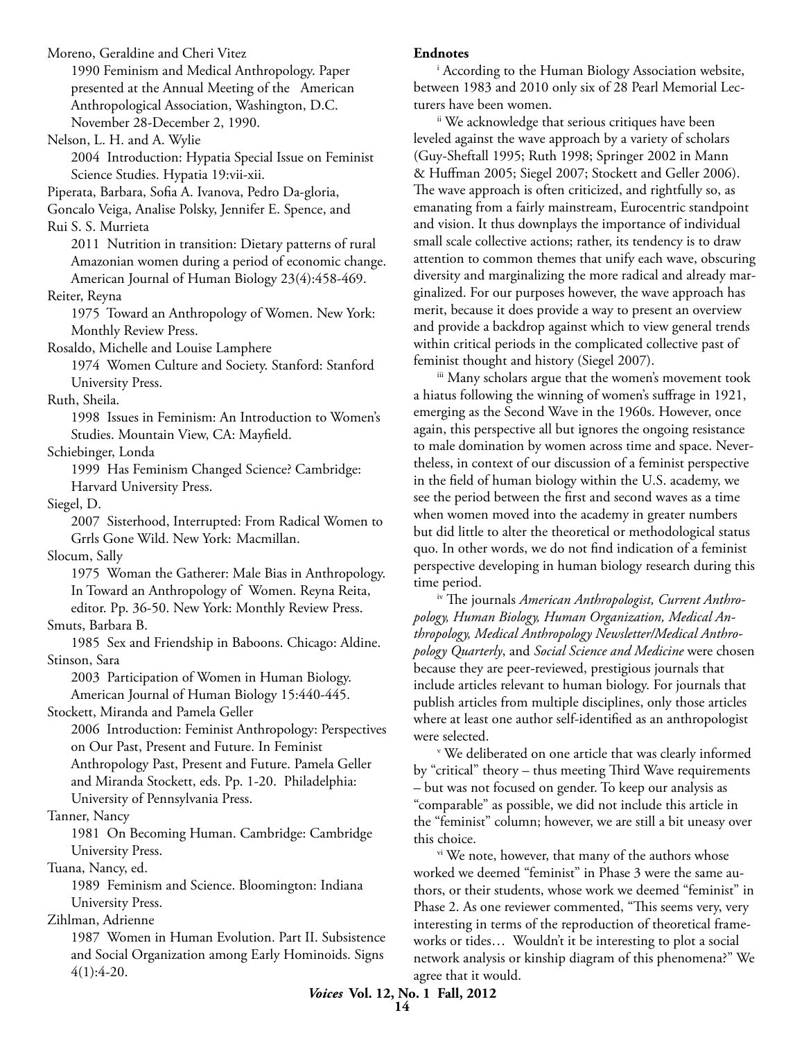Moreno, Geraldine and Cheri Vitez

1990 Feminism and Medical Anthropology. Paper presented at the Annual Meeting of the American Anthropological Association, Washington, D.C. November 28-December 2, 1990.

Nelson, L. H. and A. Wylie

2004 Introduction: Hypatia Special Issue on Feminist Science Studies. Hypatia 19:vii-xii.

Piperata, Barbara, Sofia A. Ivanova, Pedro Da-gloria, Goncalo Veiga, Analise Polsky, Jennifer E. Spence, and Rui S. S. Murrieta

2011 Nutrition in transition: Dietary patterns of rural Amazonian women during a period of economic change. American Journal of Human Biology 23(4):458-469.

Reiter, Reyna

1975 Toward an Anthropology of Women. New York: Monthly Review Press.

Rosaldo, Michelle and Louise Lamphere

1974 Women Culture and Society. Stanford: Stanford University Press.

Ruth, Sheila.

1998 Issues in Feminism: An Introduction to Women's Studies. Mountain View, CA: Mayfield.

Schiebinger, Londa

1999 Has Feminism Changed Science? Cambridge: Harvard University Press.

Siegel, D.

2007 Sisterhood, Interrupted: From Radical Women to Grrls Gone Wild. New York: Macmillan.

Slocum, Sally

1975 Woman the Gatherer: Male Bias in Anthropology. In Toward an Anthropology of Women. Reyna Reita, editor. Pp. 36-50. New York: Monthly Review Press.

Smuts, Barbara B.

1985 Sex and Friendship in Baboons. Chicago: Aldine.

Stinson, Sara

2003 Participation of Women in Human Biology. American Journal of Human Biology 15:440-445.

Stockett, Miranda and Pamela Geller

2006 Introduction: Feminist Anthropology: Perspectives on Our Past, Present and Future. In Feminist Anthropology Past, Present and Future. Pamela Geller and Miranda Stockett, eds. Pp. 1-20. Philadelphia: University of Pennsylvania Press.

Tanner, Nancy

1981 On Becoming Human. Cambridge: Cambridge University Press.

Tuana, Nancy, ed.

1989 Feminism and Science. Bloomington: Indiana University Press.

Zihlman, Adrienne

1987 Women in Human Evolution. Part II. Subsistence and Social Organization among Early Hominoids. Signs 4(1):4-20.

**Endnotes**

[i] According to the Human Biology Association website, between 1983 and 2010 only six of 28 Pearl Memorial Lecturers have been women.

[ii] We acknowledge that serious critiques have been leveled against the wave approach by a variety of scholars (Guy-Sheftall 1995; Ruth 1998; Springer 2002 in Mann & Huffman 2005; Siegel 2007; Stockett and Geller 2006). The wave approach is often criticized, and rightfully so, as emanating from a fairly mainstream, Eurocentric standpoint and vision. It thus downplays the importance of individual small scale collective actions; rather, its tendency is to draw attention to common themes that unify each wave, obscuring diversity and marginalizing the more radical and already marginalized. For our purposes however, the wave approach has merit, because it does provide a way to present an overview and provide a backdrop against which to view general trends within critical periods in the complicated collective past of feminist thought and history (Siegel 2007).

[iii] Many scholars argue that the women's movement took a hiatus following the winning of women's suffrage in 1921, emerging as the Second Wave in the 1960s. However, once again, this perspective all but ignores the ongoing resistance to male domination by women across time and space. Nevertheless, in context of our discussion of a feminist perspective in the field of human biology within the U.S. academy, we see the period between the first and second waves as a time when women moved into the academy in greater numbers but did little to alter the theoretical or methodological status quo. In other words, we do not find indication of a feminist perspective developing in human biology research during this time period.

[iv] The journals *American Anthropologist, Current Anthropology, Human Biology, Human Organization, Medical Anthropology, Medical Anthropology Newsletter/Medical Anthropology Quarterly*, and *Social Science and Medicine* were chosen because they are peer-reviewed, prestigious journals that include articles relevant to human biology. For journals that publish articles from multiple disciplines, only those articles where at least one author self-identified as an anthropologist were selected.

[v] We deliberated on one article that was clearly informed by "critical" theory – thus meeting Third Wave requirements – but was not focused on gender. To keep our analysis as "comparable" as possible, we did not include this article in the "feminist" column; however, we are still a bit uneasy over this choice.

[vi] We note, however, that many of the authors whose worked we deemed "feminist" in Phase 3 were the same authors, or their students, whose work we deemed "feminist" in Phase 2. As one reviewer commented, "This seems very, very interesting in terms of the reproduction of theoretical frameworks or tides… Wouldn't it be interesting to plot a social network analysis or kinship diagram of this phenomena?" We agree that it would.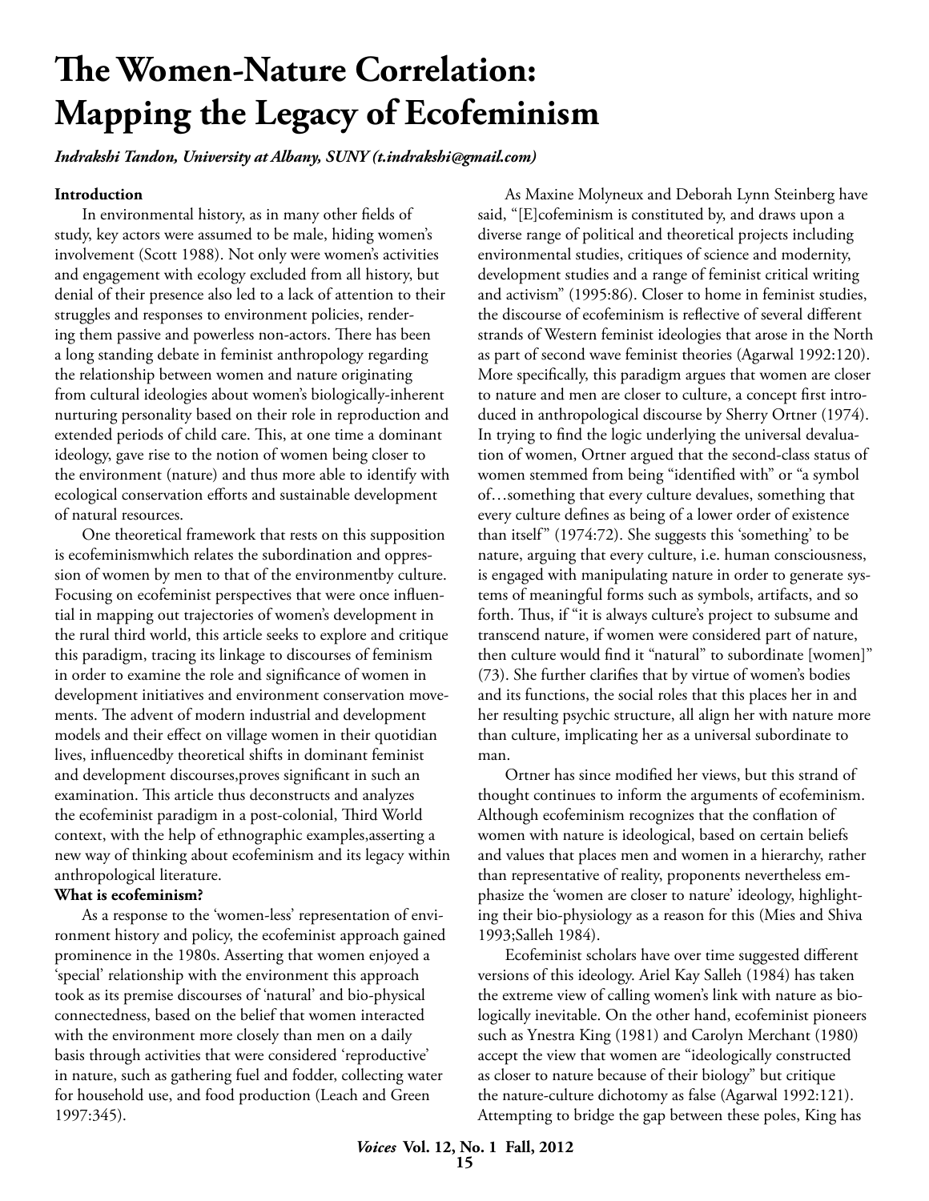# The Women-Nature Correlation: Mapping the Legacy of Ecofeminism

*Indrakshi Tandon, University at Albany, SUNY (t.indrakshi@gmail.com)*

## Introduction

In environmental history, as in many other fields of study, key actors were assumed to be male, hiding women's involvement (Scott 1988). Not only were women's activities and engagement with ecology excluded from all history, but denial of their presence also led to a lack of attention to their struggles and responses to environment policies, rendering them passive and powerless non-actors. There has been a long standing debate in feminist anthropology regarding the relationship between women and nature originating from cultural ideologies about women's biologically-inherent nurturing personality based on their role in reproduction and extended periods of child care. This, at one time a dominant ideology, gave rise to the notion of women being closer to the environment (nature) and thus more able to identify with ecological conservation efforts and sustainable development of natural resources.

One theoretical framework that rests on this supposition is ecofeminismwhich relates the subordination and oppression of women by men to that of the environmentby culture. Focusing on ecofeminist perspectives that were once influential in mapping out trajectories of women's development in the rural third world, this article seeks to explore and critique this paradigm, tracing its linkage to discourses of feminism in order to examine the role and significance of women in development initiatives and environment conservation movements. The advent of modern industrial and development models and their effect on village women in their quotidian lives, influencedby theoretical shifts in dominant feminist and development discourses,proves significant in such an examination. This article thus deconstructs and analyzes the ecofeminist paradigm in a post-colonial, Third World context, with the help of ethnographic examples,asserting a new way of thinking about ecofeminism and its legacy within anthropological literature.

## What is ecofeminism?

As a response to the 'women-less' representation of environment history and policy, the ecofeminist approach gained prominence in the 1980s. Asserting that women enjoyed a 'special' relationship with the environment this approach took as its premise discourses of 'natural' and bio-physical connectedness, based on the belief that women interacted with the environment more closely than men on a daily basis through activities that were considered 'reproductive' in nature, such as gathering fuel and fodder, collecting water for household use, and food production (Leach and Green 1997:345).

As Maxine Molyneux and Deborah Lynn Steinberg have said, "[E]cofeminism is constituted by, and draws upon a diverse range of political and theoretical projects including environmental studies, critiques of science and modernity, development studies and a range of feminist critical writing and activism" (1995:86). Closer to home in feminist studies, the discourse of ecofeminism is reflective of several different strands of Western feminist ideologies that arose in the North as part of second wave feminist theories (Agarwal 1992:120). More specifically, this paradigm argues that women are closer to nature and men are closer to culture, a concept first introduced in anthropological discourse by Sherry Ortner (1974). In trying to find the logic underlying the universal devaluation of women, Ortner argued that the second-class status of women stemmed from being "identified with" or "a symbol of…something that every culture devalues, something that every culture defines as being of a lower order of existence than itself" (1974:72). She suggests this 'something' to be nature, arguing that every culture, i.e. human consciousness, is engaged with manipulating nature in order to generate systems of meaningful forms such as symbols, artifacts, and so forth. Thus, if "it is always culture's project to subsume and transcend nature, if women were considered part of nature, then culture would find it "natural" to subordinate [women]" (73). She further clarifies that by virtue of women's bodies and its functions, the social roles that this places her in and her resulting psychic structure, all align her with nature more than culture, implicating her as a universal subordinate to man.

Ortner has since modified her views, but this strand of thought continues to inform the arguments of ecofeminism. Although ecofeminism recognizes that the conflation of women with nature is ideological, based on certain beliefs and values that places men and women in a hierarchy, rather than representative of reality, proponents nevertheless emphasize the 'women are closer to nature' ideology, highlighting their bio-physiology as a reason for this (Mies and Shiva 1993;Salleh 1984).

Ecofeminist scholars have over time suggested different versions of this ideology. Ariel Kay Salleh (1984) has taken the extreme view of calling women's link with nature as biologically inevitable. On the other hand, ecofeminist pioneers such as Ynestra King (1981) and Carolyn Merchant (1980) accept the view that women are "ideologically constructed as closer to nature because of their biology" but critique the nature-culture dichotomy as false (Agarwal 1992:121). Attempting to bridge the gap between these poles, King has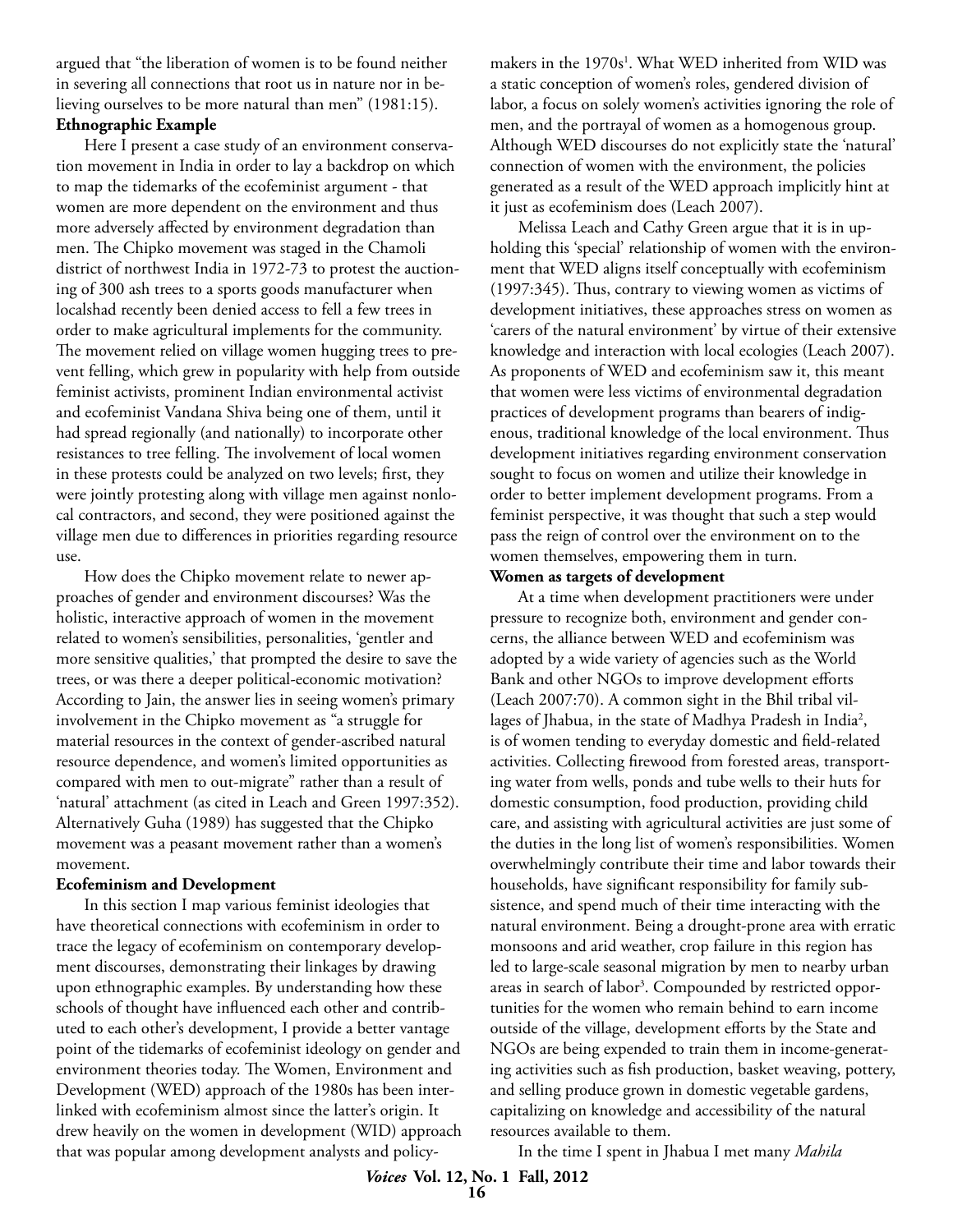argued that "the liberation of women is to be found neither in severing all connections that root us in nature nor in believing ourselves to be more natural than men" (1981:15).

**Ethnographic Example**

Here I present a case study of an environment conservation movement in India in order to lay a backdrop on which to map the tidemarks of the ecofeminist argument - that women are more dependent on the environment and thus more adversely affected by environment degradation than men. The Chipko movement was staged in the Chamoli district of northwest India in 1972-73 to protest the auctioning of 300 ash trees to a sports goods manufacturer when localshad recently been denied access to fell a few trees in order to make agricultural implements for the community. The movement relied on village women hugging trees to prevent felling, which grew in popularity with help from outside feminist activists, prominent Indian environmental activist and ecofeminist Vandana Shiva being one of them, until it had spread regionally (and nationally) to incorporate other resistances to tree felling. The involvement of local women in these protests could be analyzed on two levels; first, they were jointly protesting along with village men against nonlocal contractors, and second, they were positioned against the village men due to differences in priorities regarding resource use.

How does the Chipko movement relate to newer approaches of gender and environment discourses? Was the holistic, interactive approach of women in the movement related to women's sensibilities, personalities, 'gentler and more sensitive qualities,' that prompted the desire to save the trees, or was there a deeper political-economic motivation? According to Jain, the answer lies in seeing women's primary involvement in the Chipko movement as "a struggle for material resources in the context of gender-ascribed natural resource dependence, and women's limited opportunities as compared with men to out-migrate" rather than a result of 'natural' attachment (as cited in Leach and Green 1997:352). Alternatively Guha (1989) has suggested that the Chipko movement was a peasant movement rather than a women's movement.

**Ecofeminism and Development**

In this section I map various feminist ideologies that have theoretical connections with ecofeminism in order to trace the legacy of ecofeminism on contemporary development discourses, demonstrating their linkages by drawing upon ethnographic examples. By understanding how these schools of thought have influenced each other and contributed to each other's development, I provide a better vantage point of the tidemarks of ecofeminist ideology on gender and environment theories today. The Women, Environment and Development (WED) approach of the 1980s has been interlinked with ecofeminism almost since the latter's origin. It drew heavily on the women in development (WID) approach that was popular among development analysts and policymakers in the 1970s[1]. What WED inherited from WID was a static conception of women's roles, gendered division of labor, a focus on solely women's activities ignoring the role of men, and the portrayal of women as a homogenous group. Although WED discourses do not explicitly state the 'natural' connection of women with the environment, the policies generated as a result of the WED approach implicitly hint at it just as ecofeminism does (Leach 2007).

Melissa Leach and Cathy Green argue that it is in upholding this 'special' relationship of women with the environment that WED aligns itself conceptually with ecofeminism (1997:345). Thus, contrary to viewing women as victims of development initiatives, these approaches stress on women as 'carers of the natural environment' by virtue of their extensive knowledge and interaction with local ecologies (Leach 2007). As proponents of WED and ecofeminism saw it, this meant that women were less victims of environmental degradation practices of development programs than bearers of indigenous, traditional knowledge of the local environment. Thus development initiatives regarding environment conservation sought to focus on women and utilize their knowledge in order to better implement development programs. From a feminist perspective, it was thought that such a step would pass the reign of control over the environment on to the women themselves, empowering them in turn.

**Women as targets of development**

At a time when development practitioners were under pressure to recognize both, environment and gender concerns, the alliance between WED and ecofeminism was adopted by a wide variety of agencies such as the World Bank and other NGOs to improve development efforts (Leach 2007:70). A common sight in the Bhil tribal villages of Jhabua, in the state of Madhya Pradesh in India[2], is of women tending to everyday domestic and field-related activities. Collecting firewood from forested areas, transporting water from wells, ponds and tube wells to their huts for domestic consumption, food production, providing child care, and assisting with agricultural activities are just some of the duties in the long list of women's responsibilities. Women overwhelmingly contribute their time and labor towards their households, have significant responsibility for family subsistence, and spend much of their time interacting with the natural environment. Being a drought-prone area with erratic monsoons and arid weather, crop failure in this region has led to large-scale seasonal migration by men to nearby urban areas in search of labor[3]. Compounded by restricted opportunities for the women who remain behind to earn income outside of the village, development efforts by the State and NGOs are being expended to train them in income-generating activities such as fish production, basket weaving, pottery, and selling produce grown in domestic vegetable gardens, capitalizing on knowledge and accessibility of the natural resources available to them.

In the time I spent in Jhabua I met many *Mahila*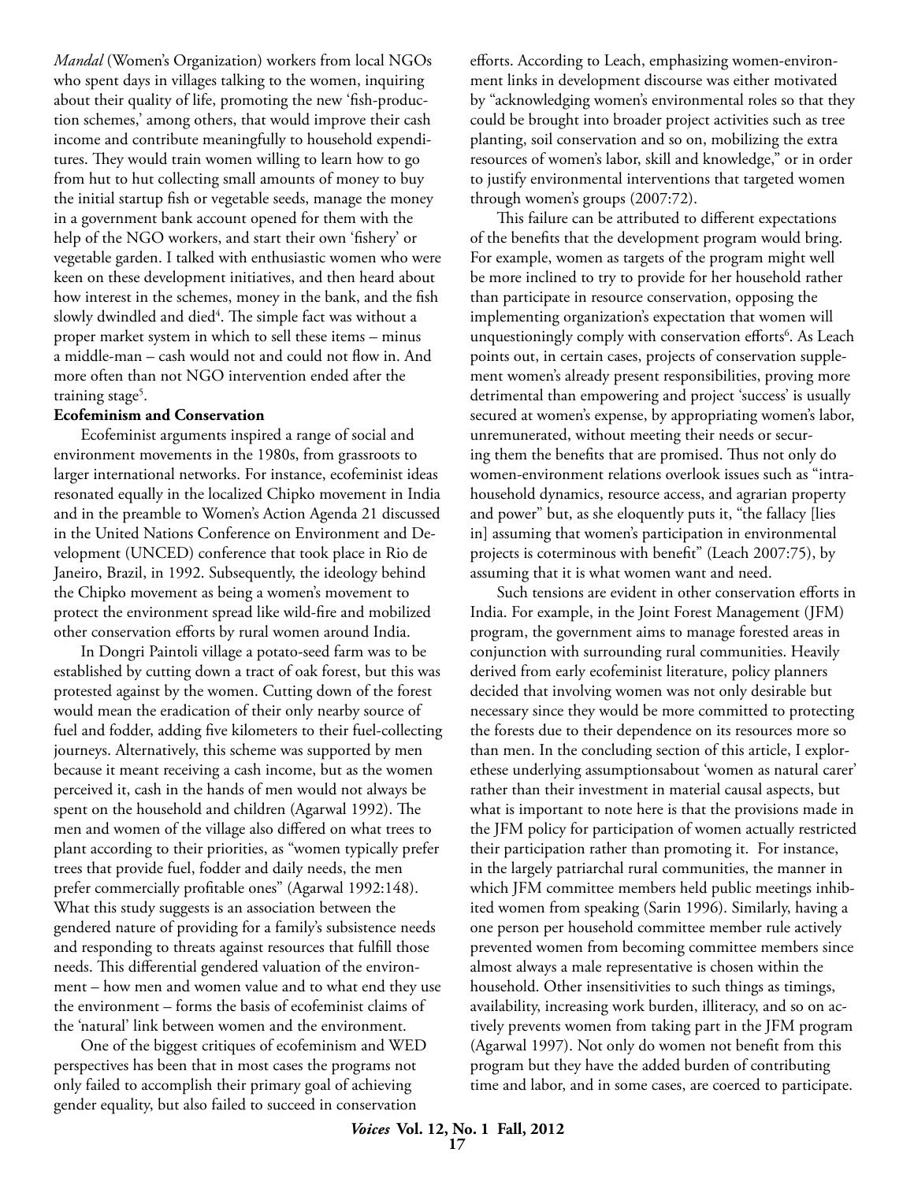*Mandal* (Women's Organization) workers from local NGOs who spent days in villages talking to the women, inquiring about their quality of life, promoting the new 'fish-production schemes,' among others, that would improve their cash income and contribute meaningfully to household expenditures. They would train women willing to learn how to go from hut to hut collecting small amounts of money to buy the initial startup fish or vegetable seeds, manage the money in a government bank account opened for them with the help of the NGO workers, and start their own 'fishery' or vegetable garden. I talked with enthusiastic women who were keen on these development initiatives, and then heard about how interest in the schemes, money in the bank, and the fish slowly dwindled and died[4]. The simple fact was without a proper market system in which to sell these items – minus a middle-man – cash would not and could not flow in. And more often than not NGO intervention ended after the training stage[5].

**Ecofeminism and Conservation**

Ecofeminist arguments inspired a range of social and environment movements in the 1980s, from grassroots to larger international networks. For instance, ecofeminist ideas resonated equally in the localized Chipko movement in India and in the preamble to Women's Action Agenda 21 discussed in the United Nations Conference on Environment and Development (UNCED) conference that took place in Rio de Janeiro, Brazil, in 1992. Subsequently, the ideology behind the Chipko movement as being a women's movement to protect the environment spread like wild-fire and mobilized other conservation efforts by rural women around India.

In Dongri Paintoli village a potato-seed farm was to be established by cutting down a tract of oak forest, but this was protested against by the women. Cutting down of the forest would mean the eradication of their only nearby source of fuel and fodder, adding five kilometers to their fuel-collecting journeys. Alternatively, this scheme was supported by men because it meant receiving a cash income, but as the women perceived it, cash in the hands of men would not always be spent on the household and children (Agarwal 1992). The men and women of the village also differed on what trees to plant according to their priorities, as "women typically prefer trees that provide fuel, fodder and daily needs, the men prefer commercially profitable ones" (Agarwal 1992:148). What this study suggests is an association between the gendered nature of providing for a family's subsistence needs and responding to threats against resources that fulfill those needs. This differential gendered valuation of the environment – how men and women value and to what end they use the environment – forms the basis of ecofeminist claims of the 'natural' link between women and the environment.

One of the biggest critiques of ecofeminism and WED perspectives has been that in most cases the programs not only failed to accomplish their primary goal of achieving gender equality, but also failed to succeed in conservation efforts. According to Leach, emphasizing women-environment links in development discourse was either motivated by "acknowledging women's environmental roles so that they could be brought into broader project activities such as tree planting, soil conservation and so on, mobilizing the extra resources of women's labor, skill and knowledge," or in order to justify environmental interventions that targeted women through women's groups (2007:72).

This failure can be attributed to different expectations of the benefits that the development program would bring. For example, women as targets of the program might well be more inclined to try to provide for her household rather than participate in resource conservation, opposing the implementing organization's expectation that women will unquestioningly comply with conservation efforts[6]. As Leach points out, in certain cases, projects of conservation supplement women's already present responsibilities, proving more detrimental than empowering and project 'success' is usually secured at women's expense, by appropriating women's labor, unremunerated, without meeting their needs or securing them the benefits that are promised. Thus not only do women-environment relations overlook issues such as "intra-household dynamics, resource access, and agrarian property and power" but, as she eloquently puts it, "the fallacy [lies in] assuming that women's participation in environmental projects is coterminous with benefit" (Leach 2007:75), by assuming that it is what women want and need.

Such tensions are evident in other conservation efforts in India. For example, in the Joint Forest Management (JFM) program, the government aims to manage forested areas in conjunction with surrounding rural communities. Heavily derived from early ecofeminist literature, policy planners decided that involving women was not only desirable but necessary since they would be more committed to protecting the forests due to their dependence on its resources more so than men. In the concluding section of this article, I explorethese underlying assumptionsabout 'women as natural carer' rather than their investment in material causal aspects, but what is important to note here is that the provisions made in the JFM policy for participation of women actually restricted their participation rather than promoting it. For instance, in the largely patriarchal rural communities, the manner in which JFM committee members held public meetings inhibited women from speaking (Sarin 1996). Similarly, having a one person per household committee member rule actively prevented women from becoming committee members since almost always a male representative is chosen within the household. Other insensitivities to such things as timings, availability, increasing work burden, illiteracy, and so on actively prevents women from taking part in the JFM program (Agarwal 1997). Not only do women not benefit from this program but they have the added burden of contributing time and labor, and in some cases, are coerced to participate.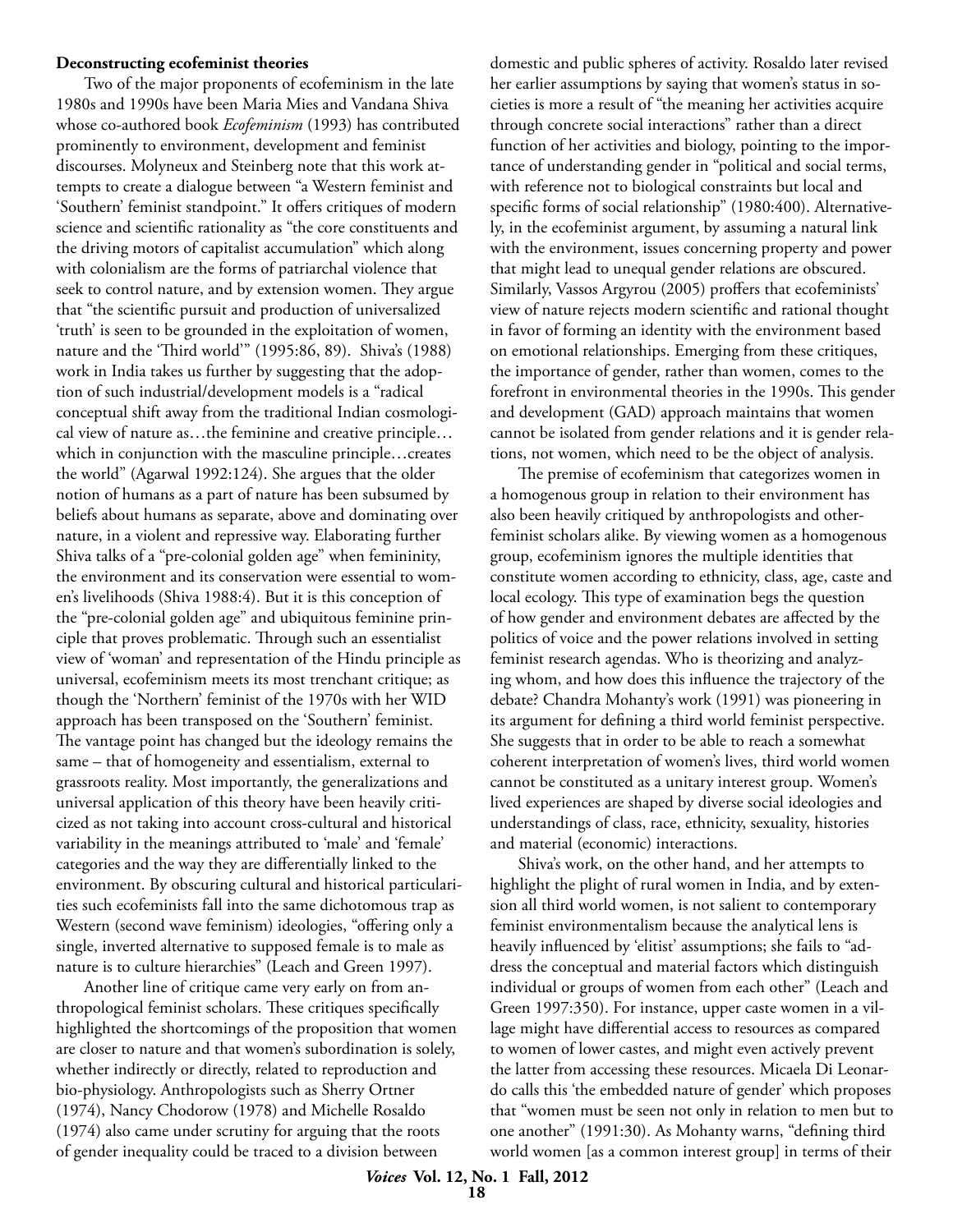### Deconstructing ecofeminist theories

Two of the major proponents of ecofeminism in the late 1980s and 1990s have been Maria Mies and Vandana Shiva whose co-authored book *Ecofeminism* (1993) has contributed prominently to environment, development and feminist discourses. Molyneux and Steinberg note that this work attempts to create a dialogue between "a Western feminist and 'Southern' feminist standpoint." It offers critiques of modern science and scientific rationality as "the core constituents and the driving motors of capitalist accumulation" which along with colonialism are the forms of patriarchal violence that seek to control nature, and by extension women. They argue that "the scientific pursuit and production of universalized 'truth' is seen to be grounded in the exploitation of women, nature and the 'Third world'" (1995:86, 89). Shiva's (1988) work in India takes us further by suggesting that the adoption of such industrial/development models is a "radical conceptual shift away from the traditional Indian cosmological view of nature as…the feminine and creative principle… which in conjunction with the masculine principle…creates the world" (Agarwal 1992:124). She argues that the older notion of humans as a part of nature has been subsumed by beliefs about humans as separate, above and dominating over nature, in a violent and repressive way. Elaborating further Shiva talks of a "pre-colonial golden age" when femininity, the environment and its conservation were essential to women's livelihoods (Shiva 1988:4). But it is this conception of the "pre-colonial golden age" and ubiquitous feminine principle that proves problematic. Through such an essentialist view of 'woman' and representation of the Hindu principle as universal, ecofeminism meets its most trenchant critique; as though the 'Northern' feminist of the 1970s with her WID approach has been transposed on the 'Southern' feminist. The vantage point has changed but the ideology remains the same – that of homogeneity and essentialism, external to grassroots reality. Most importantly, the generalizations and universal application of this theory have been heavily criticized as not taking into account cross-cultural and historical variability in the meanings attributed to 'male' and 'female' categories and the way they are differentially linked to the environment. By obscuring cultural and historical particularities such ecofeminists fall into the same dichotomous trap as Western (second wave feminism) ideologies, "offering only a single, inverted alternative to supposed female is to male as nature is to culture hierarchies" (Leach and Green 1997).

Another line of critique came very early on from anthropological feminist scholars. These critiques specifically highlighted the shortcomings of the proposition that women are closer to nature and that women's subordination is solely, whether indirectly or directly, related to reproduction and bio-physiology. Anthropologists such as Sherry Ortner (1974), Nancy Chodorow (1978) and Michelle Rosaldo (1974) also came under scrutiny for arguing that the roots of gender inequality could be traced to a division between domestic and public spheres of activity. Rosaldo later revised her earlier assumptions by saying that women's status in societies is more a result of "the meaning her activities acquire through concrete social interactions" rather than a direct function of her activities and biology, pointing to the importance of understanding gender in "political and social terms, with reference not to biological constraints but local and specific forms of social relationship" (1980:400). Alternatively, in the ecofeminist argument, by assuming a natural link with the environment, issues concerning property and power that might lead to unequal gender relations are obscured. Similarly, Vassos Argyrou (2005) proffers that ecofeminists' view of nature rejects modern scientific and rational thought in favor of forming an identity with the environment based on emotional relationships. Emerging from these critiques, the importance of gender, rather than women, comes to the forefront in environmental theories in the 1990s. This gender and development (GAD) approach maintains that women cannot be isolated from gender relations and it is gender relations, not women, which need to be the object of analysis.

The premise of ecofeminism that categorizes women in a homogenous group in relation to their environment has also been heavily critiqued by anthropologists and other feminist scholars alike. By viewing women as a homogenous group, ecofeminism ignores the multiple identities that constitute women according to ethnicity, class, age, caste and local ecology. This type of examination begs the question of how gender and environment debates are affected by the politics of voice and the power relations involved in setting feminist research agendas. Who is theorizing and analyzing whom, and how does this influence the trajectory of the debate? Chandra Mohanty's work (1991) was pioneering in its argument for defining a third world feminist perspective. She suggests that in order to be able to reach a somewhat coherent interpretation of women's lives, third world women cannot be constituted as a unitary interest group. Women's lived experiences are shaped by diverse social ideologies and understandings of class, race, ethnicity, sexuality, histories and material (economic) interactions.

Shiva's work, on the other hand, and her attempts to highlight the plight of rural women in India, and by extension all third world women, is not salient to contemporary feminist environmentalism because the analytical lens is heavily influenced by 'elitist' assumptions; she fails to "address the conceptual and material factors which distinguish individual or groups of women from each other" (Leach and Green 1997:350). For instance, upper caste women in a village might have differential access to resources as compared to women of lower castes, and might even actively prevent the latter from accessing these resources. Micaela Di Leonardo calls this 'the embedded nature of gender' which proposes that "women must be seen not only in relation to men but to one another" (1991:30). As Mohanty warns, "defining third world women [as a common interest group] in terms of their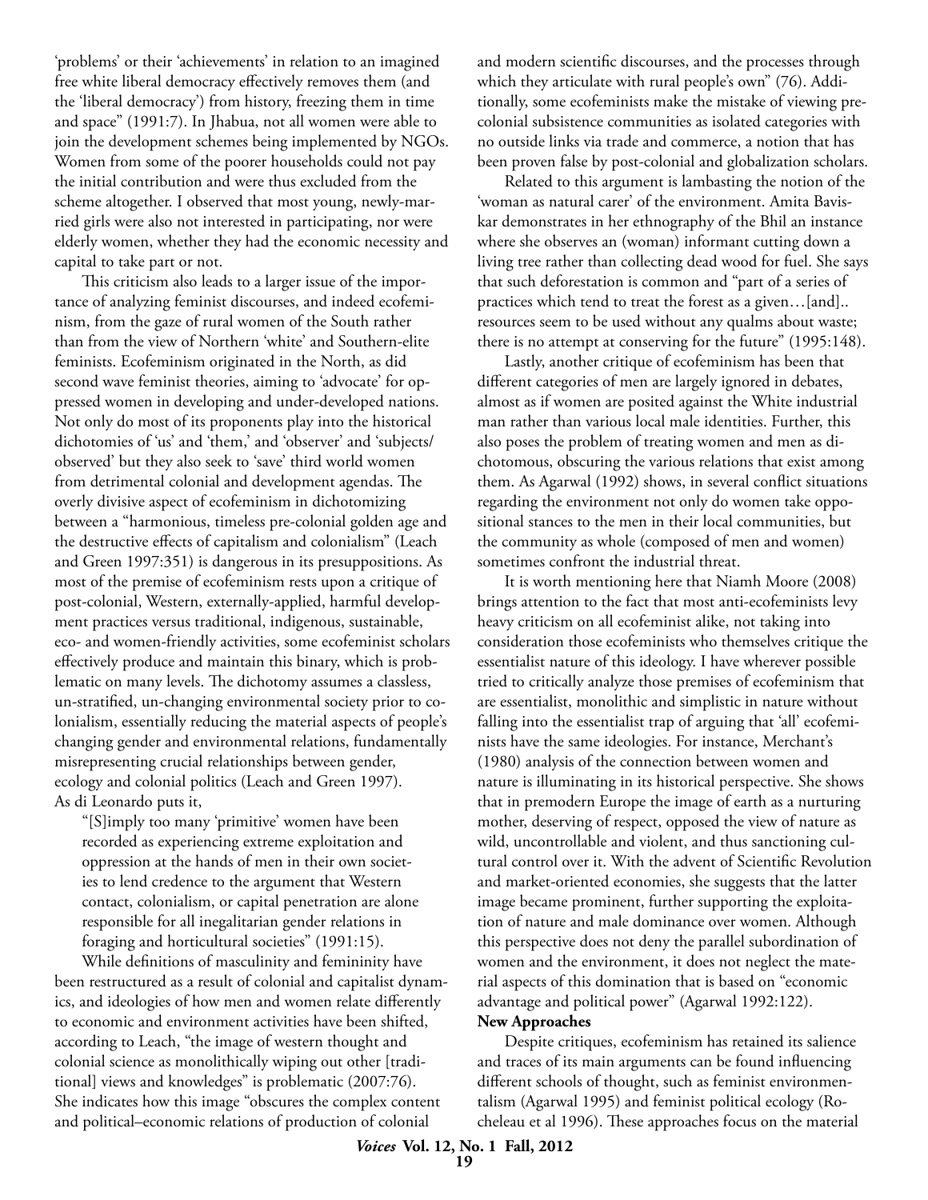'problems' or their 'achievements' in relation to an imagined free white liberal democracy effectively removes them (and the 'liberal democracy') from history, freezing them in time and space" (1991:7). In Jhabua, not all women were able to join the development schemes being implemented by NGOs. Women from some of the poorer households could not pay the initial contribution and were thus excluded from the scheme altogether. I observed that most young, newly-married girls were also not interested in participating, nor were elderly women, whether they had the economic necessity and capital to take part or not.

This criticism also leads to a larger issue of the importance of analyzing feminist discourses, and indeed ecofeminism, from the gaze of rural women of the South rather than from the view of Northern 'white' and Southern-elite feminists. Ecofeminism originated in the North, as did second wave feminist theories, aiming to 'advocate' for oppressed women in developing and under-developed nations. Not only do most of its proponents play into the historical dichotomies of 'us' and 'them,' and 'observer' and 'subjects/observed' but they also seek to 'save' third world women from detrimental colonial and development agendas. The overly divisive aspect of ecofeminism in dichotomizing between a "harmonious, timeless pre-colonial golden age and the destructive effects of capitalism and colonialism" (Leach and Green 1997:351) is dangerous in its presuppositions. As most of the premise of ecofeminism rests upon a critique of post-colonial, Western, externally-applied, harmful development practices versus traditional, indigenous, sustainable, eco- and women-friendly activities, some ecofeminist scholars effectively produce and maintain this binary, which is problematic on many levels. The dichotomy assumes a classless, un-stratified, un-changing environmental society prior to colonialism, essentially reducing the material aspects of people's changing gender and environmental relations, fundamentally misrepresenting crucial relationships between gender, ecology and colonial politics (Leach and Green 1997). As di Leonardo puts it,

> "[S]imply too many 'primitive' women have been recorded as experiencing extreme exploitation and oppression at the hands of men in their own societies to lend credence to the argument that Western contact, colonialism, or capital penetration are alone responsible for all inegalitarian gender relations in foraging and horticultural societies" (1991:15).

While definitions of masculinity and femininity have been restructured as a result of colonial and capitalist dynamics, and ideologies of how men and women relate differently to economic and environment activities have been shifted, according to Leach, "the image of western thought and colonial science as monolithically wiping out other [traditional] views and knowledges" is problematic (2007:76). She indicates how this image "obscures the complex content and political–economic relations of production of colonial and modern scientific discourses, and the processes through which they articulate with rural people's own" (76). Additionally, some ecofeminists make the mistake of viewing pre-colonial subsistence communities as isolated categories with no outside links via trade and commerce, a notion that has been proven false by post-colonial and globalization scholars.

Related to this argument is lambasting the notion of the 'woman as natural carer' of the environment. Amita Baviskar demonstrates in her ethnography of the Bhil an instance where she observes an (woman) informant cutting down a living tree rather than collecting dead wood for fuel. She says that such deforestation is common and "part of a series of practices which tend to treat the forest as a given…[and].. resources seem to be used without any qualms about waste; there is no attempt at conserving for the future" (1995:148).

Lastly, another critique of ecofeminism has been that different categories of men are largely ignored in debates, almost as if women are posited against the White industrial man rather than various local male identities. Further, this also poses the problem of treating women and men as dichotomous, obscuring the various relations that exist among them. As Agarwal (1992) shows, in several conflict situations regarding the environment not only do women take oppositional stances to the men in their local communities, but the community as whole (composed of men and women) sometimes confront the industrial threat.

It is worth mentioning here that Niamh Moore (2008) brings attention to the fact that most anti-ecofeminists levy heavy criticism on all ecofeminist alike, not taking into consideration those ecofeminists who themselves critique the essentialist nature of this ideology. I have wherever possible tried to critically analyze those premises of ecofeminism that are essentialist, monolithic and simplistic in nature without falling into the essentialist trap of arguing that 'all' ecofeminists have the same ideologies. For instance, Merchant's (1980) analysis of the connection between women and nature is illuminating in its historical perspective. She shows that in premodern Europe the image of earth as a nurturing mother, deserving of respect, opposed the view of nature as wild, uncontrollable and violent, and thus sanctioning cultural control over it. With the advent of Scientific Revolution and market-oriented economies, she suggests that the latter image became prominent, further supporting the exploitation of nature and male dominance over women. Although this perspective does not deny the parallel subordination of women and the environment, it does not neglect the material aspects of this domination that is based on "economic advantage and political power" (Agarwal 1992:122).

**New Approaches**

Despite critiques, ecofeminism has retained its salience and traces of its main arguments can be found influencing different schools of thought, such as feminist environmentalism (Agarwal 1995) and feminist political ecology (Rocheleau et al 1996). These approaches focus on the material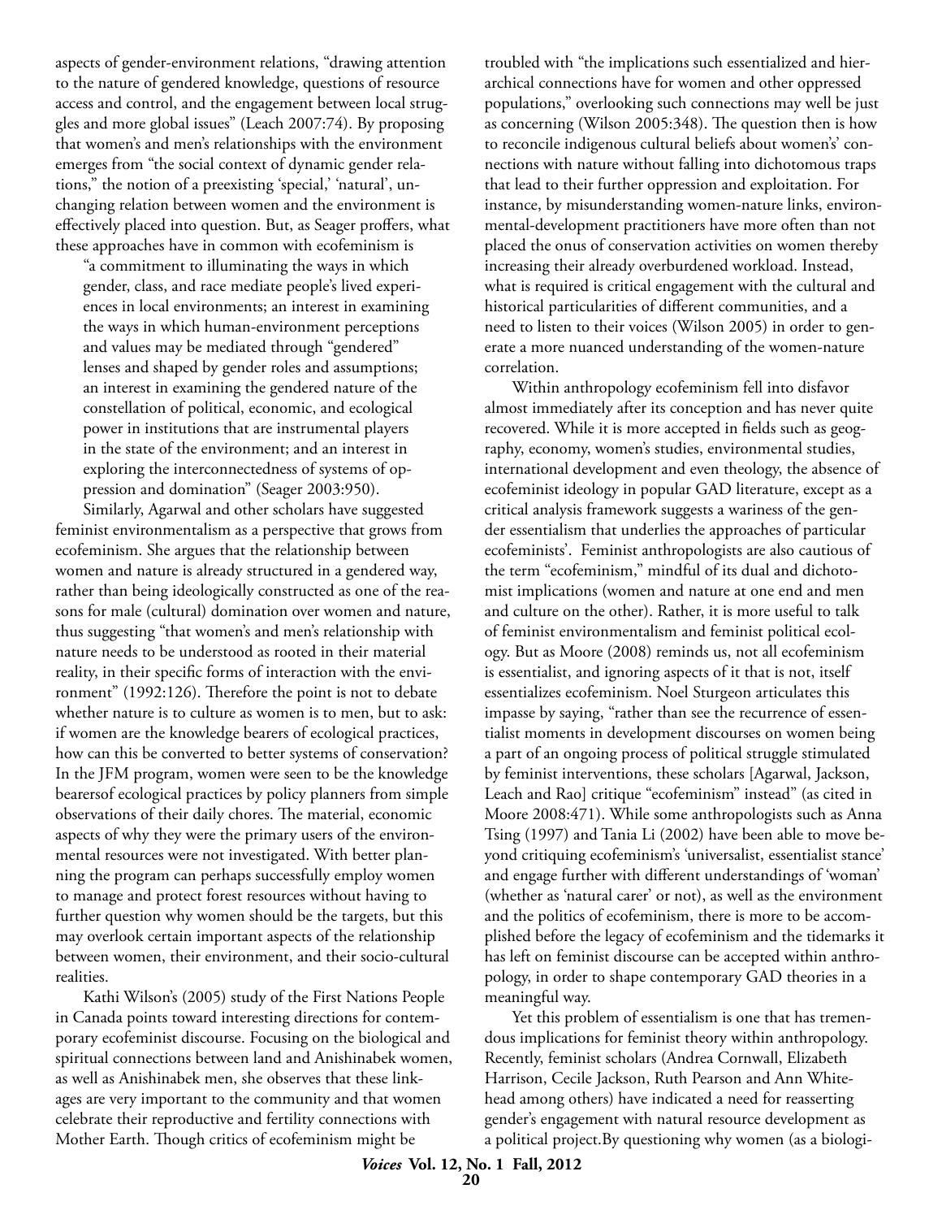aspects of gender-environment relations, "drawing attention to the nature of gendered knowledge, questions of resource access and control, and the engagement between local struggles and more global issues" (Leach 2007:74). By proposing that women's and men's relationships with the environment emerges from "the social context of dynamic gender relations," the notion of a preexisting 'special,' 'natural', unchanging relation between women and the environment is effectively placed into question. But, as Seager proffers, what these approaches have in common with ecofeminism is

> "a commitment to illuminating the ways in which gender, class, and race mediate people's lived experiences in local environments; an interest in examining the ways in which human-environment perceptions and values may be mediated through "gendered" lenses and shaped by gender roles and assumptions; an interest in examining the gendered nature of the constellation of political, economic, and ecological power in institutions that are instrumental players in the state of the environment; and an interest in exploring the interconnectedness of systems of oppression and domination" (Seager 2003:950).

Similarly, Agarwal and other scholars have suggested feminist environmentalism as a perspective that grows from ecofeminism. She argues that the relationship between women and nature is already structured in a gendered way, rather than being ideologically constructed as one of the reasons for male (cultural) domination over women and nature, thus suggesting "that women's and men's relationship with nature needs to be understood as rooted in their material reality, in their specific forms of interaction with the environment" (1992:126). Therefore the point is not to debate whether nature is to culture as women is to men, but to ask: if women are the knowledge bearers of ecological practices, how can this be converted to better systems of conservation? In the JFM program, women were seen to be the knowledge bearersof ecological practices by policy planners from simple observations of their daily chores. The material, economic aspects of why they were the primary users of the environmental resources were not investigated. With better planning the program can perhaps successfully employ women to manage and protect forest resources without having to further question why women should be the targets, but this may overlook certain important aspects of the relationship between women, their environment, and their socio-cultural realities.

Kathi Wilson's (2005) study of the First Nations People in Canada points toward interesting directions for contemporary ecofeminist discourse. Focusing on the biological and spiritual connections between land and Anishinabek women, as well as Anishinabek men, she observes that these linkages are very important to the community and that women celebrate their reproductive and fertility connections with Mother Earth. Though critics of ecofeminism might be troubled with "the implications such essentialized and hierarchical connections have for women and other oppressed populations," overlooking such connections may well be just as concerning (Wilson 2005:348). The question then is how to reconcile indigenous cultural beliefs about womens's' connections with nature without falling into dichotomous traps that lead to their further oppression and exploitation. For instance, by misunderstanding women-nature links, environmental-development practitioners have more often than not placed the onus of conservation activities on women thereby increasing their already overburdened workload. Instead, what is required is critical engagement with the cultural and historical particularities of different communities, and a need to listen to their voices (Wilson 2005) in order to generate a more nuanced understanding of the women-nature correlation.

Within anthropology ecofeminism fell into disfavor almost immediately after its conception and has never quite recovered. While it is more accepted in fields such as geography, economy, women's studies, environmental studies, international development and even theology, the absence of ecofeminist ideology in popular GAD literature, except as a critical analysis framework suggests a wariness of the gender essentialism that underlies the approaches of particular ecofeminists'. Feminist anthropologists are also cautious of the term "ecofeminism," mindful of its dual and dichotomist implications (women and nature at one end and men and culture on the other). Rather, it is more useful to talk of feminist environmentalism and feminist political ecology. But as Moore (2008) reminds us, not all ecofeminism is essentialist, and ignoring aspects of it that is not, itself essentializes ecofeminism. Noel Sturgeon articulates this impasse by saying, "rather than see the recurrence of essentialist moments in development discourses on women being a part of an ongoing process of political struggle stimulated by feminist interventions, these scholars [Agarwal, Jackson, Leach and Rao] critique "ecofeminism" instead" (as cited in Moore 2008:471). While some anthropologists such as Anna Tsing (1997) and Tania Li (2002) have been able to move beyond critiquing ecofeminism's 'universalist, essentialist stance' and engage further with different understandings of 'woman' (whether as 'natural carer' or not), as well as the environment and the politics of ecofeminism, there is more to be accomplished before the legacy of ecofeminism and the tidemarks it has left on feminist discourse can be accepted within anthropology, in order to shape contemporary GAD theories in a meaningful way.

Yet this problem of essentialism is one that has tremendous implications for feminist theory within anthropology. Recently, feminist scholars (Andrea Cornwall, Elizabeth Harrison, Cecile Jackson, Ruth Pearson and Ann Whitehead among others) have indicated a need for reasserting gender's engagement with natural resource development as a political project.By questioning why women (as a biologi-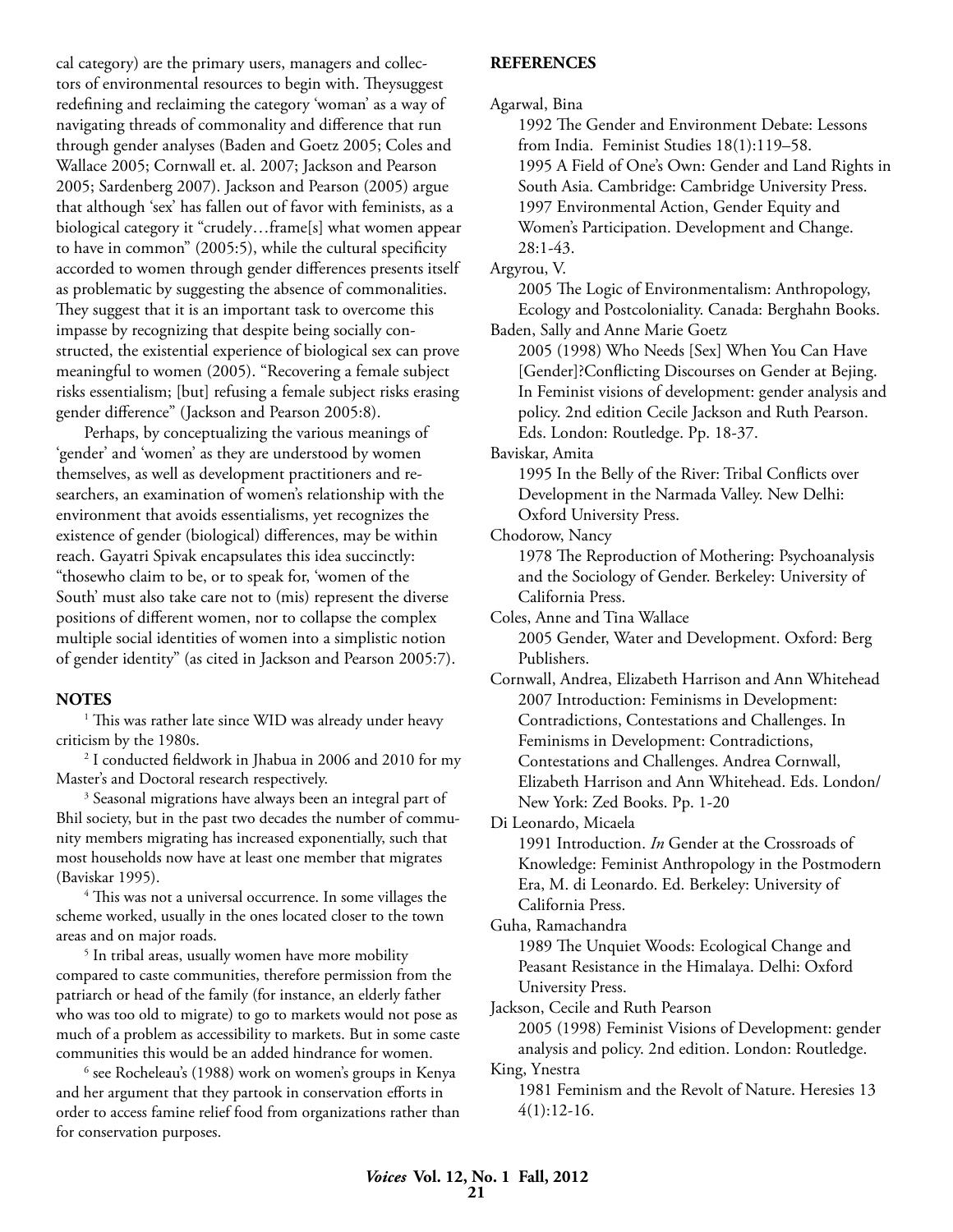cal category) are the primary users, managers and collectors of environmental resources to begin with. Theysuggest redefining and reclaiming the category 'woman' as a way of navigating threads of commonality and difference that run through gender analyses (Baden and Goetz 2005; Coles and Wallace 2005; Cornwall et. al. 2007; Jackson and Pearson 2005; Sardenberg 2007). Jackson and Pearson (2005) argue that although 'sex' has fallen out of favor with feminists, as a biological category it "crudely…frame[s] what women appear to have in common" (2005:5), while the cultural specificity accorded to women through gender differences presents itself as problematic by suggesting the absence of commonalities. They suggest that it is an important task to overcome this impasse by recognizing that despite being socially constructed, the existential experience of biological sex can prove meaningful to women (2005). "Recovering a female subject risks essentialism; [but] refusing a female subject risks erasing gender difference" (Jackson and Pearson 2005:8).

Perhaps, by conceptualizing the various meanings of 'gender' and 'women' as they are understood by women themselves, as well as development practitioners and researchers, an examination of women's relationship with the environment that avoids essentialisms, yet recognizes the existence of gender (biological) differences, may be within reach. Gayatri Spivak encapsulates this idea succinctly: "thosewho claim to be, or to speak for, 'women of the South' must also take care not to (mis) represent the diverse positions of different women, nor to collapse the complex multiple social identities of women into a simplistic notion of gender identity" (as cited in Jackson and Pearson 2005:7).

## NOTES

[1] This was rather late since WID was already under heavy criticism by the 1980s.

[2] I conducted fieldwork in Jhabua in 2006 and 2010 for my Master's and Doctoral research respectively.

[3] Seasonal migrations have always been an integral part of Bhil society, but in the past two decades the number of community members migrating has increased exponentially, such that most households now have at least one member that migrates (Baviskar 1995).

[4] This was not a universal occurrence. In some villages the scheme worked, usually in the ones located closer to the town areas and on major roads.

[5] In tribal areas, usually women have more mobility compared to caste communities, therefore permission from the patriarch or head of the family (for instance, an elderly father who was too old to migrate) to go to markets would not pose as much of a problem as accessibility to markets. But in some caste communities this would be an added hindrance for women.

[6] see Rocheleau's (1988) work on women's groups in Kenya and her argument that they partook in conservation efforts in order to access famine relief food from organizations rather than for conservation purposes.

## REFERENCES

Agarwal, Bina
1992 The Gender and Environment Debate: Lessons from India. Feminist Studies 18(1):119–58.
1995 A Field of One's Own: Gender and Land Rights in South Asia. Cambridge: Cambridge University Press.
1997 Environmental Action, Gender Equity and Women's Participation. Development and Change. 28:1-43.

Argyrou, V.
2005 The Logic of Environmentalism: Anthropology, Ecology and Postcoloniality. Canada: Berghahn Books.

Baden, Sally and Anne Marie Goetz
2005 (1998) Who Needs [Sex] When You Can Have [Gender]?Conflicting Discourses on Gender at Bejing. In Feminist visions of development: gender analysis and policy. 2nd edition Cecile Jackson and Ruth Pearson. Eds. London: Routledge. Pp. 18-37.

Baviskar, Amita
1995 In the Belly of the River: Tribal Conflicts over Development in the Narmada Valley. New Delhi: Oxford University Press.

Chodorow, Nancy
1978 The Reproduction of Mothering: Psychoanalysis and the Sociology of Gender. Berkeley: University of California Press.

Coles, Anne and Tina Wallace
2005 Gender, Water and Development. Oxford: Berg Publishers.

Cornwall, Andrea, Elizabeth Harrison and Ann Whitehead
2007 Introduction: Feminisms in Development: Contradictions, Contestations and Challenges. In Feminisms in Development: Contradictions, Contestations and Challenges. Andrea Cornwall, Elizabeth Harrison and Ann Whitehead. Eds. London/New York: Zed Books. Pp. 1-20

Di Leonardo, Micaela
1991 Introduction. *In* Gender at the Crossroads of Knowledge: Feminist Anthropology in the Postmodern Era, M. di Leonardo. Ed. Berkeley: University of California Press.

Guha, Ramachandra
1989 The Unquiet Woods: Ecological Change and Peasant Resistance in the Himalaya. Delhi: Oxford University Press.

Jackson, Cecile and Ruth Pearson
2005 (1998) Feminist Visions of Development: gender analysis and policy. 2nd edition. London: Routledge.

King, Ynestra
1981 Feminism and the Revolt of Nature. Heresies 13 4(1):12-16.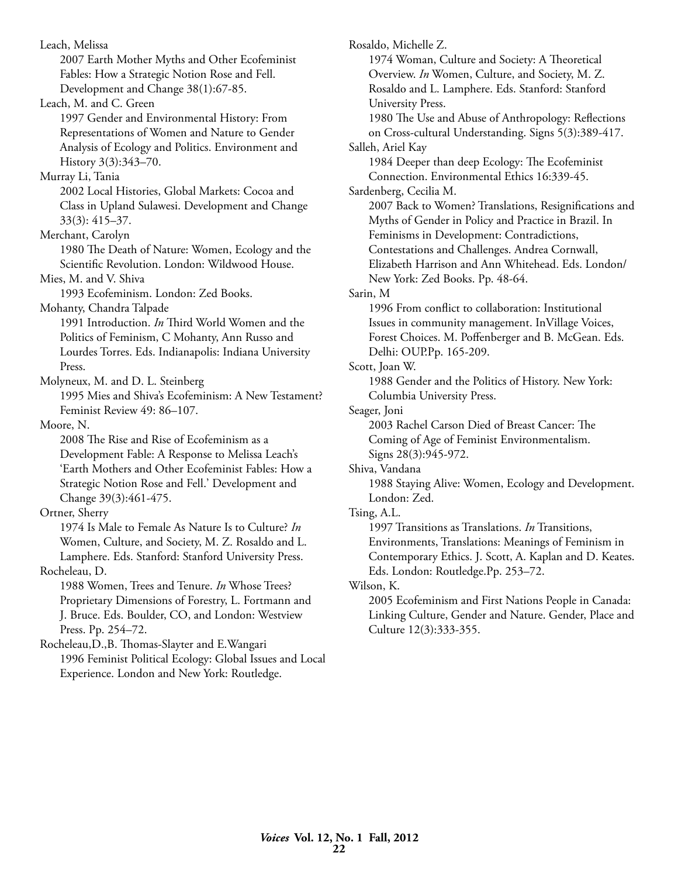Leach, Melissa
2007 Earth Mother Myths and Other Ecofeminist Fables: How a Strategic Notion Rose and Fell. Development and Change 38(1):67-85.

Leach, M. and C. Green
1997 Gender and Environmental History: From Representations of Women and Nature to Gender Analysis of Ecology and Politics. Environment and History 3(3):343–70.

Murray Li, Tania
2002 Local Histories, Global Markets: Cocoa and Class in Upland Sulawesi. Development and Change 33(3): 415–37.

Merchant, Carolyn
1980 The Death of Nature: Women, Ecology and the Scientific Revolution. London: Wildwood House.

Mies, M. and V. Shiva
1993 Ecofeminism. London: Zed Books.

Mohanty, Chandra Talpade
1991 Introduction. *In* Third World Women and the Politics of Feminism, C Mohanty, Ann Russo and Lourdes Torres. Eds. Indianapolis: Indiana University Press.

Molyneux, M. and D. L. Steinberg
1995 Mies and Shiva's Ecofeminism: A New Testament? Feminist Review 49: 86–107.

Moore, N.
2008 The Rise and Rise of Ecofeminism as a Development Fable: A Response to Melissa Leach's 'Earth Mothers and Other Ecofeminist Fables: How a Strategic Notion Rose and Fell.' Development and Change 39(3):461-475.

Ortner, Sherry
1974 Is Male to Female As Nature Is to Culture? *In* Women, Culture, and Society, M. Z. Rosaldo and L. Lamphere. Eds. Stanford: Stanford University Press.

Rocheleau, D.
1988 Women, Trees and Tenure. *In* Whose Trees? Proprietary Dimensions of Forestry, L. Fortmann and J. Bruce. Eds. Boulder, CO, and London: Westview Press. Pp. 254–72.

Rocheleau,D.,B. Thomas-Slayter and E.Wangari
1996 Feminist Political Ecology: Global Issues and Local Experience. London and New York: Routledge.

Rosaldo, Michelle Z.
1974 Woman, Culture and Society: A Theoretical Overview. *In* Women, Culture, and Society, M. Z. Rosaldo and L. Lamphere. Eds. Stanford: Stanford University Press.
1980 The Use and Abuse of Anthropology: Reflections on Cross-cultural Understanding. Signs 5(3):389-417.

Salleh, Ariel Kay
1984 Deeper than deep Ecology: The Ecofeminist Connection. Environmental Ethics 16:339-45.

Sardenberg, Cecilia M.
2007 Back to Women? Translations, Resignifications and Myths of Gender in Policy and Practice in Brazil. In Feminisms in Development: Contradictions, Contestations and Challenges. Andrea Cornwall, Elizabeth Harrison and Ann Whitehead. Eds. London/New York: Zed Books. Pp. 48-64.

Sarin, M
1996 From conflict to collaboration: Institutional Issues in community management. InVillage Voices, Forest Choices. M. Poffenberger and B. McGean. Eds. Delhi: OUP.Pp. 165-209.

Scott, Joan W.
1988 Gender and the Politics of History. New York: Columbia University Press.

Seager, Joni
2003 Rachel Carson Died of Breast Cancer: The Coming of Age of Feminist Environmentalism. Signs 28(3):945-972.

Shiva, Vandana
1988 Staying Alive: Women, Ecology and Development. London: Zed.

Tsing, A.L.
1997 Transitions as Translations. *In* Transitions, Environments, Translations: Meanings of Feminism in Contemporary Ethics. J. Scott, A. Kaplan and D. Keates. Eds. London: Routledge.Pp. 253–72.

Wilson, K.
2005 Ecofeminism and First Nations People in Canada: Linking Culture, Gender and Nature. Gender, Place and Culture 12(3):333-355.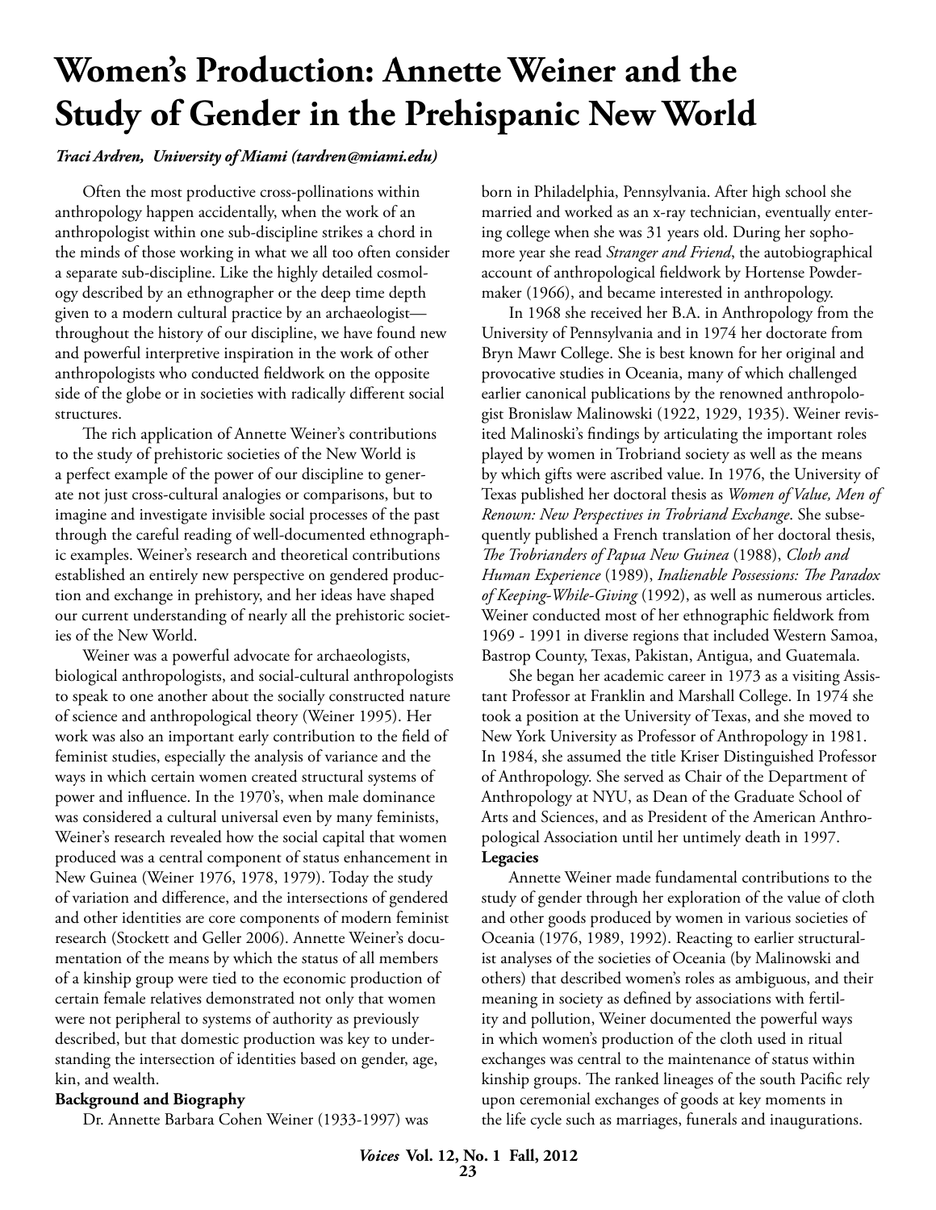# Women's Production: Annette Weiner and the Study of Gender in the Prehispanic New World

***Traci Ardren, University of Miami (tardren@miami.edu)***

Often the most productive cross-pollinations within anthropology happen accidentally, when the work of an anthropologist within one sub-discipline strikes a chord in the minds of those working in what we all too often consider a separate sub-discipline. Like the highly detailed cosmology described by an ethnographer or the deep time depth given to a modern cultural practice by an archaeologist—throughout the history of our discipline, we have found new and powerful interpretive inspiration in the work of other anthropologists who conducted fieldwork on the opposite side of the globe or in societies with radically different social structures.

The rich application of Annette Weiner's contributions to the study of prehistoric societies of the New World is a perfect example of the power of our discipline to generate not just cross-cultural analogies or comparisons, but to imagine and investigate invisible social processes of the past through the careful reading of well-documented ethnographic examples. Weiner's research and theoretical contributions established an entirely new perspective on gendered production and exchange in prehistory, and her ideas have shaped our current understanding of nearly all the prehistoric societies of the New World.

Weiner was a powerful advocate for archaeologists, biological anthropologists, and social-cultural anthropologists to speak to one another about the socially constructed nature of science and anthropological theory (Weiner 1995). Her work was also an important early contribution to the field of feminist studies, especially the analysis of variance and the ways in which certain women created structural systems of power and influence. In the 1970's, when male dominance was considered a cultural universal even by many feminists, Weiner's research revealed how the social capital that women produced was a central component of status enhancement in New Guinea (Weiner 1976, 1978, 1979). Today the study of variation and difference, and the intersections of gendered and other identities are core components of modern feminist research (Stockett and Geller 2006). Annette Weiner's documentation of the means by which the status of all members of a kinship group were tied to the economic production of certain female relatives demonstrated not only that women were not peripheral to systems of authority as previously described, but that domestic production was key to understanding the intersection of identities based on gender, age, kin, and wealth.

**Background and Biography**

Dr. Annette Barbara Cohen Weiner (1933-1997) was born in Philadelphia, Pennsylvania. After high school she married and worked as an x-ray technician, eventually entering college when she was 31 years old. During her sophomore year she read *Stranger and Friend*, the autobiographical account of anthropological fieldwork by Hortense Powdermaker (1966), and became interested in anthropology.

In 1968 she received her B.A. in Anthropology from the University of Pennsylvania and in 1974 her doctorate from Bryn Mawr College. She is best known for her original and provocative studies in Oceania, many of which challenged earlier canonical publications by the renowned anthropologist Bronislaw Malinowski (1922, 1929, 1935). Weiner revisited Malinowski's findings by articulating the important roles played by women in Trobriand society as well as the means by which gifts were ascribed value. In 1976, the University of Texas published her doctoral thesis as *Women of Value, Men of Renown: New Perspectives in Trobriand Exchange*. She subsequently published a French translation of her doctoral thesis, *The Trobrianders of Papua New Guinea* (1988), *Cloth and Human Experience* (1989), *Inalienable Possessions: The Paradox of Keeping-While-Giving* (1992), as well as numerous articles. Weiner conducted most of her ethnographic fieldwork from 1969 - 1991 in diverse regions that included Western Samoa, Bastrop County, Texas, Pakistan, Antigua, and Guatemala.

She began her academic career in 1973 as a visiting Assistant Professor at Franklin and Marshall College. In 1974 she took a position at the University of Texas, and she moved to New York University as Professor of Anthropology in 1981. In 1984, she assumed the title Kriser Distinguished Professor of Anthropology. She served as Chair of the Department of Anthropology at NYU, as Dean of the Graduate School of Arts and Sciences, and as President of the American Anthropological Association until her untimely death in 1997.

**Legacies**

Annette Weiner made fundamental contributions to the study of gender through her exploration of the value of cloth and other goods produced by women in various societies of Oceania (1976, 1989, 1992). Reacting to earlier structuralist analyses of the societies of Oceania (by Malinowski and others) that described women's roles as ambiguous, and their meaning in society as defined by associations with fertility and pollution, Weiner documented the powerful ways in which women's production of the cloth used in ritual exchanges was central to the maintenance of status within kinship groups. The ranked lineages of the south Pacific rely upon ceremonial exchanges of goods at key moments in the life cycle such as marriages, funerals and inaugurations.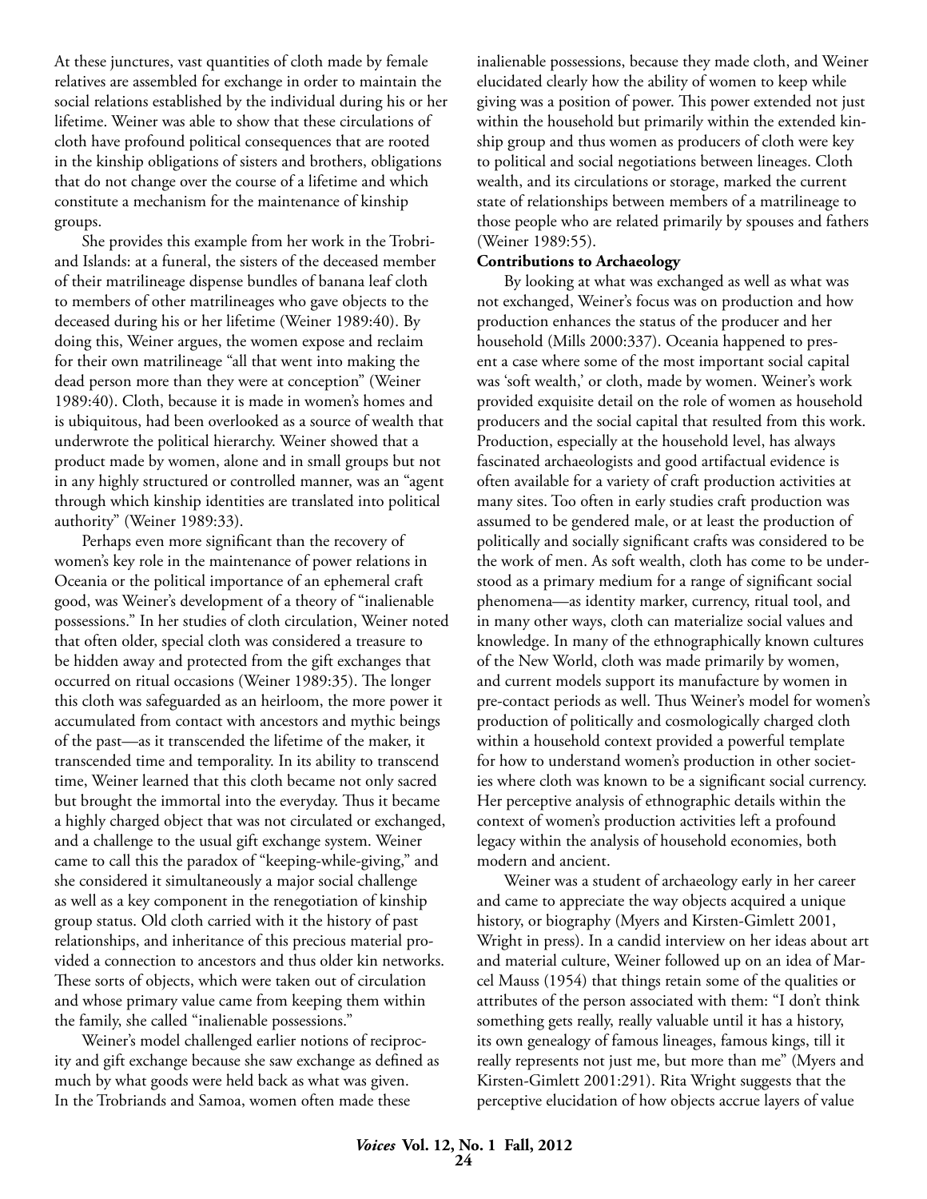At these junctures, vast quantities of cloth made by female relatives are assembled for exchange in order to maintain the social relations established by the individual during his or her lifetime. Weiner was able to show that these circulations of cloth have profound political consequences that are rooted in the kinship obligations of sisters and brothers, obligations that do not change over the course of a lifetime and which constitute a mechanism for the maintenance of kinship groups.

She provides this example from her work in the Trobriand Islands: at a funeral, the sisters of the deceased member of their matrilineage dispense bundles of banana leaf cloth to members of other matrilineages who gave objects to the deceased during his or her lifetime (Weiner 1989:40). By doing this, Weiner argues, the women expose and reclaim for their own matrilineage "all that went into making the dead person more than they were at conception" (Weiner 1989:40). Cloth, because it is made in women's homes and is ubiquitous, had been overlooked as a source of wealth that underwrote the political hierarchy. Weiner showed that a product made by women, alone and in small groups but not in any highly structured or controlled manner, was an "agent through which kinship identities are translated into political authority" (Weiner 1989:33).

Perhaps even more significant than the recovery of women's key role in the maintenance of power relations in Oceania or the political importance of an ephemeral craft good, was Weiner's development of a theory of "inalienable possessions." In her studies of cloth circulation, Weiner noted that often older, special cloth was considered a treasure to be hidden away and protected from the gift exchanges that occurred on ritual occasions (Weiner 1989:35). The longer this cloth was safeguarded as an heirloom, the more power it accumulated from contact with ancestors and mythic beings of the past—as it transcended the lifetime of the maker, it transcended time and temporality. In its ability to transcend time, Weiner learned that this cloth became not only sacred but brought the immortal into the everyday. Thus it became a highly charged object that was not circulated or exchanged, and a challenge to the usual gift exchange system. Weiner came to call this the paradox of "keeping-while-giving," and she considered it simultaneously a major social challenge as well as a key component in the renegotiation of kinship group status. Old cloth carried with it the history of past relationships, and inheritance of this precious material provided a connection to ancestors and thus older kin networks. These sorts of objects, which were taken out of circulation and whose primary value came from keeping them within the family, she called "inalienable possessions."

Weiner's model challenged earlier notions of reciprocity and gift exchange because she saw exchange as defined as much by what goods were held back as what was given. In the Trobriands and Samoa, women often made these inalienable possessions, because they made cloth, and Weiner elucidated clearly how the ability of women to keep while giving was a position of power. This power extended not just within the household but primarily within the extended kinship group and thus women as producers of cloth were key to political and social negotiations between lineages. Cloth wealth, and its circulations or storage, marked the current state of relationships between members of a matrilineage to those people who are related primarily by spouses and fathers (Weiner 1989:55).

**Contributions to Archaeology**

By looking at what was exchanged as well as what was not exchanged, Weiner's focus was on production and how production enhances the status of the producer and her household (Mills 2000:337). Oceania happened to present a case where some of the most important social capital was 'soft wealth,' or cloth, made by women. Weiner's work provided exquisite detail on the role of women as household producers and the social capital that resulted from this work. Production, especially at the household level, has always fascinated archaeologists and good artifactual evidence is often available for a variety of craft production activities at many sites. Too often in early studies craft production was assumed to be gendered male, or at least the production of politically and socially significant crafts was considered to be the work of men. As soft wealth, cloth has come to be understood as a primary medium for a range of significant social phenomena—as identity marker, currency, ritual tool, and in many other ways, cloth can materialize social values and knowledge. In many of the ethnographically known cultures of the New World, cloth was made primarily by women, and current models support its manufacture by women in pre-contact periods as well. Thus Weiner's model for women's production of politically and cosmologically charged cloth within a household context provided a powerful template for how to understand women's production in other societies where cloth was known to be a significant social currency. Her perceptive analysis of ethnographic details within the context of women's production activities left a profound legacy within the analysis of household economies, both modern and ancient.

Weiner was a student of archaeology early in her career and came to appreciate the way objects acquired a unique history, or biography (Myers and Kirsten-Gimlett 2001, Wright in press). In a candid interview on her ideas about art and material culture, Weiner followed up on an idea of Marcel Mauss (1954) that things retain some of the qualities or attributes of the person associated with them: "I don't think something gets really, really valuable until it has a history, its own genealogy of famous lineages, famous kings, till it really represents not just me, but more than me" (Myers and Kirsten-Gimlett 2001:291). Rita Wright suggests that the perceptive elucidation of how objects accrue layers of value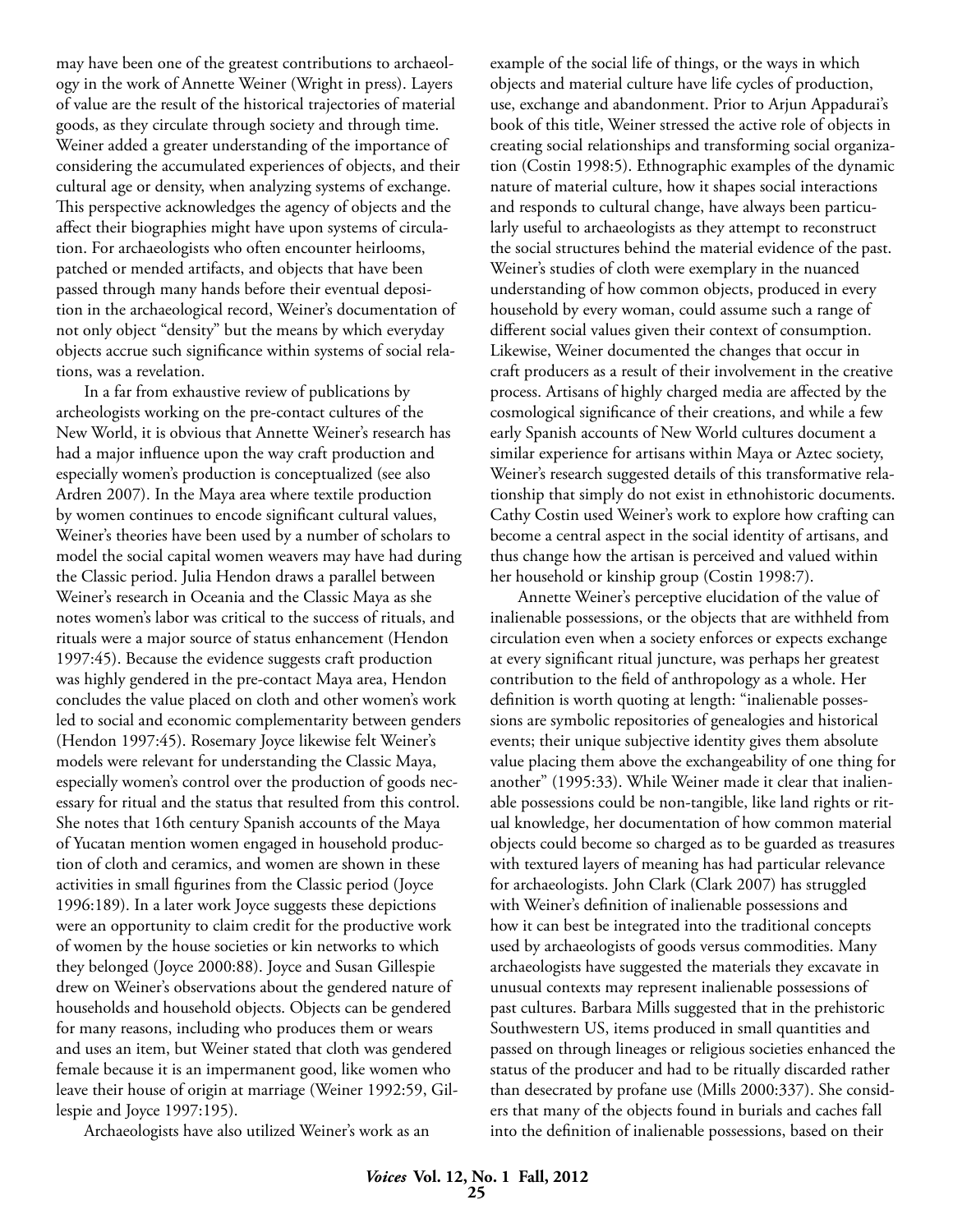may have been one of the greatest contributions to archaeology in the work of Annette Weiner (Wright in press). Layers of value are the result of the historical trajectories of material goods, as they circulate through society and through time. Weiner added a greater understanding of the importance of considering the accumulated experiences of objects, and their cultural age or density, when analyzing systems of exchange. This perspective acknowledges the agency of objects and the affect their biographies might have upon systems of circulation. For archaeologists who often encounter heirlooms, patched or mended artifacts, and objects that have been passed through many hands before their eventual deposition in the archaeological record, Weiner's documentation of not only object "density" but the means by which everyday objects accrue such significance within systems of social relations, was a revelation.

In a far from exhaustive review of publications by archeologists working on the pre-contact cultures of the New World, it is obvious that Annette Weiner's research has had a major influence upon the way craft production and especially women's production is conceptualized (see also Ardren 2007). In the Maya area where textile production by women continues to encode significant cultural values, Weiner's theories have been used by a number of scholars to model the social capital women weavers may have had during the Classic period. Julia Hendon draws a parallel between Weiner's research in Oceania and the Classic Maya as she notes women's labor was critical to the success of rituals, and rituals were a major source of status enhancement (Hendon 1997:45). Because the evidence suggests craft production was highly gendered in the pre-contact Maya area, Hendon concludes the value placed on cloth and other women's work led to social and economic complementarity between genders (Hendon 1997:45). Rosemary Joyce likewise felt Weiner's models were relevant for understanding the Classic Maya, especially women's control over the production of goods necessary for ritual and the status that resulted from this control. She notes that 16th century Spanish accounts of the Maya of Yucatan mention women engaged in household production of cloth and ceramics, and women are shown in these activities in small figurines from the Classic period (Joyce 1996:189). In a later work Joyce suggests these depictions were an opportunity to claim credit for the productive work of women by the house societies or kin networks to which they belonged (Joyce 2000:88). Joyce and Susan Gillespie drew on Weiner's observations about the gendered nature of households and household objects. Objects can be gendered for many reasons, including who produces them or wears and uses an item, but Weiner stated that cloth was gendered female because it is an impermanent good, like women who leave their house of origin at marriage (Weiner 1992:59, Gillespie and Joyce 1997:195).

Archaeologists have also utilized Weiner's work as an example of the social life of things, or the ways in which objects and material culture have life cycles of production, use, exchange and abandonment. Prior to Arjun Appadurai's book of this title, Weiner stressed the active role of objects in creating social relationships and transforming social organization (Costin 1998:5). Ethnographic examples of the dynamic nature of material culture, how it shapes social interactions and responds to cultural change, have always been particularly useful to archaeologists as they attempt to reconstruct the social structures behind the material evidence of the past. Weiner's studies of cloth were exemplary in the nuanced understanding of how common objects, produced in every household by every woman, could assume such a range of different social values given their context of consumption. Likewise, Weiner documented the changes that occur in craft producers as a result of their involvement in the creative process. Artisans of highly charged media are affected by the cosmological significance of their creations, and while a few early Spanish accounts of New World cultures document a similar experience for artisans within Maya or Aztec society, Weiner's research suggested details of this transformative relationship that simply do not exist in ethnohistoric documents. Cathy Costin used Weiner's work to explore how crafting can become a central aspect in the social identity of artisans, and thus change how the artisan is perceived and valued within her household or kinship group (Costin 1998:7).

Annette Weiner's perceptive elucidation of the value of inalienable possessions, or the objects that are withheld from circulation even when a society enforces or expects exchange at every significant ritual juncture, was perhaps her greatest contribution to the field of anthropology as a whole. Her definition is worth quoting at length: "inalienable possessions are symbolic repositories of genealogies and historical events; their unique subjective identity gives them absolute value placing them above the exchangeability of one thing for another" (1995:33). While Weiner made it clear that inalienable possessions could be non-tangible, like land rights or ritual knowledge, her documentation of how common material objects could become so charged as to be guarded as treasures with textured layers of meaning has had particular relevance for archaeologists. John Clark (Clark 2007) has struggled with Weiner's definition of inalienable possessions and how it can best be integrated into the traditional concepts used by archaeologists of goods versus commodities. Many archaeologists have suggested the materials they excavate in unusual contexts may represent inalienable possessions of past cultures. Barbara Mills suggested that in the prehistoric Southwestern US, items produced in small quantities and passed on through lineages or religious societies enhanced the status of the producer and had to be ritually discarded rather than desecrated by profane use (Mills 2000:337). She considers that many of the objects found in burials and caches fall into the definition of inalienable possessions, based on their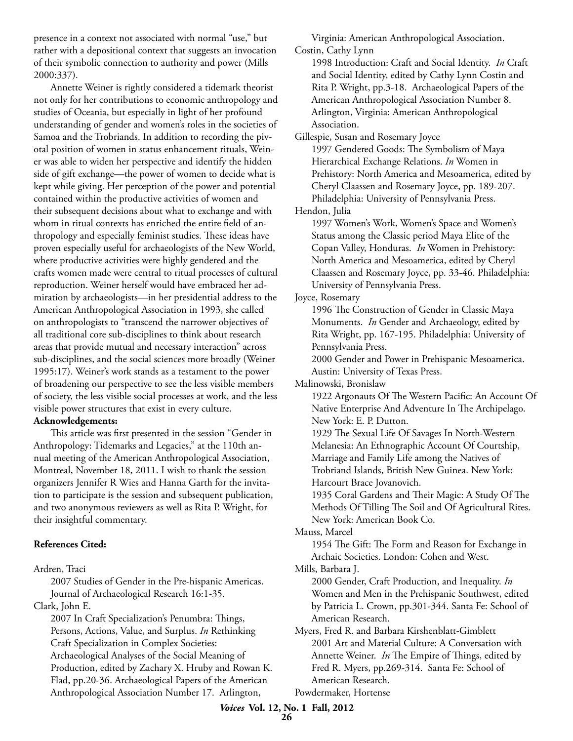presence in a context not associated with normal "use," but rather with a depositional context that suggests an invocation of their symbolic connection to authority and power (Mills 2000:337).

Annette Weiner is rightly considered a tidemark theorist not only for her contributions to economic anthropology and studies of Oceania, but especially in light of her profound understanding of gender and women's roles in the societies of Samoa and the Trobriands. In addition to recording the pivotal position of women in status enhancement rituals, Weiner was able to widen her perspective and identify the hidden side of gift exchange—the power of women to decide what is kept while giving. Her perception of the power and potential contained within the productive activities of women and their subsequent decisions about what to exchange and with whom in ritual contexts has enriched the entire field of anthropology and especially feminist studies. These ideas have proven especially useful for archaeologists of the New World, where productive activities were highly gendered and the crafts women made were central to ritual processes of cultural reproduction. Weiner herself would have embraced her admiration by archaeologists—in her presidential address to the American Anthropological Association in 1993, she called on anthropologists to "transcend the narrower objectives of all traditional core sub-disciplines to think about research areas that provide mutual and necessary interaction" across sub-disciplines, and the social sciences more broadly (Weiner 1995:17). Weiner's work stands as a testament to the power of broadening our perspective to see the less visible members of society, the less visible social processes at work, and the less visible power structures that exist in every culture.

**Acknowledgements:**

This article was first presented in the session "Gender in Anthropology: Tidemarks and Legacies," at the 110th annual meeting of the American Anthropological Association, Montreal, November 18, 2011. I wish to thank the session organizers Jennifer R Wies and Hanna Garth for the invitation to participate is the session and subsequent publication, and two anonymous reviewers as well as Rita P. Wright, for their insightful commentary.

**References Cited:**

Ardren, Traci
2007 Studies of Gender in the Pre-hispanic Americas. Journal of Archaeological Research 16:1-35.

Clark, John E.
2007 In Craft Specialization's Penumbra: Things, Persons, Actions, Value, and Surplus. *In* Rethinking Craft Specialization in Complex Societies: Archaeological Analyses of the Social Meaning of Production, edited by Zachary X. Hruby and Rowan K. Flad, pp.20-36. Archaeological Papers of the American Anthropological Association Number 17. Arlington, Virginia: American Anthropological Association.

Costin, Cathy Lynn
1998 Introduction: Craft and Social Identity. *In* Craft and Social Identity, edited by Cathy Lynn Costin and Rita P. Wright, pp.3-18. Archaeological Papers of the American Anthropological Association Number 8. Arlington, Virginia: American Anthropological Association.

Gillespie, Susan and Rosemary Joyce
1997 Gendered Goods: The Symbolism of Maya Hierarchical Exchange Relations. *In* Women in Prehistory: North America and Mesoamerica, edited by Cheryl Claassen and Rosemary Joyce, pp. 189-207. Philadelphia: University of Pennsylvania Press.

Hendon, Julia
1997 Women's Work, Women's Space and Women's Status among the Classic period Maya Elite of the Copan Valley, Honduras. *In* Women in Prehistory: North America and Mesoamerica, edited by Cheryl Claassen and Rosemary Joyce, pp. 33-46. Philadelphia: University of Pennsylvania Press.

Joyce, Rosemary
1996 The Construction of Gender in Classic Maya Monuments. *In* Gender and Archaeology, edited by Rita Wright, pp. 167-195. Philadelphia: University of Pennsylvania Press.
2000 Gender and Power in Prehispanic Mesoamerica. Austin: University of Texas Press.

Malinowski, Bronislaw
1922 Argonauts Of The Western Pacific: An Account Of Native Enterprise And Adventure In The Archipelago. New York: E. P. Dutton.
1929 The Sexual Life Of Savages In North-Western Melanesia: An Ethnographic Account Of Courtship, Marriage and Family Life among the Natives of Trobriand Islands, British New Guinea. New York: Harcourt Brace Jovanovich.
1935 Coral Gardens and Their Magic: A Study Of The Methods Of Tilling The Soil and Of Agricultural Rites. New York: American Book Co.

Mauss, Marcel
1954 The Gift: The Form and Reason for Exchange in Archaic Societies. London: Cohen and West.

Mills, Barbara J.
2000 Gender, Craft Production, and Inequality. *In* Women and Men in the Prehispanic Southwest, edited by Patricia L. Crown, pp.301-344. Santa Fe: School of American Research.

Myers, Fred R. and Barbara Kirshenblatt-Gimblett
2001 Art and Material Culture: A Conversation with Annette Weiner. *In* The Empire of Things, edited by Fred R. Myers, pp.269-314. Santa Fe: School of American Research.

Powdermaker, Hortense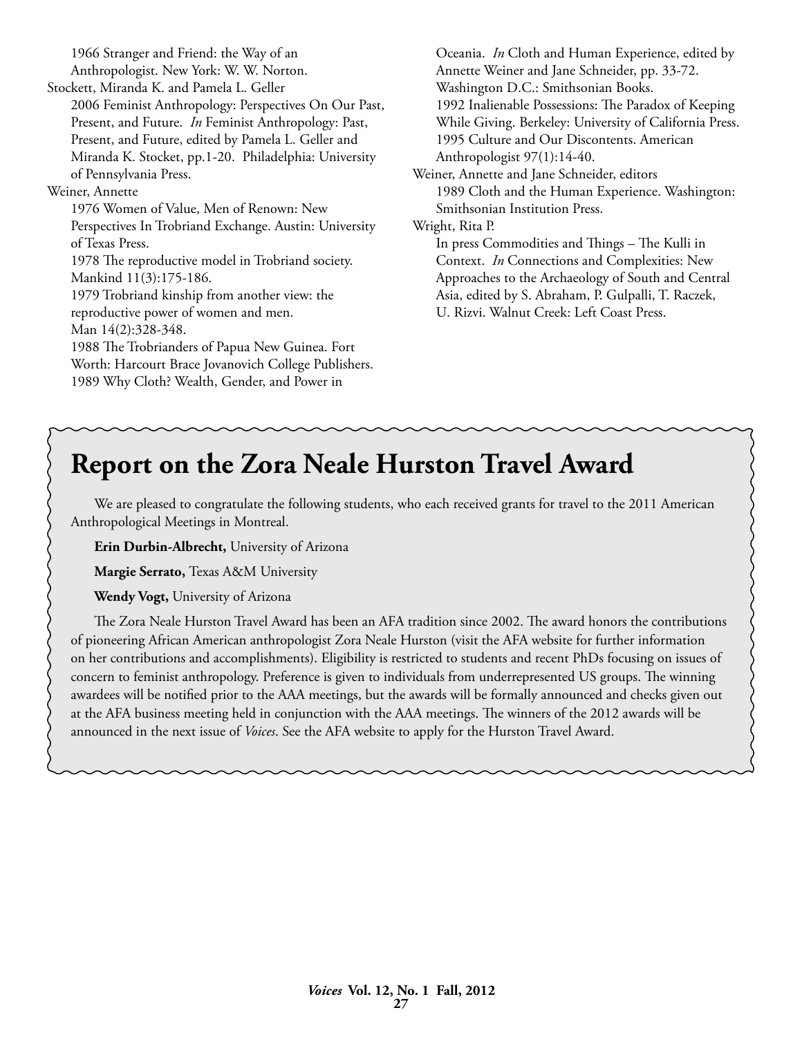1966 Stranger and Friend: the Way of an Anthropologist. New York: W. W. Norton.

Stockett, Miranda K. and Pamela L. Geller

2006 Feminist Anthropology: Perspectives On Our Past, Present, and Future. *In* Feminist Anthropology: Past, Present, and Future, edited by Pamela L. Geller and Miranda K. Stocket, pp.1-20. Philadelphia: University of Pennsylvania Press.

Weiner, Annette

1976 Women of Value, Men of Renown: New Perspectives In Trobriand Exchange. Austin: University of Texas Press.

1978 The reproductive model in Trobriand society. Mankind 11(3):175-186.

1979 Trobriand kinship from another view: the reproductive power of women and men. Man 14(2):328-348.

1988 The Trobrianders of Papua New Guinea. Fort Worth: Harcourt Brace Jovanovich College Publishers.

1989 Why Cloth? Wealth, Gender, and Power in Oceania. *In* Cloth and Human Experience, edited by Annette Weiner and Jane Schneider, pp. 33-72. Washington D.C.: Smithsonian Books.

1992 Inalienable Possessions: The Paradox of Keeping While Giving. Berkeley: University of California Press.

1995 Culture and Our Discontents. American Anthropologist 97(1):14-40.

Weiner, Annette and Jane Schneider, editors

1989 Cloth and the Human Experience. Washington: Smithsonian Institution Press.

Wright, Rita P.

In press Commodities and Things – The Kulli in Context. *In* Connections and Complexities: New Approaches to the Archaeology of South and Central Asia, edited by S. Abraham, P. Gulpalli, T. Raczek, U. Rizvi. Walnut Creek: Left Coast Press.

# Report on the Zora Neale Hurston Travel Award

We are pleased to congratulate the following students, who each received grants for travel to the 2011 American Anthropological Meetings in Montreal.

**Erin Durbin-Albrecht,** University of Arizona

**Margie Serrato,** Texas A&M University

**Wendy Vogt,** University of Arizona

The Zora Neale Hurston Travel Award has been an AFA tradition since 2002. The award honors the contributions of pioneering African American anthropologist Zora Neale Hurston (visit the AFA website for further information on her contributions and accomplishments). Eligibility is restricted to students and recent PhDs focusing on issues of concern to feminist anthropology. Preference is given to individuals from underrepresented US groups. The winning awardees will be notified prior to the AAA meetings, but the awards will be formally announced and checks given out at the AFA business meeting held in conjunction with the AAA meetings. The winners of the 2012 awards will be announced in the next issue of *Voices*. See the AFA website to apply for the Hurston Travel Award.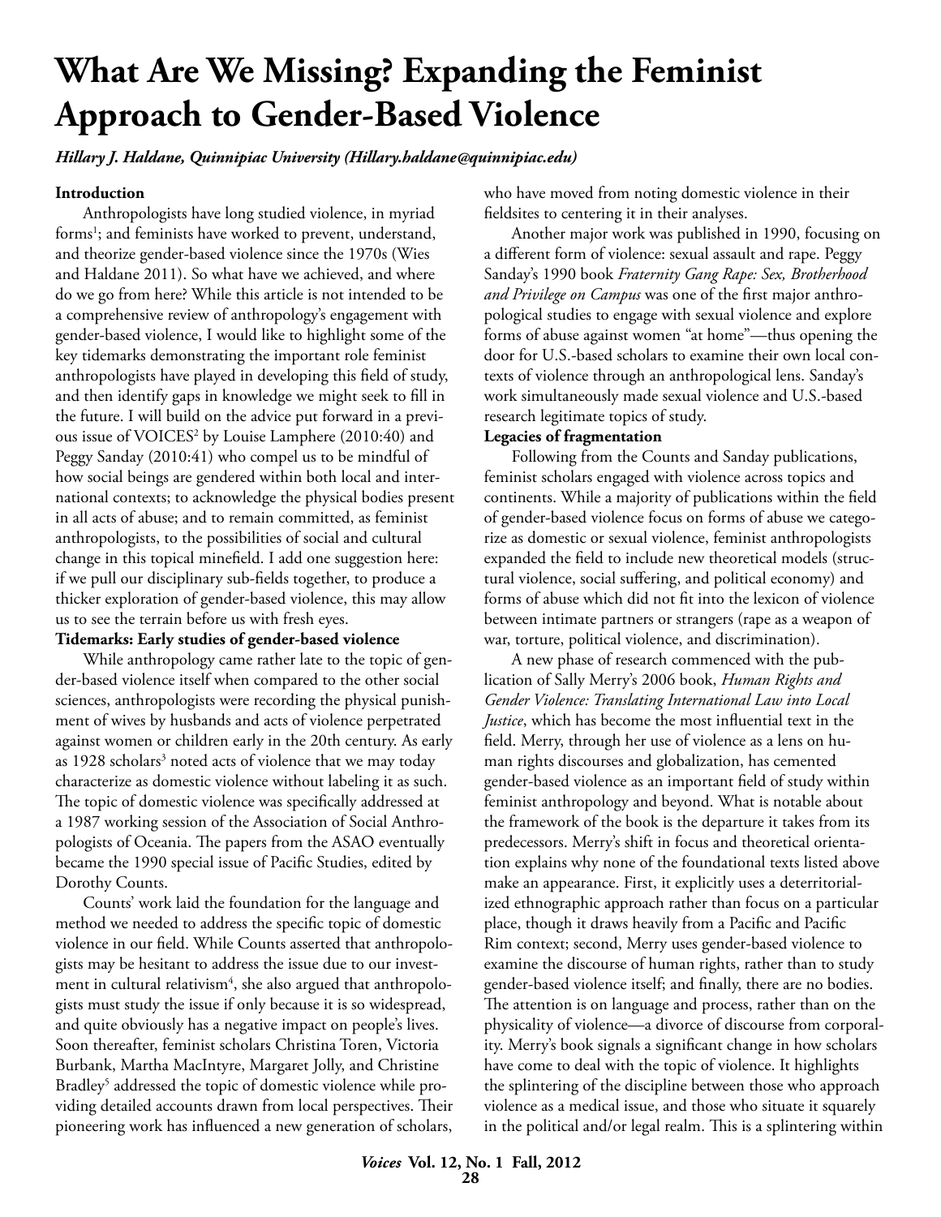# What Are We Missing? Expanding the Feminist Approach to Gender-Based Violence

*Hillary J. Haldane, Quinnipiac University (Hillary.haldane@quinnipiac.edu)*

### Introduction

Anthropologists have long studied violence, in myriad forms[1]; and feminists have worked to prevent, understand, and theorize gender-based violence since the 1970s (Wies and Haldane 2011). So what have we achieved, and where do we go from here? While this article is not intended to be a comprehensive review of anthropology's engagement with gender-based violence, I would like to highlight some of the key tidemarks demonstrating the important role feminist anthropologists have played in developing this field of study, and then identify gaps in knowledge we might seek to fill in the future. I will build on the advice put forward in a previous issue of VOICES[2] by Louise Lamphere (2010:40) and Peggy Sanday (2010:41) who compel us to be mindful of how social beings are gendered within both local and international contexts; to acknowledge the physical bodies present in all acts of abuse; and to remain committed, as feminist anthropologists, to the possibilities of social and cultural change in this topical minefield. I add one suggestion here: if we pull our disciplinary sub-fields together, to produce a thicker exploration of gender-based violence, this may allow us to see the terrain before us with fresh eyes.

### Tidemarks: Early studies of gender-based violence

While anthropology came rather late to the topic of gender-based violence itself when compared to the other social sciences, anthropologists were recording the physical punishment of wives by husbands and acts of violence perpetrated against women or children early in the 20th century. As early as 1928 scholars[3] noted acts of violence that we may today characterize as domestic violence without labeling it as such. The topic of domestic violence was specifically addressed at a 1987 working session of the Association of Social Anthropologists of Oceania. The papers from the ASAO eventually became the 1990 special issue of Pacific Studies, edited by Dorothy Counts.

Counts' work laid the foundation for the language and method we needed to address the specific topic of domestic violence in our field. While Counts asserted that anthropologists may be hesitant to address the issue due to our investment in cultural relativism[4], she also argued that anthropologists must study the issue if only because it is so widespread, and quite obviously has a negative impact on people's lives. Soon thereafter, feminist scholars Christina Toren, Victoria Burbank, Martha MacIntyre, Margaret Jolly, and Christine Bradley[5] addressed the topic of domestic violence while providing detailed accounts drawn from local perspectives. Their pioneering work has influenced a new generation of scholars, who have moved from noting domestic violence in their fieldsites to centering it in their analyses.

Another major work was published in 1990, focusing on a different form of violence: sexual assault and rape. Peggy Sanday's 1990 book *Fraternity Gang Rape: Sex, Brotherhood and Privilege on Campus* was one of the first major anthropological studies to engage with sexual violence and explore forms of abuse against women "at home"—thus opening the door for U.S.-based scholars to examine their own local contexts of violence through an anthropological lens. Sanday's work simultaneously made sexual violence and U.S.-based research legitimate topics of study.

### Legacies of fragmentation

Following from the Counts and Sanday publications, feminist scholars engaged with violence across topics and continents. While a majority of publications within the field of gender-based violence focus on forms of abuse we categorize as domestic or sexual violence, feminist anthropologists expanded the field to include new theoretical models (structural violence, social suffering, and political economy) and forms of abuse which did not fit into the lexicon of violence between intimate partners or strangers (rape as a weapon of war, torture, political violence, and discrimination).

A new phase of research commenced with the publication of Sally Merry's 2006 book, *Human Rights and Gender Violence: Translating International Law into Local Justice*, which has become the most influential text in the field. Merry, through her use of violence as a lens on human rights discourses and globalization, has cemented gender-based violence as an important field of study within feminist anthropology and beyond. What is notable about the framework of the book is the departure it takes from its predecessors. Merry's shift in focus and theoretical orientation explains why none of the foundational texts listed above make an appearance. First, it explicitly uses a deterritorialized ethnographic approach rather than focus on a particular place, though it draws heavily from a Pacific and Pacific Rim context; second, Merry uses gender-based violence to examine the discourse of human rights, rather than to study gender-based violence itself; and finally, there are no bodies. The attention is on language and process, rather than on the physicality of violence—a divorce of discourse from corporality. Merry's book signals a significant change in how scholars have come to deal with the topic of violence. It highlights the splintering of the discipline between those who approach violence as a medical issue, and those who situate it squarely in the political and/or legal realm. This is a splintering within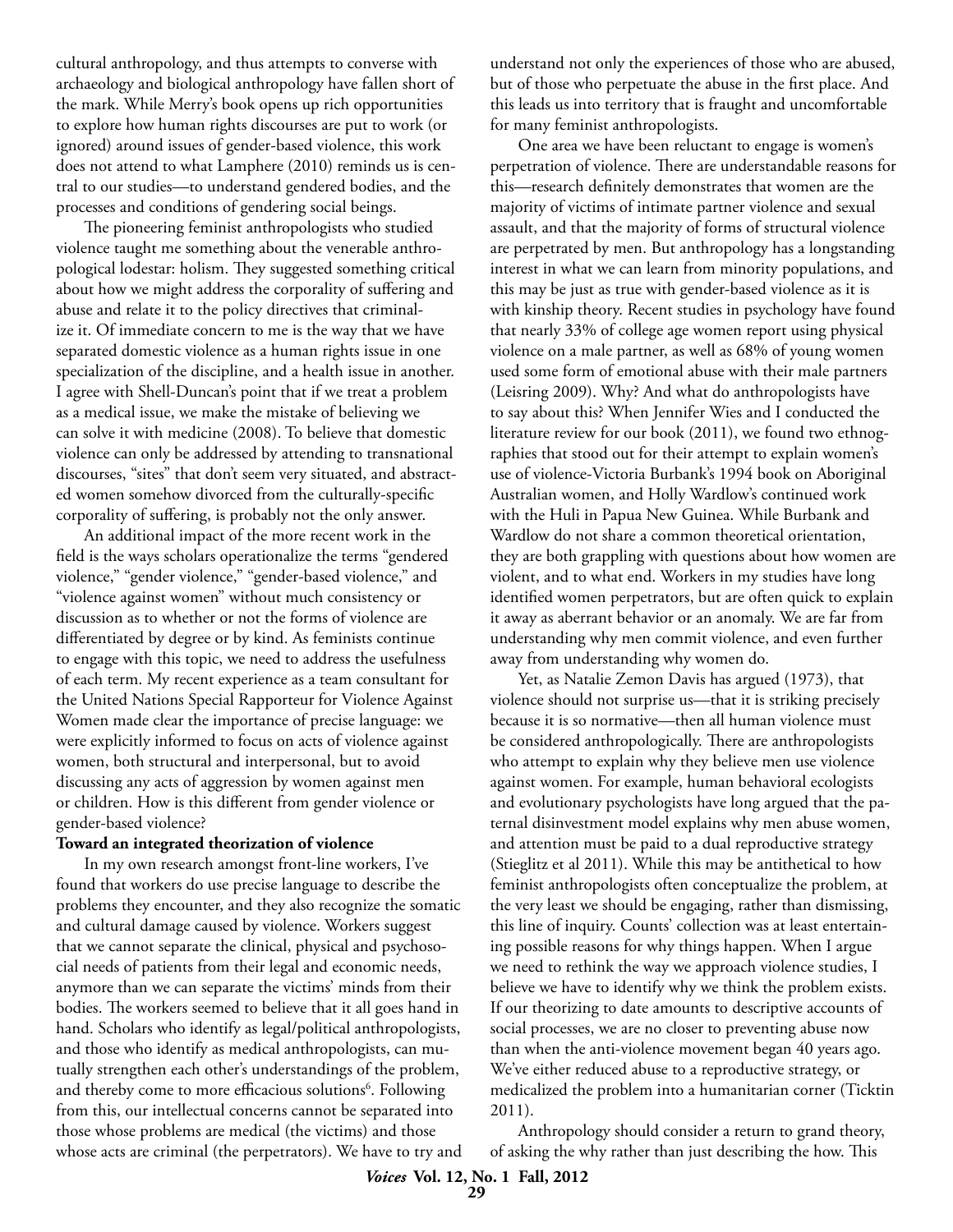cultural anthropology, and thus attempts to converse with archaeology and biological anthropology have fallen short of the mark. While Merry's book opens up rich opportunities to explore how human rights discourses are put to work (or ignored) around issues of gender-based violence, this work does not attend to what Lamphere (2010) reminds us is central to our studies—to understand gendered bodies, and the processes and conditions of gendering social beings.

The pioneering feminist anthropologists who studied violence taught me something about the venerable anthropological lodestar: holism. They suggested something critical about how we might address the corporality of suffering and abuse and relate it to the policy directives that criminalize it. Of immediate concern to me is the way that we have separated domestic violence as a human rights issue in one specialization of the discipline, and a health issue in another. I agree with Shell-Duncan's point that if we treat a problem as a medical issue, we make the mistake of believing we can solve it with medicine (2008). To believe that domestic violence can only be addressed by attending to transnational discourses, "sites" that don't seem very situated, and abstracted women somehow divorced from the culturally-specific corporality of suffering, is probably not the only answer.

An additional impact of the more recent work in the field is the ways scholars operationalize the terms "gendered violence," "gender violence," "gender-based violence," and "violence against women" without much consistency or discussion as to whether or not the forms of violence are differentiated by degree or by kind. As feminists continue to engage with this topic, we need to address the usefulness of each term. My recent experience as a team consultant for the United Nations Special Rapporteur for Violence Against Women made clear the importance of precise language: we were explicitly informed to focus on acts of violence against women, both structural and interpersonal, but to avoid discussing any acts of aggression by women against men or children. How is this different from gender violence or gender-based violence?

**Toward an integrated theorization of violence**

In my own research amongst front-line workers, I've found that workers do use precise language to describe the problems they encounter, and they also recognize the somatic and cultural damage caused by violence. Workers suggest that we cannot separate the clinical, physical and psychosocial needs of patients from their legal and economic needs, anymore than we can separate the victims' minds from their bodies. The workers seemed to believe that it all goes hand in hand. Scholars who identify as legal/political anthropologists, and those who identify as medical anthropologists, can mutually strengthen each other's understandings of the problem, and thereby come to more efficacious solutions[6]. Following from this, our intellectual concerns cannot be separated into those whose problems are medical (the victims) and those whose acts are criminal (the perpetrators). We have to try and understand not only the experiences of those who are abused, but of those who perpetuate the abuse in the first place. And this leads us into territory that is fraught and uncomfortable for many feminist anthropologists.

One area we have been reluctant to engage is women's perpetration of violence. There are understandable reasons for this—research definitely demonstrates that women are the majority of victims of intimate partner violence and sexual assault, and that the majority of forms of structural violence are perpetrated by men. But anthropology has a longstanding interest in what we can learn from minority populations, and this may be just as true with gender-based violence as it is with kinship theory. Recent studies in psychology have found that nearly 33% of college age women report using physical violence on a male partner, as well as 68% of young women used some form of emotional abuse with their male partners (Leisring 2009). Why? And what do anthropologists have to say about this? When Jennifer Wies and I conducted the literature review for our book (2011), we found two ethnographies that stood out for their attempt to explain women's use of violence-Victoria Burbank's 1994 book on Aboriginal Australian women, and Holly Wardlow's continued work with the Huli in Papua New Guinea. While Burbank and Wardlow do not share a common theoretical orientation, they are both grappling with questions about how women are violent, and to what end. Workers in my studies have long identified women perpetrators, but are often quick to explain it away as aberrant behavior or an anomaly. We are far from understanding why men commit violence, and even further away from understanding why women do.

Yet, as Natalie Zemon Davis has argued (1973), that violence should not surprise us—that it is striking precisely because it is so normative—then all human violence must be considered anthropologically. There are anthropologists who attempt to explain why they believe men use violence against women. For example, human behavioral ecologists and evolutionary psychologists have long argued that the paternal disinvestment model explains why men abuse women, and attention must be paid to a dual reproductive strategy (Stieglitz et al 2011). While this may be antithetical to how feminist anthropologists often conceptualize the problem, at the very least we should be engaging, rather than dismissing, this line of inquiry. Counts' collection was at least entertaining possible reasons for why things happen. When I argue we need to rethink the way we approach violence studies, I believe we have to identify why we think the problem exists. If our theorizing to date amounts to descriptive accounts of social processes, we are no closer to preventing abuse now than when the anti-violence movement began 40 years ago. We've either reduced abuse to a reproductive strategy, or medicalized the problem into a humanitarian corner (Ticktin 2011).

Anthropology should consider a return to grand theory, of asking the why rather than just describing the how. This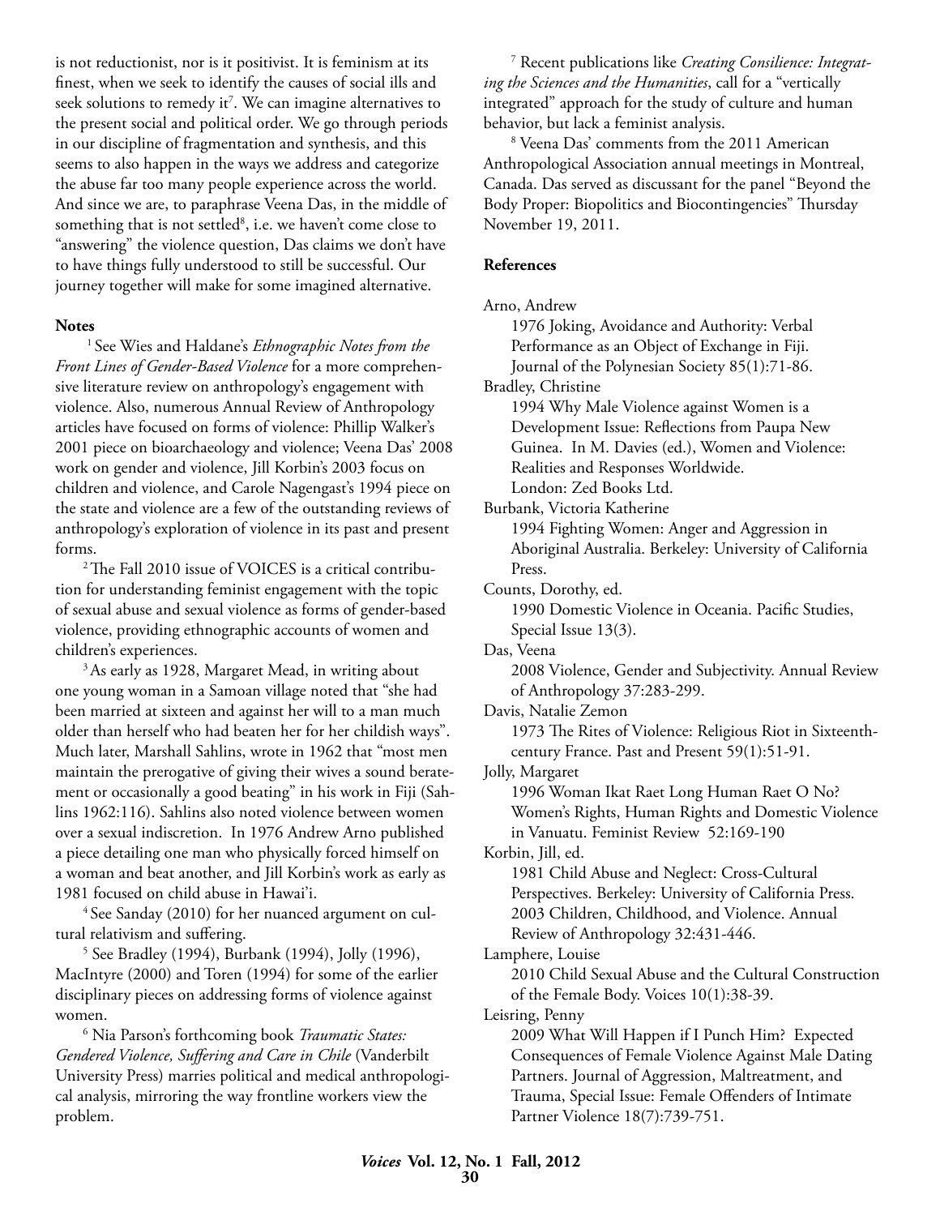is not reductionist, nor is it positivist. It is feminism at its finest, when we seek to identify the causes of social ills and seek solutions to remedy it[7]. We can imagine alternatives to the present social and political order. We go through periods in our discipline of fragmentation and synthesis, and this seems to also happen in the ways we address and categorize the abuse far too many people experience across the world. And since we are, to paraphrase Veena Das, in the middle of something that is not settled[8], i.e. we haven't come close to "answering" the violence question, Das claims we don't have to have things fully understood to still be successful. Our journey together will make for some imagined alternative.

**Notes**

[1] See Wies and Haldane's *Ethnographic Notes from the Front Lines of Gender-Based Violence* for a more comprehensive literature review on anthropology's engagement with violence. Also, numerous Annual Review of Anthropology articles have focused on forms of violence: Phillip Walker's 2001 piece on bioarchaeology and violence; Veena Das' 2008 work on gender and violence, Jill Korbin's 2003 focus on children and violence, and Carole Nagengast's 1994 piece on the state and violence are a few of the outstanding reviews of anthropology's exploration of violence in its past and present forms.

[2] The Fall 2010 issue of VOICES is a critical contribution for understanding feminist engagement with the topic of sexual abuse and sexual violence as forms of gender-based violence, providing ethnographic accounts of women and children's experiences.

[3] As early as 1928, Margaret Mead, in writing about one young woman in a Samoan village noted that "she had been married at sixteen and against her will to a man much older than herself who had beaten her for her childish ways". Much later, Marshall Sahlins, wrote in 1962 that "most men maintain the prerogative of giving their wives a sound beratement or occasionally a good beating" in his work in Fiji (Sahlins 1962:116). Sahlins also noted violence between women over a sexual indiscretion. In 1976 Andrew Arno published a piece detailing one man who physically forced himself on a woman and beat another, and Jill Korbin's work as early as 1981 focused on child abuse in Hawai'i.

[4] See Sanday (2010) for her nuanced argument on cultural relativism and suffering.

[5] See Bradley (1994), Burbank (1994), Jolly (1996), MacIntyre (2000) and Toren (1994) for some of the earlier disciplinary pieces on addressing forms of violence against women.

[6] Nia Parson's forthcoming book *Traumatic States: Gendered Violence, Suffering and Care in Chile* (Vanderbilt University Press) marries political and medical anthropological analysis, mirroring the way frontline workers view the problem.

[7] Recent publications like *Creating Consilience: Integrating the Sciences and the Humanities*, call for a "vertically integrated" approach for the study of culture and human behavior, but lack a feminist analysis.

[8] Veena Das' comments from the 2011 American Anthropological Association annual meetings in Montreal, Canada. Das served as discussant for the panel "Beyond the Body Proper: Biopolitics and Biocontingencies" Thursday November 19, 2011.

**References**

Arno, Andrew
1976 Joking, Avoidance and Authority: Verbal Performance as an Object of Exchange in Fiji. Journal of the Polynesian Society 85(1):71-86.

Bradley, Christine
1994 Why Male Violence against Women is a Development Issue: Reflections from Paupa New Guinea. In M. Davies (ed.), Women and Violence: Realities and Responses Worldwide. London: Zed Books Ltd.

Burbank, Victoria Katherine
1994 Fighting Women: Anger and Aggression in Aboriginal Australia. Berkeley: University of California Press.

Counts, Dorothy, ed.
1990 Domestic Violence in Oceania. Pacific Studies, Special Issue 13(3).

Das, Veena
2008 Violence, Gender and Subjectivity. Annual Review of Anthropology 37:283-299.

Davis, Natalie Zemon
1973 The Rites of Violence: Religious Riot in Sixteenth-century France. Past and Present 59(1):51-91.

Jolly, Margaret
1996 Woman Ikat Raet Long Human Raet O No? Women's Rights, Human Rights and Domestic Violence in Vanuatu. Feminist Review 52:169-190

Korbin, Jill, ed.
1981 Child Abuse and Neglect: Cross-Cultural Perspectives. Berkeley: University of California Press.
2003 Children, Childhood, and Violence. Annual Review of Anthropology 32:431-446.

Lamphere, Louise
2010 Child Sexual Abuse and the Cultural Construction of the Female Body. Voices 10(1):38-39.

Leisring, Penny
2009 What Will Happen if I Punch Him? Expected Consequences of Female Violence Against Male Dating Partners. Journal of Aggression, Maltreatment, and Trauma, Special Issue: Female Offenders of Intimate Partner Violence 18(7):739-751.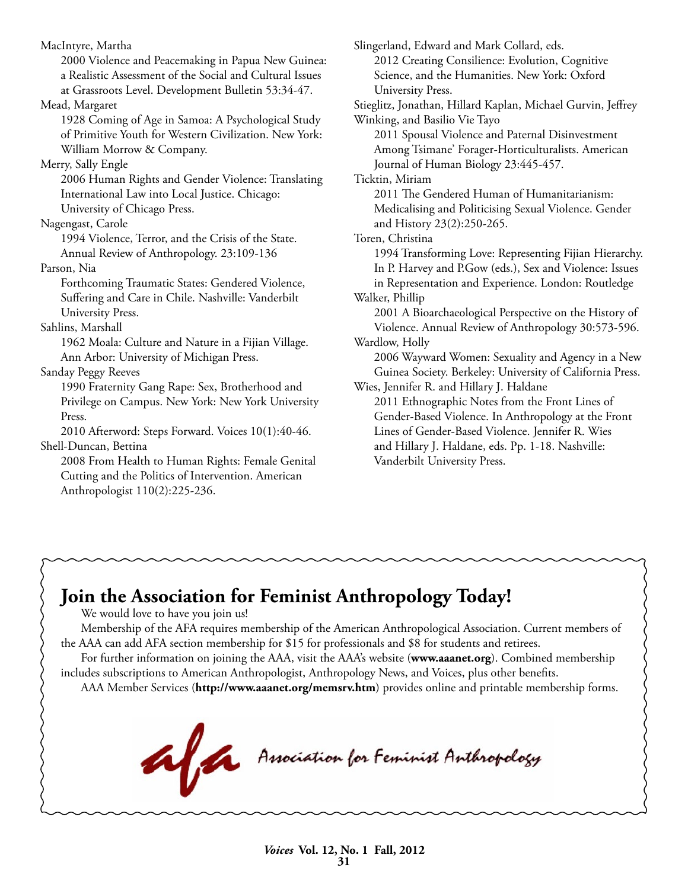MacIntyre, Martha
2000 Violence and Peacemaking in Papua New Guinea: a Realistic Assessment of the Social and Cultural Issues at Grassroots Level. Development Bulletin 53:34-47.

Mead, Margaret
1928 Coming of Age in Samoa: A Psychological Study of Primitive Youth for Western Civilization. New York: William Morrow & Company.

Merry, Sally Engle
2006 Human Rights and Gender Violence: Translating International Law into Local Justice. Chicago: University of Chicago Press.

Nagengast, Carole
1994 Violence, Terror, and the Crisis of the State. Annual Review of Anthropology. 23:109-136

Parson, Nia
Forthcoming Traumatic States: Gendered Violence, Suffering and Care in Chile. Nashville: Vanderbilt University Press.

Sahlins, Marshall
1962 Moala: Culture and Nature in a Fijian Village. Ann Arbor: University of Michigan Press.

Sanday Peggy Reeves
1990 Fraternity Gang Rape: Sex, Brotherhood and Privilege on Campus. New York: New York University Press.
2010 Afterword: Steps Forward. Voices 10(1):40-46.

Shell-Duncan, Bettina
2008 From Health to Human Rights: Female Genital Cutting and the Politics of Intervention. American Anthropologist 110(2):225-236.

Slingerland, Edward and Mark Collard, eds.
2012 Creating Consilience: Evolution, Cognitive Science, and the Humanities. New York: Oxford University Press.

Stieglitz, Jonathan, Hillard Kaplan, Michael Gurvin, Jeffrey Winking, and Basilio Vie Tayo
2011 Spousal Violence and Paternal Disinvestment Among Tsimane' Forager-Horticulturalists. American Journal of Human Biology 23:445-457.

Ticktin, Miriam
2011 The Gendered Human of Humanitarianism: Medicalising and Politicising Sexual Violence. Gender and History 23(2):250-265.

Toren, Christina
1994 Transforming Love: Representing Fijian Hierarchy. In P. Harvey and P.Gow (eds.), Sex and Violence: Issues in Representation and Experience. London: Routledge

Walker, Phillip
2001 A Bioarchaeological Perspective on the History of Violence. Annual Review of Anthropology 30:573-596.

Wardlow, Holly
2006 Wayward Women: Sexuality and Agency in a New Guinea Society. Berkeley: University of California Press.

Wies, Jennifer R. and Hillary J. Haldane
2011 Ethnographic Notes from the Front Lines of Gender-Based Violence. In Anthropology at the Front Lines of Gender-Based Violence. Jennifer R. Wies and Hillary J. Haldane, eds. Pp. 1-18. Nashville: Vanderbilt University Press.

## Join the Association for Feminist Anthropology Today!

We would love to have you join us!

Membership of the AFA requires membership of the American Anthropological Association. Current members of the AAA can add AFA section membership for $15 for professionals and $8 for students and retirees.

For further information on joining the AAA, visit the AAA's website (**www.aaanet.org**). Combined membership includes subscriptions to American Anthropologist, Anthropology News, and Voices, plus other benefits.

AAA Member Services (**http://www.aaanet.org/memsrv.htm**) provides online and printable membership forms.

afa Association for Feminist Anthropology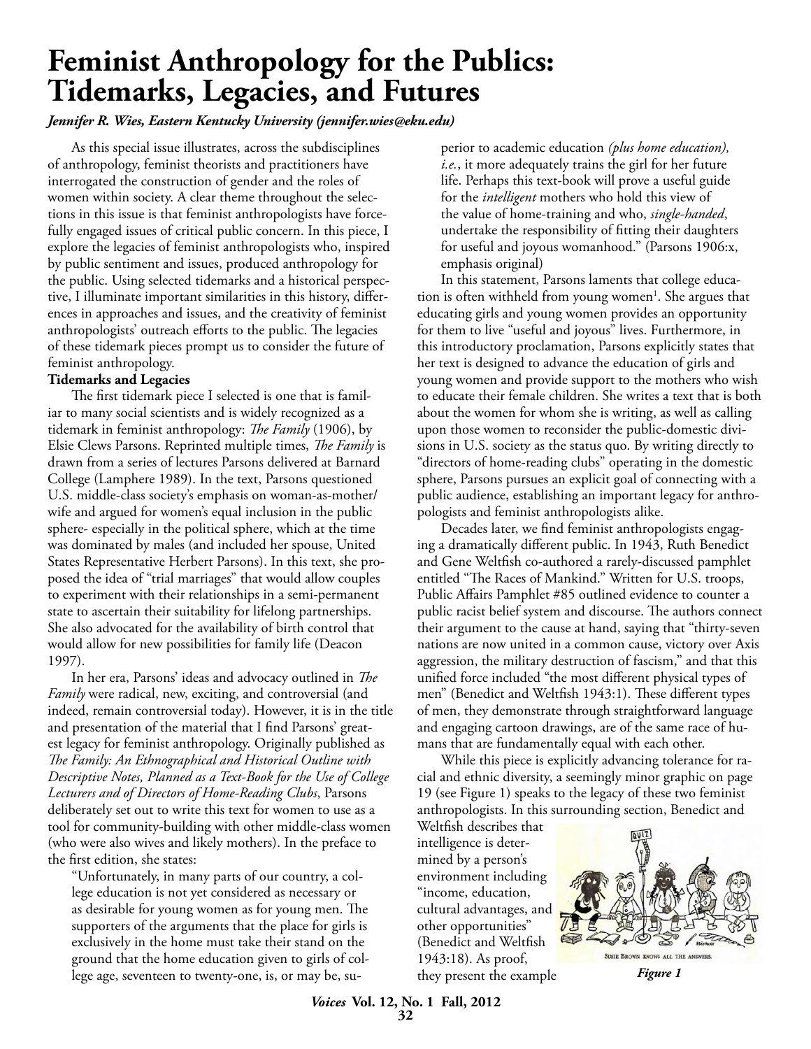# Feminist Anthropology for the Publics: Tidemarks, Legacies, and Futures

*Jennifer R. Wies, Eastern Kentucky University (jennifer.wies@eku.edu)*

As this special issue illustrates, across the subdisciplines of anthropology, feminist theorists and practitioners have interrogated the construction of gender and the roles of women within society. A clear theme throughout the selections in this issue is that feminist anthropologists have forcefully engaged issues of critical public concern. In this piece, I explore the legacies of feminist anthropologists who, inspired by public sentiment and issues, produced anthropology for the public. Using selected tidemarks and a historical perspective, I illuminate important similarities in this history, differences in approaches and issues, and the creativity of feminist anthropologists' outreach efforts to the public. The legacies of these tidemark pieces prompt us to consider the future of feminist anthropology.

**Tidemarks and Legacies**

The first tidemark piece I selected is one that is familiar to many social scientists and is widely recognized as a tidemark in feminist anthropology: *The Family* (1906), by Elsie Clews Parsons. Reprinted multiple times, *The Family* is drawn from a series of lectures Parsons delivered at Barnard College (Lamphere 1989). In the text, Parsons questioned U.S. middle-class society's emphasis on woman-as-mother/wife and argued for women's equal inclusion in the public sphere- especially in the political sphere, which at the time was dominated by males (and included her spouse, United States Representative Herbert Parsons). In this text, she proposed the idea of "trial marriages" that would allow couples to experiment with their relationships in a semi-permanent state to ascertain their suitability for lifelong partnerships. She also advocated for the availability of birth control that would allow for new possibilities for family life (Deacon 1997).

In her era, Parsons' ideas and advocacy outlined in *The Family* were radical, new, exciting, and controversial (and indeed, remain controversial today). However, it is in the title and presentation of the material that I find Parsons' greatest legacy for feminist anthropology. Originally published as *The Family: An Ethnographical and Historical Outline with Descriptive Notes, Planned as a Text-Book for the Use of College Lecturers and of Directors of Home-Reading Clubs*, Parsons deliberately set out to write this text for women to use as a tool for community-building with other middle-class women (who were also wives and likely mothers). In the preface to the first edition, she states:

> "Unfortunately, in many parts of our country, a college education is not yet considered as necessary or as desirable for young women as for young men. The supporters of the arguments that the place for girls is exclusively in the home must take their stand on the ground that the home education given to girls of college age, seventeen to twenty-one, is, or may be, superior to academic education *(plus home education), i.e.*, it more adequately trains the girl for her future life. Perhaps this text-book will prove a useful guide for the *intelligent* mothers who hold this view of the value of home-training and who, *single-handed*, undertake the responsibility of fitting their daughters for useful and joyous womanhood." (Parsons 1906:x, emphasis original)

In this statement, Parsons laments that college education is often withheld from young women[1]. She argues that educating girls and young women provides an opportunity for them to live "useful and joyous" lives. Furthermore, in this introductory proclamation, Parsons explicitly states that her text is designed to advance the education of girls and young women and provide support to the mothers who wish to educate their female children. She writes a text that is both about the women for whom she is writing, as well as calling upon those women to reconsider the public-domestic divisions in U.S. society as the status quo. By writing directly to "directors of home-reading clubs" operating in the domestic sphere, Parsons pursues an explicit goal of connecting with a public audience, establishing an important legacy for anthropologists and feminist anthropologists alike.

Decades later, we find feminist anthropologists engaging a dramatically different public. In 1943, Ruth Benedict and Gene Weltfish co-authored a rarely-discussed pamphlet entitled "The Races of Mankind." Written for U.S. troops, Public Affairs Pamphlet #85 outlined evidence to counter a public racist belief system and discourse. The authors connect their argument to the cause at hand, saying that "thirty-seven nations are now united in a common cause, victory over Axis aggression, the military destruction of fascism," and that this unified force included "the most different physical types of men" (Benedict and Weltfish 1943:1). These different types of men, they demonstrate through straightforward language and engaging cartoon drawings, are of the same race of humans that are fundamentally equal with each other.

While this piece is explicitly advancing tolerance for racial and ethnic diversity, a seemingly minor graphic on page 19 (see Figure 1) speaks to the legacy of these two feminist anthropologists. In this surrounding section, Benedict and Weltfish describes that intelligence is determined by a person's environment including "income, education, cultural advantages, and other opportunities" (Benedict and Weltfish 1943:18). As proof, they present the example

SUSIE BROWN KNOWS ALL THE ANSWERS.

*Figure 1*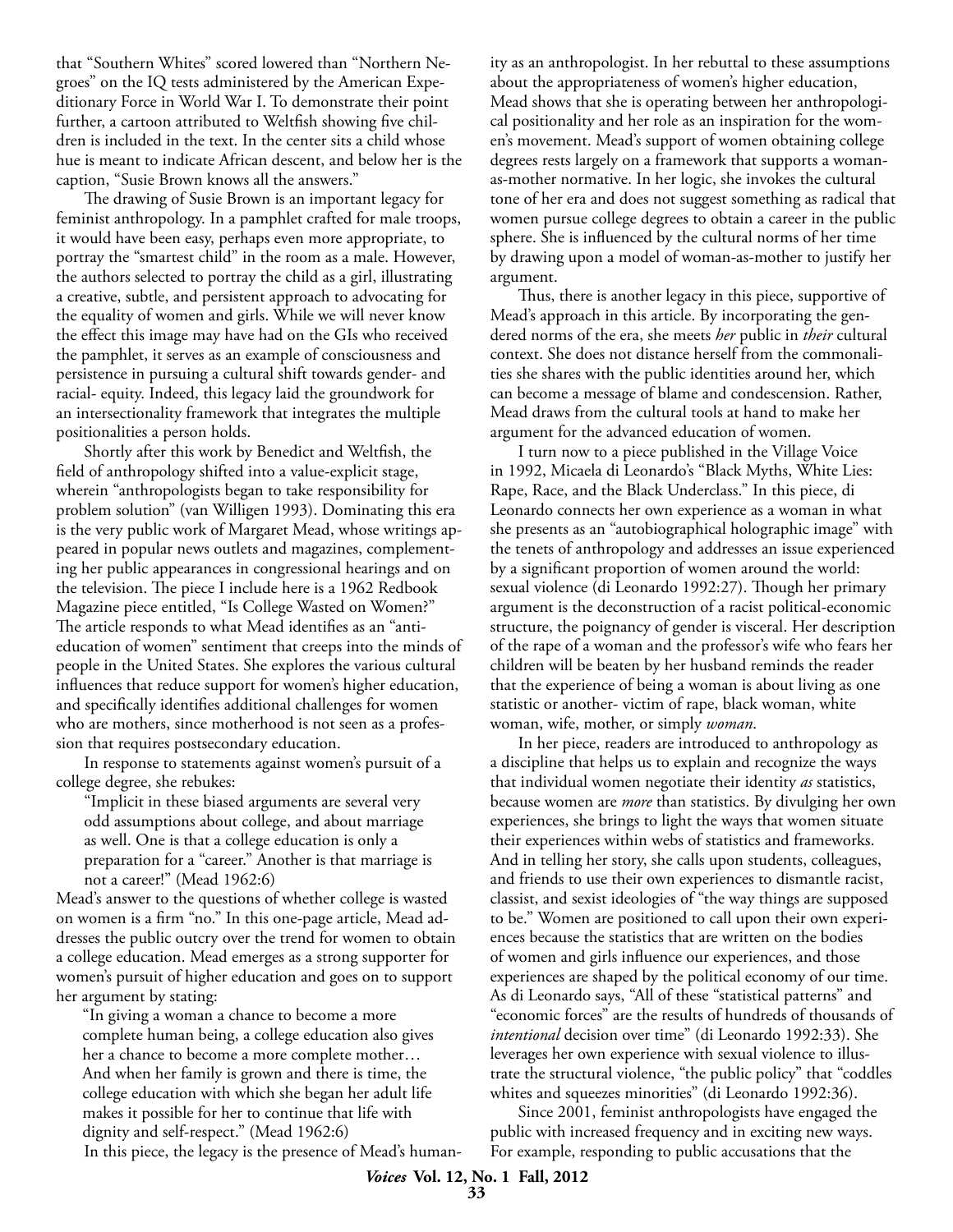that "Southern Whites" scored lowered than "Northern Negroes" on the IQ tests administered by the American Expeditionary Force in World War I. To demonstrate their point further, a cartoon attributed to Weltfish showing five children is included in the text. In the center sits a child whose hue is meant to indicate African descent, and below her is the caption, "Susie Brown knows all the answers."

The drawing of Susie Brown is an important legacy for feminist anthropology. In a pamphlet crafted for male troops, it would have been easy, perhaps even more appropriate, to portray the "smartest child" in the room as a male. However, the authors selected to portray the child as a girl, illustrating a creative, subtle, and persistent approach to advocating for the equality of women and girls. While we will never know the effect this image may have had on the GIs who received the pamphlet, it serves as an example of consciousness and persistence in pursuing a cultural shift towards gender- and racial- equity. Indeed, this legacy laid the groundwork for an intersectionality framework that integrates the multiple positionalities a person holds.

Shortly after this work by Benedict and Weltfish, the field of anthropology shifted into a value-explicit stage, wherein "anthropologists began to take responsibility for problem solution" (van Willigen 1993). Dominating this era is the very public work of Margaret Mead, whose writings appeared in popular news outlets and magazines, complementing her public appearances in congressional hearings and on the television. The piece I include here is a 1962 Redbook Magazine piece entitled, "Is College Wasted on Women?" The article responds to what Mead identifies as an "anti-education of women" sentiment that creeps into the minds of people in the United States. She explores the various cultural influences that reduce support for women's higher education, and specifically identifies additional challenges for women who are mothers, since motherhood is not seen as a profession that requires postsecondary education.

In response to statements against women's pursuit of a college degree, she rebukes:

> "Implicit in these biased arguments are several very odd assumptions about college, and about marriage as well. One is that a college education is only a preparation for a "career." Another is that marriage is not a career!" (Mead 1962:6)

Mead's answer to the questions of whether college is wasted on women is a firm "no." In this one-page article, Mead addresses the public outcry over the trend for women to obtain a college education. Mead emerges as a strong supporter for women's pursuit of higher education and goes on to support her argument by stating:

> "In giving a woman a chance to become a more complete human being, a college education also gives her a chance to become a more complete mother… And when her family is grown and there is time, the college education with which she began her adult life makes it possible for her to continue that life with dignity and self-respect." (Mead 1962:6)

In this piece, the legacy is the presence of Mead's humanity as an anthropologist. In her rebuttal to these assumptions about the appropriateness of women's higher education, Mead shows that she is operating between her anthropological positionality and her role as an inspiration for the women's movement. Mead's support of women obtaining college degrees rests largely on a framework that supports a woman-as-mother normative. In her logic, she invokes the cultural tone of her era and does not suggest something as radical that women pursue college degrees to obtain a career in the public sphere. She is influenced by the cultural norms of her time by drawing upon a model of woman-as-mother to justify her argument.

Thus, there is another legacy in this piece, supportive of Mead's approach in this article. By incorporating the gendered norms of the era, she meets *her* public in *their* cultural context. She does not distance herself from the commonalities she shares with the public identities around her, which can become a message of blame and condescension. Rather, Mead draws from the cultural tools at hand to make her argument for the advanced education of women.

I turn now to a piece published in the Village Voice in 1992, Micaela di Leonardo's "Black Myths, White Lies: Rape, Race, and the Black Underclass." In this piece, di Leonardo connects her own experience as a woman in what she presents as an "autobiographical holographic image" with the tenets of anthropology and addresses an issue experienced by a significant proportion of women around the world: sexual violence (di Leonardo 1992:27). Though her primary argument is the deconstruction of a racist political-economic structure, the poignancy of gender is visceral. Her description of the rape of a woman and the professor's wife who fears her children will be beaten by her husband reminds the reader that the experience of being a woman is about living as one statistic or another- victim of rape, black woman, white woman, wife, mother, or simply *woman*.

In her piece, readers are introduced to anthropology as a discipline that helps us to explain and recognize the ways that individual women negotiate their identity *as* statistics, because women are *more* than statistics. By divulging her own experiences, she brings to light the ways that women situate their experiences within webs of statistics and frameworks. And in telling her story, she calls upon students, colleagues, and friends to use their own experiences to dismantle racist, classist, and sexist ideologies of "the way things are supposed to be." Women are positioned to call upon their own experiences because the statistics that are written on the bodies of women and girls influence our experiences, and those experiences are shaped by the political economy of our time. As di Leonardo says, "All of these "statistical patterns" and "economic forces" are the results of hundreds of thousands of *intentional* decision over time" (di Leonardo 1992:33). She leverages her own experience with sexual violence to illustrate the structural violence, "the public policy" that "coddles whites and squeezes minorities" (di Leonardo 1992:36).

Since 2001, feminist anthropologists have engaged the public with increased frequency and in exciting new ways. For example, responding to public accusations that the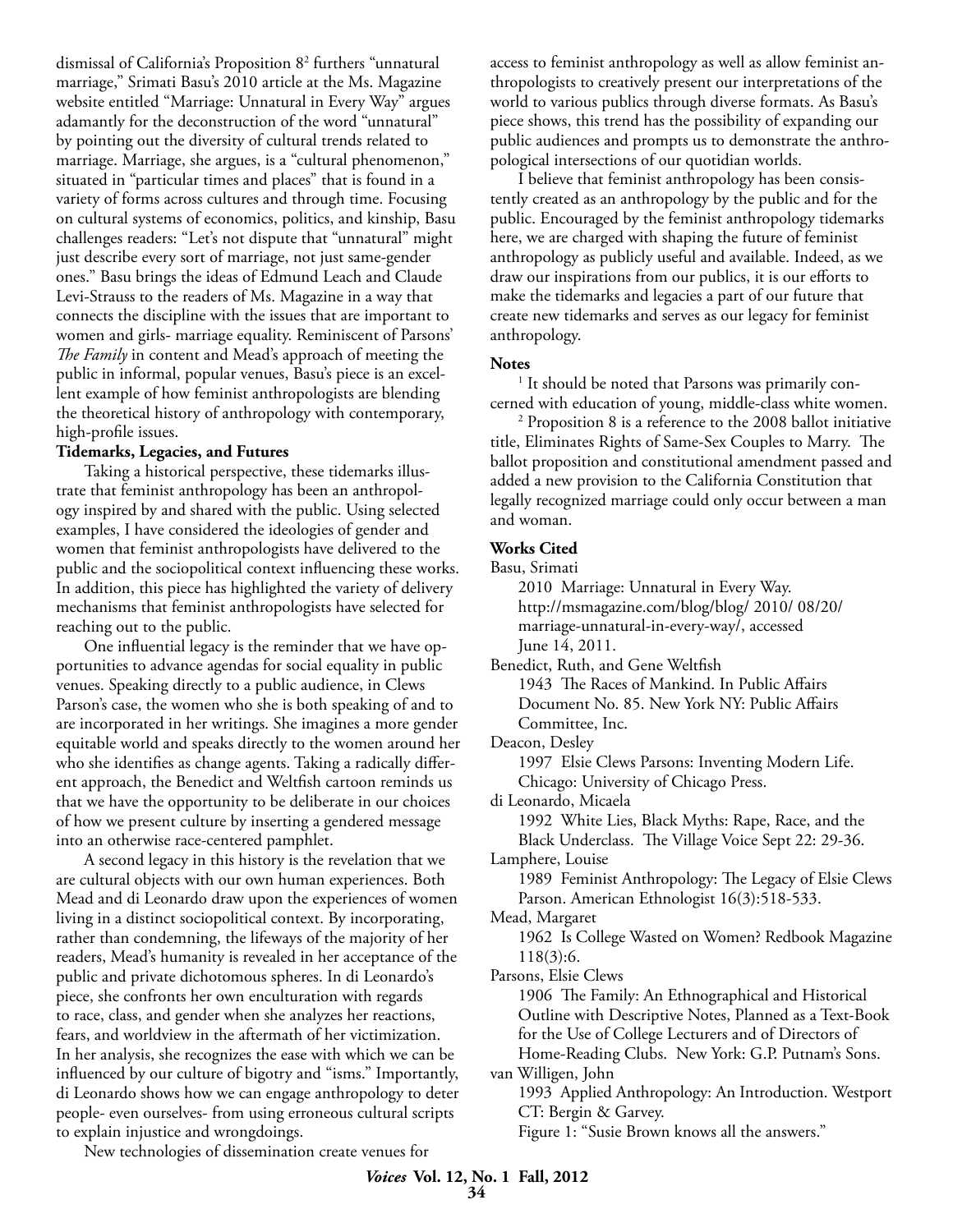dismissal of California's Proposition 8[2] furthers "unnatural marriage," Srimati Basu's 2010 article at the Ms. Magazine website entitled "Marriage: Unnatural in Every Way" argues adamantly for the deconstruction of the word "unnatural" by pointing out the diversity of cultural trends related to marriage. Marriage, she argues, is a "cultural phenomenon," situated in "particular times and places" that is found in a variety of forms across cultures and through time. Focusing on cultural systems of economics, politics, and kinship, Basu challenges readers: "Let's not dispute that "unnatural" might just describe every sort of marriage, not just same-gender ones." Basu brings the ideas of Edmund Leach and Claude Levi-Strauss to the readers of Ms. Magazine in a way that connects the discipline with the issues that are important to women and girls- marriage equality. Reminiscent of Parsons' *The Family* in content and Mead's approach of meeting the public in informal, popular venues, Basu's piece is an excellent example of how feminist anthropologists are blending the theoretical history of anthropology with contemporary, high-profile issues.

**Tidemarks, Legacies, and Futures**

Taking a historical perspective, these tidemarks illustrate that feminist anthropology has been an anthropology inspired by and shared with the public. Using selected examples, I have considered the ideologies of gender and women that feminist anthropologists have delivered to the public and the sociopolitical context influencing these works. In addition, this piece has highlighted the variety of delivery mechanisms that feminist anthropologists have selected for reaching out to the public.

One influential legacy is the reminder that we have opportunities to advance agendas for social equality in public venues. Speaking directly to a public audience, in Clews Parson's case, the women who she is both speaking of and to are incorporated in her writings. She imagines a more gender equitable world and speaks directly to the women around her who she identifies as change agents. Taking a radically different approach, the Benedict and Weltfish cartoon reminds us that we have the opportunity to be deliberate in our choices of how we present culture by inserting a gendered message into an otherwise race-centered pamphlet.

A second legacy in this history is the revelation that we are cultural objects with our own human experiences. Both Mead and di Leonardo draw upon the experiences of women living in a distinct sociopolitical context. By incorporating, rather than condemning, the lifeways of the majority of her readers, Mead's humanity is revealed in her acceptance of the public and private dichotomous spheres. In di Leonardo's piece, she confronts her own enculturation with regards to race, class, and gender when she analyzes her reactions, fears, and worldview in the aftermath of her victimization. In her analysis, she recognizes the ease with which we can be influenced by our culture of bigotry and "isms." Importantly, di Leonardo shows how we can engage anthropology to deter people- even ourselves- from using erroneous cultural scripts to explain injustice and wrongdoings.

New technologies of dissemination create venues for access to feminist anthropology as well as allow feminist anthropologists to creatively present our interpretations of the world to various publics through diverse formats. As Basu's piece shows, this trend has the possibility of expanding our public audiences and prompts us to demonstrate the anthropological intersections of our quotidian worlds.

I believe that feminist anthropology has been consistently created as an anthropology by the public and for the public. Encouraged by the feminist anthropology tidemarks here, we are charged with shaping the future of feminist anthropology as publicly useful and available. Indeed, as we draw our inspirations from our publics, it is our efforts to make the tidemarks and legacies a part of our future that create new tidemarks and serves as our legacy for feminist anthropology.

**Notes**

[1] It should be noted that Parsons was primarily concerned with education of young, middle-class white women.

[2] Proposition 8 is a reference to the 2008 ballot initiative title, Eliminates Rights of Same-Sex Couples to Marry. The ballot proposition and constitutional amendment passed and added a new provision to the California Constitution that legally recognized marriage could only occur between a man and woman.

**Works Cited**

Basu, Srimati
2010 Marriage: Unnatural in Every Way. http://msmagazine.com/blog/blog/ 2010/ 08/20/ marriage-unnatural-in-every-way/, accessed June 14, 2011.

Benedict, Ruth, and Gene Weltfish
1943 The Races of Mankind. In Public Affairs Document No. 85. New York NY: Public Affairs Committee, Inc.

Deacon, Desley
1997 Elsie Clews Parsons: Inventing Modern Life. Chicago: University of Chicago Press.

di Leonardo, Micaela
1992 White Lies, Black Myths: Rape, Race, and the Black Underclass. The Village Voice Sept 22: 29-36.

Lamphere, Louise
1989 Feminist Anthropology: The Legacy of Elsie Clews Parson. American Ethnologist 16(3):518-533.

Mead, Margaret
1962 Is College Wasted on Women? Redbook Magazine 118(3):6.

Parsons, Elsie Clews
1906 The Family: An Ethnographical and Historical Outline with Descriptive Notes, Planned as a Text-Book for the Use of College Lecturers and of Directors of Home-Reading Clubs. New York: G.P. Putnam's Sons.

van Willigen, John
1993 Applied Anthropology: An Introduction. Westport CT: Bergin & Garvey.
Figure 1: "Susie Brown knows all the answers."